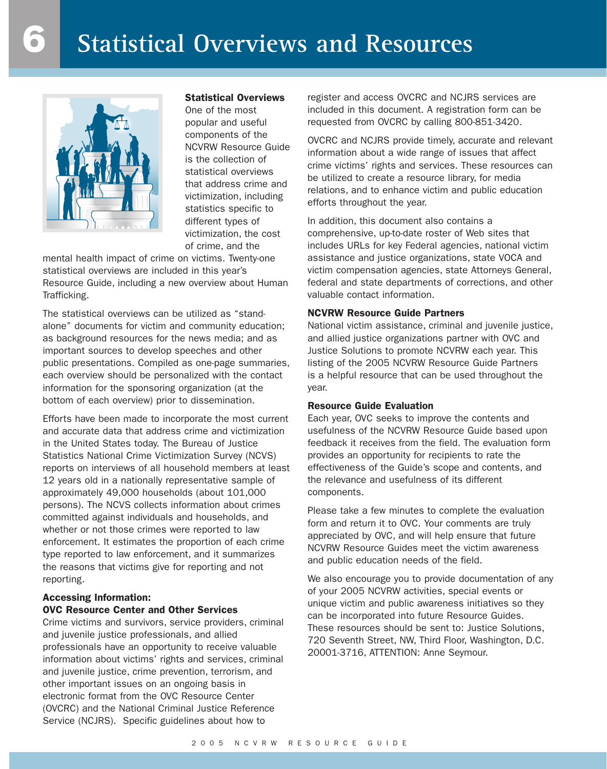# 6 Statistical Overviews and Resources

### Statistical Overviews

One of the most popular and useful components of the NCVRW Resource Guide is the collection of statistical overviews that address crime and victimization, including statistics specific to different types of victimization, the cost of crime, and the mental health impact of crime on victims. Twenty-one statistical overviews are included in this year's Resource Guide, including a new overview about Human Trafficking.

The statistical overviews can be utilized as "stand-alone" documents for victim and community education; as background resources for the news media; and as important sources to develop speeches and other public presentations. Compiled as one-page summaries, each overview should be personalized with the contact information for the sponsoring organization (at the bottom of each overview) prior to dissemination.

Efforts have been made to incorporate the most current and accurate data that address crime and victimization in the United States today. The Bureau of Justice Statistics National Crime Victimization Survey (NCVS) reports on interviews of all household members at least 12 years old in a nationally representative sample of approximately 49,000 households (about 101,000 persons). The NCVS collects information about crimes committed against individuals and households, and whether or not those crimes were reported to law enforcement. It estimates the proportion of each crime type reported to law enforcement, and it summarizes the reasons that victims give for reporting and not reporting.

### Accessing Information: OVC Resource Center and Other Services

Crime victims and survivors, service providers, criminal and juvenile justice professionals, and allied professionals have an opportunity to receive valuable information about victims' rights and services, criminal and juvenile justice, crime prevention, terrorism, and other important issues on an ongoing basis in electronic format from the OVC Resource Center (OVCRC) and the National Criminal Justice Reference Service (NCJRS). Specific guidelines about how to register and access OVCRC and NCJRS services are included in this document. A registration form can be requested from OVCRC by calling 800-851-3420.

OVCRC and NCJRS provide timely, accurate and relevant information about a wide range of issues that affect crime victims' rights and services. These resources can be utilized to create a resource library, for media relations, and to enhance victim and public education efforts throughout the year.

In addition, this document also contains a comprehensive, up-to-date roster of Web sites that includes URLs for key Federal agencies, national victim assistance and justice organizations, state VOCA and victim compensation agencies, state Attorneys General, federal and state departments of corrections, and other valuable contact information.

### NCVRW Resource Guide Partners

National victim assistance, criminal and juvenile justice, and allied justice organizations partner with OVC and Justice Solutions to promote NCVRW each year. This listing of the 2005 NCVRW Resource Guide Partners is a helpful resource that can be used throughout the year.

### Resource Guide Evaluation

Each year, OVC seeks to improve the contents and usefulness of the NCVRW Resource Guide based upon feedback it receives from the field. The evaluation form provides an opportunity for recipients to rate the effectiveness of the Guide's scope and contents, and the relevance and usefulness of its different components.

Please take a few minutes to complete the evaluation form and return it to OVC. Your comments are truly appreciated by OVC, and will help ensure that future NCVRW Resource Guides meet the victim awareness and public education needs of the field.

We also encourage you to provide documentation of any of your 2005 NCVRW activities, special events or unique victim and public awareness initiatives so they can be incorporated into future Resource Guides. These resources should be sent to: Justice Solutions, 720 Seventh Street, NW, Third Floor, Washington, D.C. 20001-3716, ATTENTION: Anne Seymour.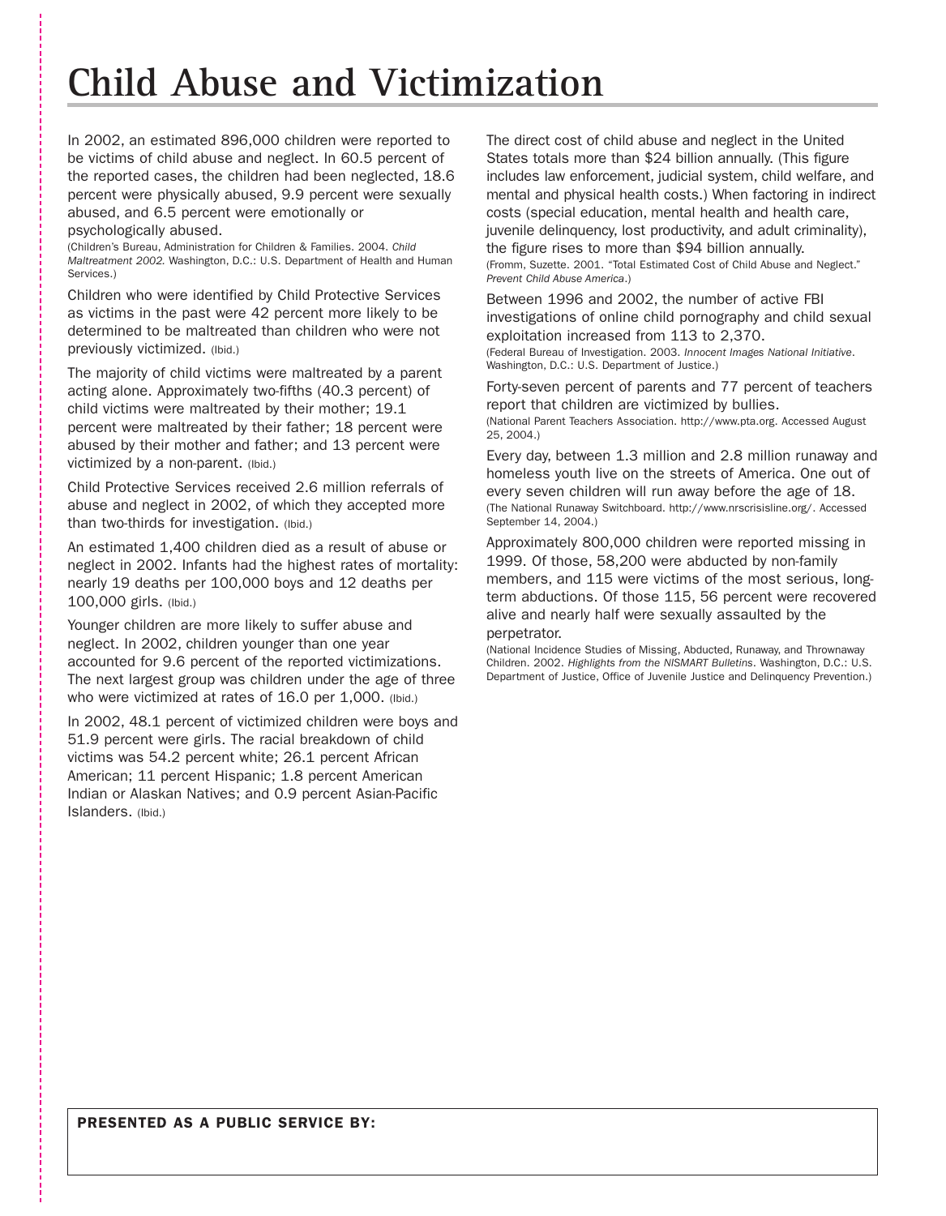# Child Abuse and Victimization

In 2002, an estimated 896,000 children were reported to be victims of child abuse and neglect. In 60.5 percent of the reported cases, the children had been neglected, 18.6 percent were physically abused, 9.9 percent were sexually abused, and 6.5 percent were emotionally or psychologically abused.
(Children's Bureau, Administration for Children & Families. 2004. *Child Maltreatment 2002.* Washington, D.C.: U.S. Department of Health and Human Services.)

Children who were identified by Child Protective Services as victims in the past were 42 percent more likely to be determined to be maltreated than children who were not previously victimized. (Ibid.)

The majority of child victims were maltreated by a parent acting alone. Approximately two-fifths (40.3 percent) of child victims were maltreated by their mother; 19.1 percent were maltreated by their father; 18 percent were abused by their mother and father; and 13 percent were victimized by a non-parent. (Ibid.)

Child Protective Services received 2.6 million referrals of abuse and neglect in 2002, of which they accepted more than two-thirds for investigation. (Ibid.)

An estimated 1,400 children died as a result of abuse or neglect in 2002. Infants had the highest rates of mortality: nearly 19 deaths per 100,000 boys and 12 deaths per 100,000 girls. (Ibid.)

Younger children are more likely to suffer abuse and neglect. In 2002, children younger than one year accounted for 9.6 percent of the reported victimizations. The next largest group was children under the age of three who were victimized at rates of 16.0 per 1,000. (Ibid.)

In 2002, 48.1 percent of victimized children were boys and 51.9 percent were girls. The racial breakdown of child victims was 54.2 percent white; 26.1 percent African American; 11 percent Hispanic; 1.8 percent American Indian or Alaskan Natives; and 0.9 percent Asian-Pacific Islanders. (Ibid.)

The direct cost of child abuse and neglect in the United States totals more than $24 billion annually. (This figure includes law enforcement, judicial system, child welfare, and mental and physical health costs.) When factoring in indirect costs (special education, mental health and health care, juvenile delinquency, lost productivity, and adult criminality), the figure rises to more than $94 billion annually.
(Fromm, Suzette. 2001. "Total Estimated Cost of Child Abuse and Neglect." *Prevent Child Abuse America*.)

Between 1996 and 2002, the number of active FBI investigations of online child pornography and child sexual exploitation increased from 113 to 2,370.
(Federal Bureau of Investigation. 2003. *Innocent Images National Initiative*. Washington, D.C.: U.S. Department of Justice.)

Forty-seven percent of parents and 77 percent of teachers report that children are victimized by bullies.
(National Parent Teachers Association. http://www.pta.org. Accessed August 25, 2004.)

Every day, between 1.3 million and 2.8 million runaway and homeless youth live on the streets of America. One out of every seven children will run away before the age of 18.
(The National Runaway Switchboard. http://www.nrscrisisline.org/. Accessed September 14, 2004.)

Approximately 800,000 children were reported missing in 1999. Of those, 58,200 were abducted by non-family members, and 115 were victims of the most serious, long-term abductions. Of those 115, 56 percent were recovered alive and nearly half were sexually assaulted by the perpetrator.
(National Incidence Studies of Missing, Abducted, Runaway, and Thrownaway Children. 2002. *Highlights from the NISMART Bulletins*. Washington, D.C.: U.S. Department of Justice, Office of Juvenile Justice and Delinquency Prevention.)

**PRESENTED AS A PUBLIC SERVICE BY:**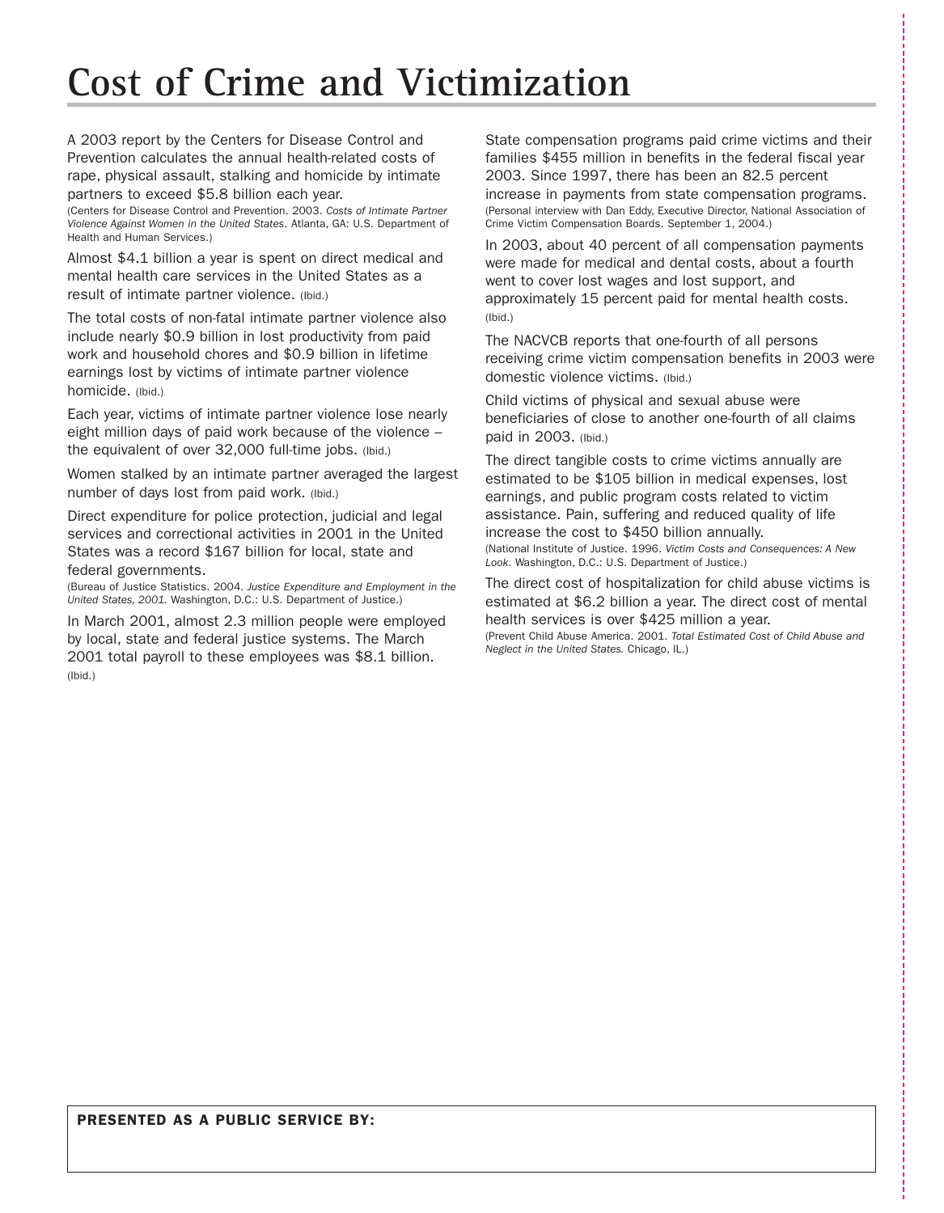# Cost of Crime and Victimization

A 2003 report by the Centers for Disease Control and Prevention calculates the annual health-related costs of rape, physical assault, stalking and homicide by intimate partners to exceed $5.8 billion each year.
(Centers for Disease Control and Prevention. 2003. *Costs of Intimate Partner Violence Against Women in the United States*. Atlanta, GA: U.S. Department of Health and Human Services.)

Almost $4.1 billion a year is spent on direct medical and mental health care services in the United States as a result of intimate partner violence. (Ibid.)

The total costs of non-fatal intimate partner violence also include nearly $0.9 billion in lost productivity from paid work and household chores and $0.9 billion in lifetime earnings lost by victims of intimate partner violence homicide. (Ibid.)

Each year, victims of intimate partner violence lose nearly eight million days of paid work because of the violence – the equivalent of over 32,000 full-time jobs. (Ibid.)

Women stalked by an intimate partner averaged the largest number of days lost from paid work. (Ibid.)

Direct expenditure for police protection, judicial and legal services and correctional activities in 2001 in the United States was a record $167 billion for local, state and federal governments.
(Bureau of Justice Statistics. 2004. *Justice Expenditure and Employment in the United States, 2001.* Washington, D.C.: U.S. Department of Justice.)

In March 2001, almost 2.3 million people were employed by local, state and federal justice systems. The March 2001 total payroll to these employees was $8.1 billion. (Ibid.)

State compensation programs paid crime victims and their families $455 million in benefits in the federal fiscal year 2003. Since 1997, there has been an 82.5 percent increase in payments from state compensation programs.
(Personal interview with Dan Eddy, Executive Director, National Association of Crime Victim Compensation Boards. September 1, 2004.)

In 2003, about 40 percent of all compensation payments were made for medical and dental costs, about a fourth went to cover lost wages and lost support, and approximately 15 percent paid for mental health costs. (Ibid.)

The NACVCB reports that one-fourth of all persons receiving crime victim compensation benefits in 2003 were domestic violence victims. (Ibid.)

Child victims of physical and sexual abuse were beneficiaries of close to another one-fourth of all claims paid in 2003. (Ibid.)

The direct tangible costs to crime victims annually are estimated to be $105 billion in medical expenses, lost earnings, and public program costs related to victim assistance. Pain, suffering and reduced quality of life increase the cost to $450 billion annually.
(National Institute of Justice. 1996. *Victim Costs and Consequences: A New Look*. Washington, D.C.: U.S. Department of Justice.)

The direct cost of hospitalization for child abuse victims is estimated at $6.2 billion a year. The direct cost of mental health services is over $425 million a year.
(Prevent Child Abuse America. 2001. *Total Estimated Cost of Child Abuse and Neglect in the United States.* Chicago, IL.)

**PRESENTED AS A PUBLIC SERVICE BY:**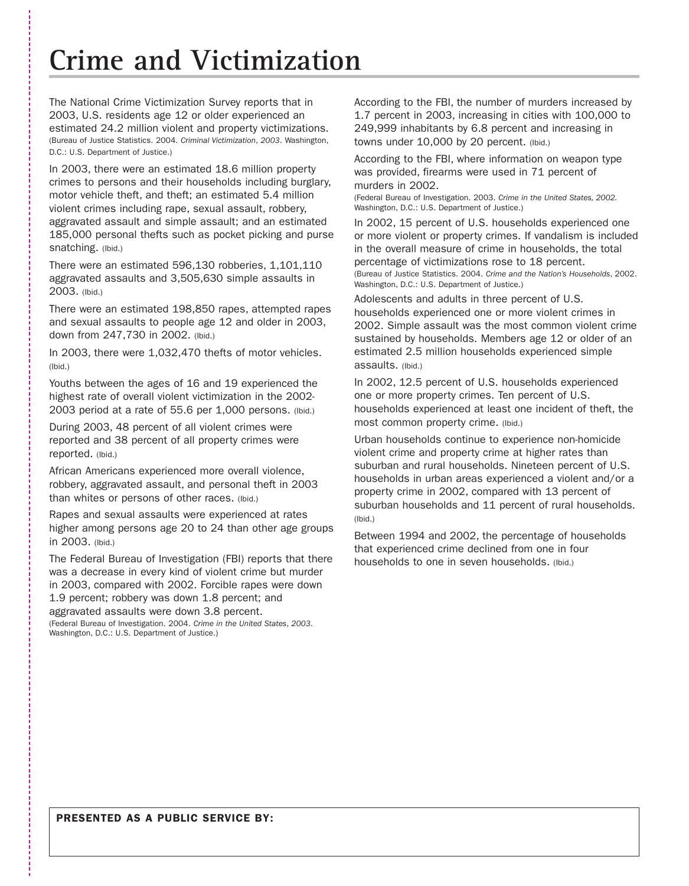# Crime and Victimization

The National Crime Victimization Survey reports that in 2003, U.S. residents age 12 or older experienced an estimated 24.2 million violent and property victimizations. (Bureau of Justice Statistics. 2004. *Criminal Victimization, 2003*. Washington, D.C.: U.S. Department of Justice.)

In 2003, there were an estimated 18.6 million property crimes to persons and their households including burglary, motor vehicle theft, and theft; an estimated 5.4 million violent crimes including rape, sexual assault, robbery, aggravated assault and simple assault; and an estimated 185,000 personal thefts such as pocket picking and purse snatching. (Ibid.)

There were an estimated 596,130 robberies, 1,101,110 aggravated assaults and 3,505,630 simple assaults in 2003. (Ibid.)

There were an estimated 198,850 rapes, attempted rapes and sexual assaults to people age 12 and older in 2003, down from 247,730 in 2002. (Ibid.)

In 2003, there were 1,032,470 thefts of motor vehicles. (Ibid.)

Youths between the ages of 16 and 19 experienced the highest rate of overall violent victimization in the 2002-2003 period at a rate of 55.6 per 1,000 persons. (Ibid.)

During 2003, 48 percent of all violent crimes were reported and 38 percent of all property crimes were reported. (Ibid.)

African Americans experienced more overall violence, robbery, aggravated assault, and personal theft in 2003 than whites or persons of other races. (Ibid.)

Rapes and sexual assaults were experienced at rates higher among persons age 20 to 24 than other age groups in 2003. (Ibid.)

The Federal Bureau of Investigation (FBI) reports that there was a decrease in every kind of violent crime but murder in 2003, compared with 2002. Forcible rapes were down 1.9 percent; robbery was down 1.8 percent; and aggravated assaults were down 3.8 percent.
(Federal Bureau of Investigation. 2004. *Crime in the United States, 2003*. Washington, D.C.: U.S. Department of Justice.)

According to the FBI, the number of murders increased by 1.7 percent in 2003, increasing in cities with 100,000 to 249,999 inhabitants by 6.8 percent and increasing in towns under 10,000 by 20 percent. (Ibid.)

According to the FBI, where information on weapon type was provided, firearms were used in 71 percent of murders in 2002.
(Federal Bureau of Investigation. 2003. *Crime in the United States, 2002*. Washington, D.C.: U.S. Department of Justice.)

In 2002, 15 percent of U.S. households experienced one or more violent or property crimes. If vandalism is included in the overall measure of crime in households, the total percentage of victimizations rose to 18 percent.
(Bureau of Justice Statistics. 2004. *Crime and the Nation's Households*, 2002. Washington, D.C.: U.S. Department of Justice.)

Adolescents and adults in three percent of U.S. households experienced one or more violent crimes in 2002. Simple assault was the most common violent crime sustained by households. Members age 12 or older of an estimated 2.5 million households experienced simple assaults. (Ibid.)

In 2002, 12.5 percent of U.S. households experienced one or more property crimes. Ten percent of U.S. households experienced at least one incident of theft, the most common property crime. (Ibid.)

Urban households continue to experience non-homicide violent crime and property crime at higher rates than suburban and rural households. Nineteen percent of U.S. households in urban areas experienced a violent and/or a property crime in 2002, compared with 13 percent of suburban households and 11 percent of rural households. (Ibid.)

Between 1994 and 2002, the percentage of households that experienced crime declined from one in four households to one in seven households. (Ibid.)

**PRESENTED AS A PUBLIC SERVICE BY:**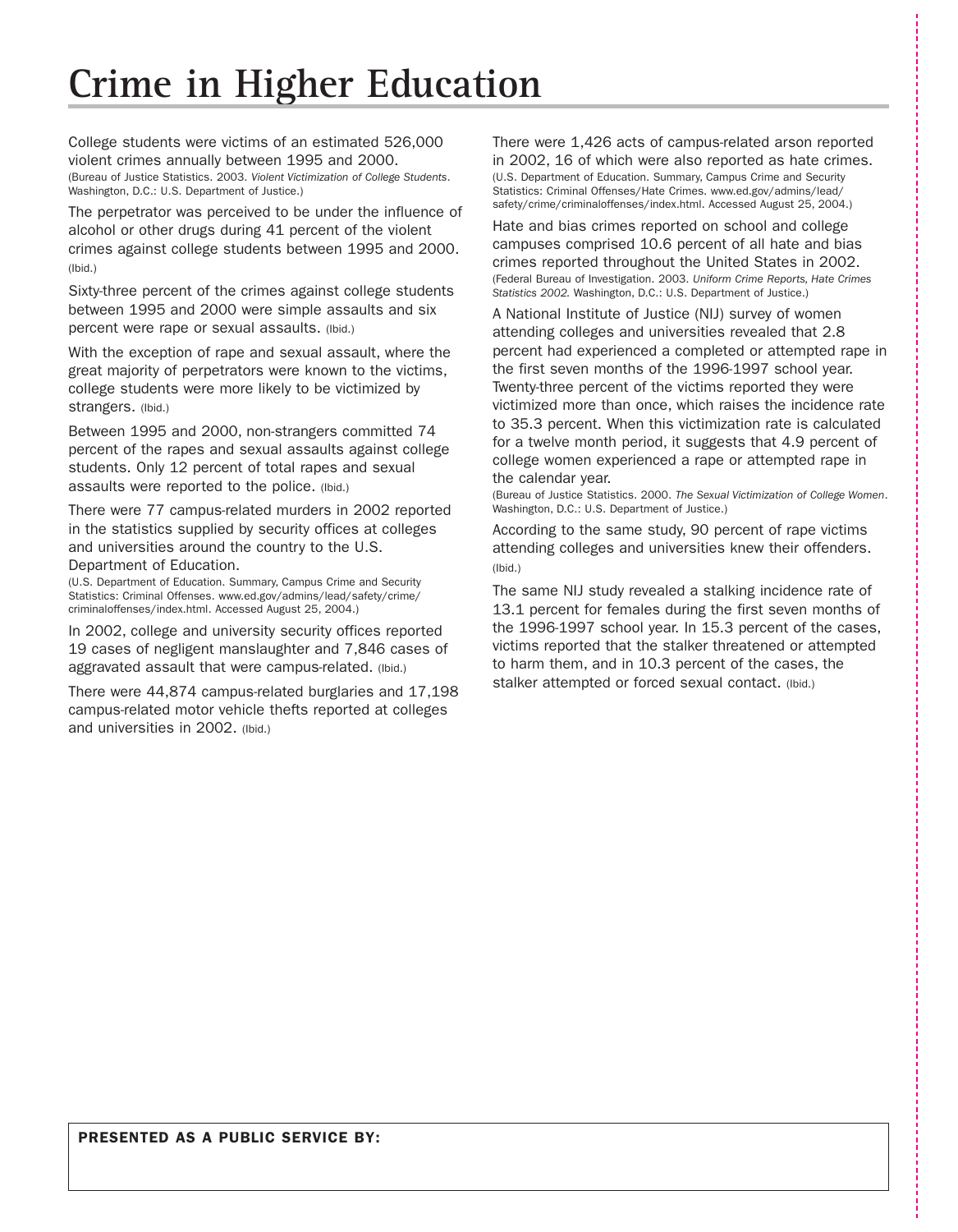# Crime in Higher Education

College students were victims of an estimated 526,000 violent crimes annually between 1995 and 2000. (Bureau of Justice Statistics. 2003. *Violent Victimization of College Students*. Washington, D.C.: U.S. Department of Justice.)

The perpetrator was perceived to be under the influence of alcohol or other drugs during 41 percent of the violent crimes against college students between 1995 and 2000. (Ibid.)

Sixty-three percent of the crimes against college students between 1995 and 2000 were simple assaults and six percent were rape or sexual assaults. (Ibid.)

With the exception of rape and sexual assault, where the great majority of perpetrators were known to the victims, college students were more likely to be victimized by strangers. (Ibid.)

Between 1995 and 2000, non-strangers committed 74 percent of the rapes and sexual assaults against college students. Only 12 percent of total rapes and sexual assaults were reported to the police. (Ibid.)

There were 77 campus-related murders in 2002 reported in the statistics supplied by security offices at colleges and universities around the country to the U.S. Department of Education.
(U.S. Department of Education. Summary, Campus Crime and Security Statistics: Criminal Offenses. www.ed.gov/admins/lead/safety/crime/criminaloffenses/index.html. Accessed August 25, 2004.)

In 2002, college and university security offices reported 19 cases of negligent manslaughter and 7,846 cases of aggravated assault that were campus-related. (Ibid.)

There were 44,874 campus-related burglaries and 17,198 campus-related motor vehicle thefts reported at colleges and universities in 2002. (Ibid.)

There were 1,426 acts of campus-related arson reported in 2002, 16 of which were also reported as hate crimes. (U.S. Department of Education. Summary, Campus Crime and Security Statistics: Criminal Offenses/Hate Crimes. www.ed.gov/admins/lead/safety/crime/criminaloffenses/index.html. Accessed August 25, 2004.)

Hate and bias crimes reported on school and college campuses comprised 10.6 percent of all hate and bias crimes reported throughout the United States in 2002. (Federal Bureau of Investigation. 2003. *Uniform Crime Reports, Hate Crimes Statistics 2002.* Washington, D.C.: U.S. Department of Justice.)

A National Institute of Justice (NIJ) survey of women attending colleges and universities revealed that 2.8 percent had experienced a completed or attempted rape in the first seven months of the 1996-1997 school year. Twenty-three percent of the victims reported they were victimized more than once, which raises the incidence rate to 35.3 percent. When this victimization rate is calculated for a twelve month period, it suggests that 4.9 percent of college women experienced a rape or attempted rape in the calendar year.
(Bureau of Justice Statistics. 2000. *The Sexual Victimization of College Women*. Washington, D.C.: U.S. Department of Justice.)

According to the same study, 90 percent of rape victims attending colleges and universities knew their offenders. (Ibid.)

The same NIJ study revealed a stalking incidence rate of 13.1 percent for females during the first seven months of the 1996-1997 school year. In 15.3 percent of the cases, victims reported that the stalker threatened or attempted to harm them, and in 10.3 percent of the cases, the stalker attempted or forced sexual contact. (Ibid.)

**PRESENTED AS A PUBLIC SERVICE BY:**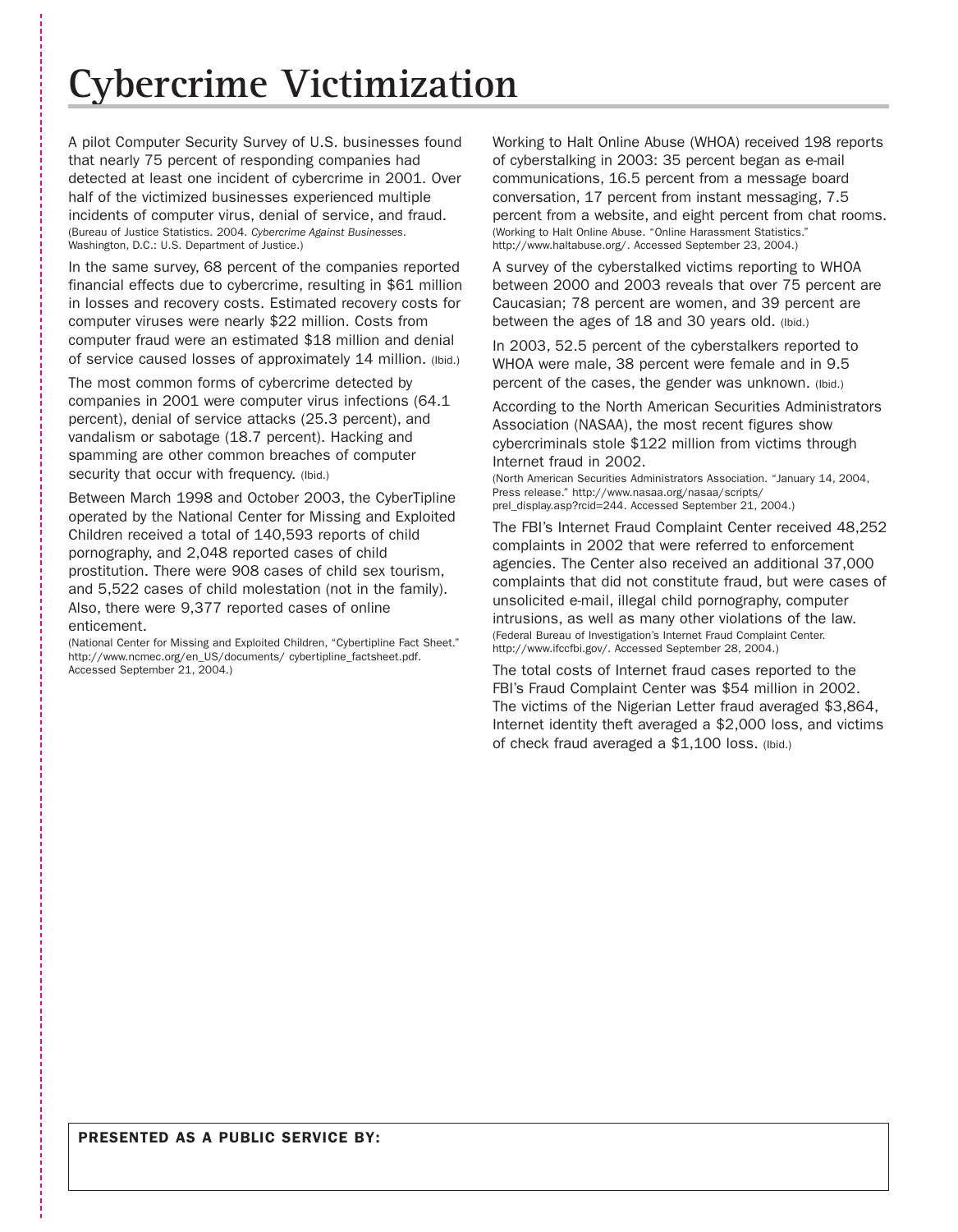# Cybercrime Victimization

A pilot Computer Security Survey of U.S. businesses found that nearly 75 percent of responding companies had detected at least one incident of cybercrime in 2001. Over half of the victimized businesses experienced multiple incidents of computer virus, denial of service, and fraud. (Bureau of Justice Statistics. 2004. *Cybercrime Against Businesses*. Washington, D.C.: U.S. Department of Justice.)

In the same survey, 68 percent of the companies reported financial effects due to cybercrime, resulting in $61 million in losses and recovery costs. Estimated recovery costs for computer viruses were nearly $22 million. Costs from computer fraud were an estimated $18 million and denial of service caused losses of approximately 14 million. (Ibid.)

The most common forms of cybercrime detected by companies in 2001 were computer virus infections (64.1 percent), denial of service attacks (25.3 percent), and vandalism or sabotage (18.7 percent). Hacking and spamming are other common breaches of computer security that occur with frequency. (Ibid.)

Between March 1998 and October 2003, the CyberTipline operated by the National Center for Missing and Exploited Children received a total of 140,593 reports of child pornography, and 2,048 reported cases of child prostitution. There were 908 cases of child sex tourism, and 5,522 cases of child molestation (not in the family). Also, there were 9,377 reported cases of online enticement.

(National Center for Missing and Exploited Children, "Cybertipline Fact Sheet." http://www.ncmec.org/en_US/documents/ cybertipline_factsheet.pdf. Accessed September 21, 2004.)

Working to Halt Online Abuse (WHOA) received 198 reports of cyberstalking in 2003: 35 percent began as e-mail communications, 16.5 percent from a message board conversation, 17 percent from instant messaging, 7.5 percent from a website, and eight percent from chat rooms. (Working to Halt Online Abuse. "Online Harassment Statistics." http://www.haltabuse.org/. Accessed September 23, 2004.)

A survey of the cyberstalked victims reporting to WHOA between 2000 and 2003 reveals that over 75 percent are Caucasian; 78 percent are women, and 39 percent are between the ages of 18 and 30 years old. (Ibid.)

In 2003, 52.5 percent of the cyberstalkers reported to WHOA were male, 38 percent were female and in 9.5 percent of the cases, the gender was unknown. (Ibid.)

According to the North American Securities Administrators Association (NASAA), the most recent figures show cybercriminals stole $122 million from victims through Internet fraud in 2002.

(North American Securities Administrators Association. "January 14, 2004, Press release." http://www.nasaa.org/nasaa/scripts/ prel_display.asp?rcid=244. Accessed September 21, 2004.)

The FBI's Internet Fraud Complaint Center received 48,252 complaints in 2002 that were referred to enforcement agencies. The Center also received an additional 37,000 complaints that did not constitute fraud, but were cases of unsolicited e-mail, illegal child pornography, computer intrusions, as well as many other violations of the law. (Federal Bureau of Investigation's Internet Fraud Complaint Center. http://www.ifccfbi.gov/. Accessed September 28, 2004.)

The total costs of Internet fraud cases reported to the FBI's Fraud Complaint Center was $54 million in 2002. The victims of the Nigerian Letter fraud averaged $3,864, Internet identity theft averaged a $2,000 loss, and victims of check fraud averaged a $1,100 loss. (Ibid.)

**PRESENTED AS A PUBLIC SERVICE BY:**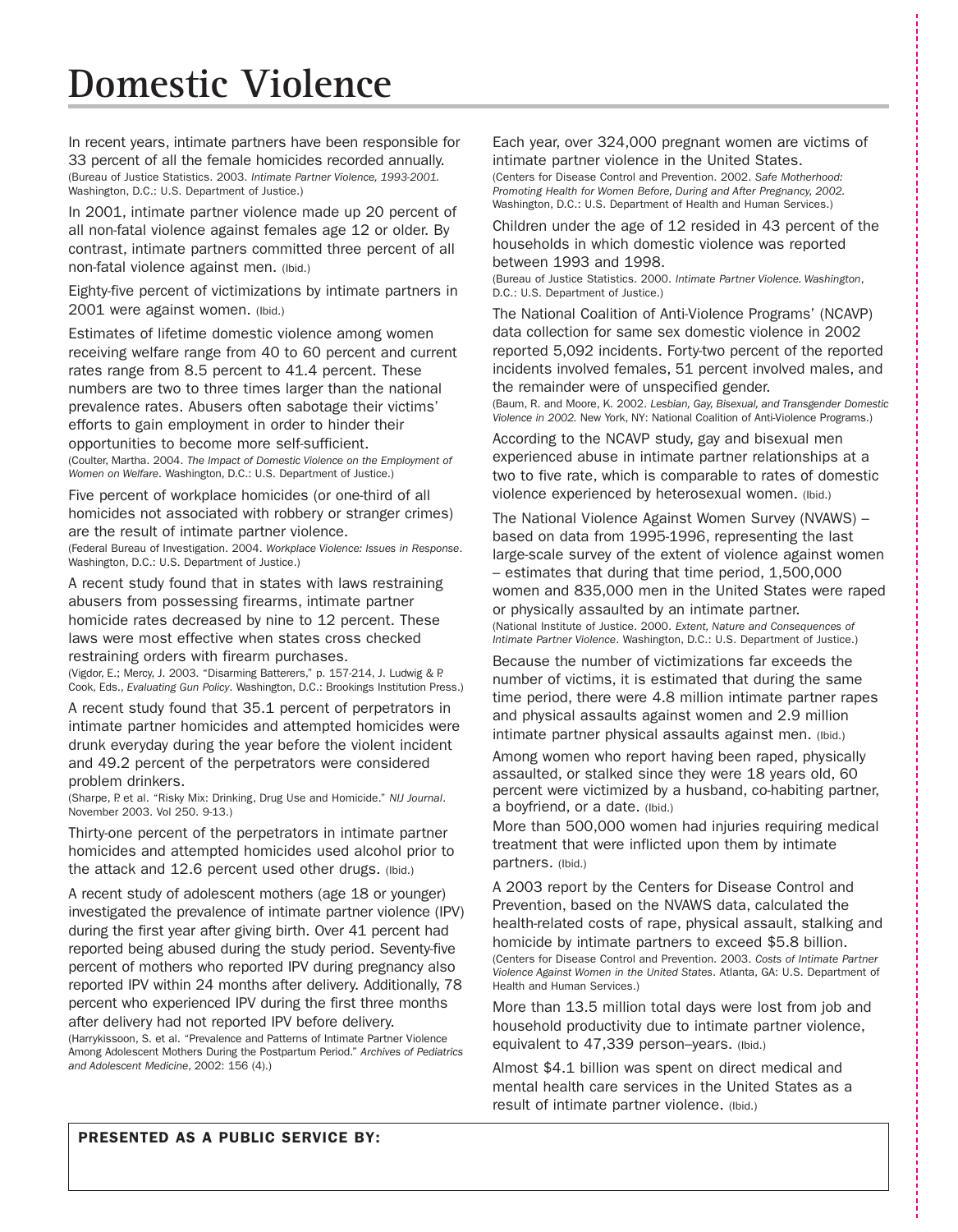# Domestic Violence

In recent years, intimate partners have been responsible for 33 percent of all the female homicides recorded annually.
(Bureau of Justice Statistics. 2003. *Intimate Partner Violence, 1993-2001.* Washington, D.C.: U.S. Department of Justice.)

In 2001, intimate partner violence made up 20 percent of all non-fatal violence against females age 12 or older. By contrast, intimate partners committed three percent of all non-fatal violence against men. (Ibid.)

Eighty-five percent of victimizations by intimate partners in 2001 were against women. (Ibid.)

Estimates of lifetime domestic violence among women receiving welfare range from 40 to 60 percent and current rates range from 8.5 percent to 41.4 percent. These numbers are two to three times larger than the national prevalence rates. Abusers often sabotage their victims' efforts to gain employment in order to hinder their opportunities to become more self-sufficient.
(Coulter, Martha. 2004. *The Impact of Domestic Violence on the Employment of Women on Welfare*. Washington, D.C.: U.S. Department of Justice.)

Five percent of workplace homicides (or one-third of all homicides not associated with robbery or stranger crimes) are the result of intimate partner violence.
(Federal Bureau of Investigation. 2004. *Workplace Violence: Issues in Response*. Washington, D.C.: U.S. Department of Justice.)

A recent study found that in states with laws restraining abusers from possessing firearms, intimate partner homicide rates decreased by nine to 12 percent. These laws were most effective when states cross checked restraining orders with firearm purchases.
(Vigdor, E.; Mercy, J. 2003. "Disarming Batterers," p. 157-214, J. Ludwig & P. Cook, Eds., *Evaluating Gun Policy*. Washington, D.C.: Brookings Institution Press.)

A recent study found that 35.1 percent of perpetrators in intimate partner homicides and attempted homicides were drunk everyday during the year before the violent incident and 49.2 percent of the perpetrators were considered problem drinkers.
(Sharpe, P. et al. "Risky Mix: Drinking, Drug Use and Homicide." *NIJ Journal*. November 2003. Vol 250. 9-13.)

Thirty-one percent of the perpetrators in intimate partner homicides and attempted homicides used alcohol prior to the attack and 12.6 percent used other drugs. (Ibid.)

A recent study of adolescent mothers (age 18 or younger) investigated the prevalence of intimate partner violence (IPV) during the first year after giving birth. Over 41 percent had reported being abused during the study period. Seventy-five percent of mothers who reported IPV during pregnancy also reported IPV within 24 months after delivery. Additionally, 78 percent who experienced IPV during the first three months after delivery had not reported IPV before delivery.
(Harrykissoon, S. et al. "Prevalence and Patterns of Intimate Partner Violence Among Adolescent Mothers During the Postpartum Period." *Archives of Pediatrics and Adolescent Medicine*, 2002: 156 (4).)

Each year, over 324,000 pregnant women are victims of intimate partner violence in the United States.
(Centers for Disease Control and Prevention. 2002. *Safe Motherhood: Promoting Health for Women Before, During and After Pregnancy, 2002.* Washington, D.C.: U.S. Department of Health and Human Services.)

Children under the age of 12 resided in 43 percent of the households in which domestic violence was reported between 1993 and 1998.
(Bureau of Justice Statistics. 2000. *Intimate Partner Violence. Washington*, D.C.: U.S. Department of Justice.)

The National Coalition of Anti-Violence Programs' (NCAVP) data collection for same sex domestic violence in 2002 reported 5,092 incidents. Forty-two percent of the reported incidents involved females, 51 percent involved males, and the remainder were of unspecified gender.
(Baum, R. and Moore, K. 2002. *Lesbian, Gay, Bisexual, and Transgender Domestic Violence in 2002.* New York, NY: National Coalition of Anti-Violence Programs.)

According to the NCAVP study, gay and bisexual men experienced abuse in intimate partner relationships at a two to five rate, which is comparable to rates of domestic violence experienced by heterosexual women. (Ibid.)

The National Violence Against Women Survey (NVAWS) – based on data from 1995-1996, representing the last large-scale survey of the extent of violence against women – estimates that during that time period, 1,500,000 women and 835,000 men in the United States were raped or physically assaulted by an intimate partner.
(National Institute of Justice. 2000. *Extent, Nature and Consequences of Intimate Partner Violence*. Washington, D.C.: U.S. Department of Justice.)

Because the number of victimizations far exceeds the number of victims, it is estimated that during the same time period, there were 4.8 million intimate partner rapes and physical assaults against women and 2.9 million intimate partner physical assaults against men. (Ibid.)

Among women who report having been raped, physically assaulted, or stalked since they were 18 years old, 60 percent were victimized by a husband, co-habiting partner, a boyfriend, or a date. (Ibid.)

More than 500,000 women had injuries requiring medical treatment that were inflicted upon them by intimate partners. (Ibid.)

A 2003 report by the Centers for Disease Control and Prevention, based on the NVAWS data, calculated the health-related costs of rape, physical assault, stalking and homicide by intimate partners to exceed $5.8 billion.
(Centers for Disease Control and Prevention. 2003. *Costs of Intimate Partner Violence Against Women in the United States*. Atlanta, GA: U.S. Department of Health and Human Services.)

More than 13.5 million total days were lost from job and household productivity due to intimate partner violence, equivalent to 47,339 person–years. (Ibid.)

Almost $4.1 billion was spent on direct medical and mental health care services in the United States as a result of intimate partner violence. (Ibid.)

**PRESENTED AS A PUBLIC SERVICE BY:**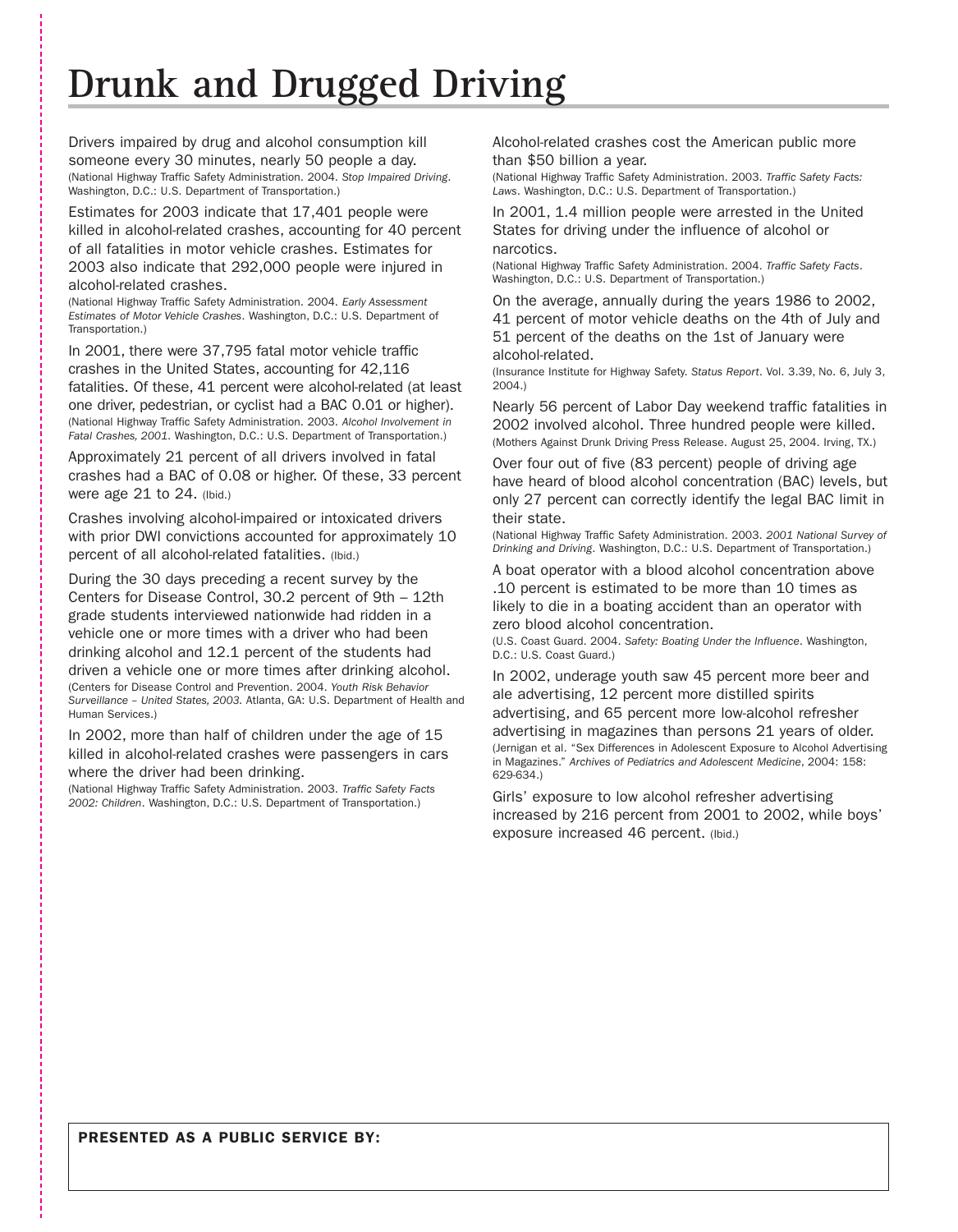# Drunk and Drugged Driving

Drivers impaired by drug and alcohol consumption kill someone every 30 minutes, nearly 50 people a day. (National Highway Traffic Safety Administration. 2004. *Stop Impaired Driving*. Washington, D.C.: U.S. Department of Transportation.)

Estimates for 2003 indicate that 17,401 people were killed in alcohol-related crashes, accounting for 40 percent of all fatalities in motor vehicle crashes. Estimates for 2003 also indicate that 292,000 people were injured in alcohol-related crashes. (National Highway Traffic Safety Administration. 2004. *Early Assessment Estimates of Motor Vehicle Crashes*. Washington, D.C.: U.S. Department of Transportation.)

In 2001, there were 37,795 fatal motor vehicle traffic crashes in the United States, accounting for 42,116 fatalities. Of these, 41 percent were alcohol-related (at least one driver, pedestrian, or cyclist had a BAC 0.01 or higher). (National Highway Traffic Safety Administration. 2003. *Alcohol Involvement in Fatal Crashes, 2001*. Washington, D.C.: U.S. Department of Transportation.)

Approximately 21 percent of all drivers involved in fatal crashes had a BAC of 0.08 or higher. Of these, 33 percent were age 21 to 24. (Ibid.)

Crashes involving alcohol-impaired or intoxicated drivers with prior DWI convictions accounted for approximately 10 percent of all alcohol-related fatalities. (Ibid.)

During the 30 days preceding a recent survey by the Centers for Disease Control, 30.2 percent of 9th – 12th grade students interviewed nationwide had ridden in a vehicle one or more times with a driver who had been drinking alcohol and 12.1 percent of the students had driven a vehicle one or more times after drinking alcohol. (Centers for Disease Control and Prevention. 2004. *Youth Risk Behavior Surveillance – United States, 2003*. Atlanta, GA: U.S. Department of Health and Human Services.)

In 2002, more than half of children under the age of 15 killed in alcohol-related crashes were passengers in cars where the driver had been drinking. (National Highway Traffic Safety Administration. 2003. *Traffic Safety Facts 2002: Children*. Washington, D.C.: U.S. Department of Transportation.)

Alcohol-related crashes cost the American public more than $50 billion a year. (National Highway Traffic Safety Administration. 2003. *Traffic Safety Facts: Laws*. Washington, D.C.: U.S. Department of Transportation.)

In 2001, 1.4 million people were arrested in the United States for driving under the influence of alcohol or narcotics. (National Highway Traffic Safety Administration. 2004. *Traffic Safety Facts*. Washington, D.C.: U.S. Department of Transportation.)

On the average, annually during the years 1986 to 2002, 41 percent of motor vehicle deaths on the 4th of July and 51 percent of the deaths on the 1st of January were alcohol-related. (Insurance Institute for Highway Safety. *Status Report*. Vol. 3.39, No. 6, July 3, 2004.)

Nearly 56 percent of Labor Day weekend traffic fatalities in 2002 involved alcohol. Three hundred people were killed. (Mothers Against Drunk Driving Press Release. August 25, 2004. Irving, TX.)

Over four out of five (83 percent) people of driving age have heard of blood alcohol concentration (BAC) levels, but only 27 percent can correctly identify the legal BAC limit in their state. (National Highway Traffic Safety Administration. 2003. *2001 National Survey of Drinking and Driving*. Washington, D.C.: U.S. Department of Transportation.)

A boat operator with a blood alcohol concentration above .10 percent is estimated to be more than 10 times as likely to die in a boating accident than an operator with zero blood alcohol concentration. (U.S. Coast Guard. 2004. *Safety: Boating Under the Influence*. Washington, D.C.: U.S. Coast Guard.)

In 2002, underage youth saw 45 percent more beer and ale advertising, 12 percent more distilled spirits advertising, and 65 percent more low-alcohol refresher advertising in magazines than persons 21 years of older. (Jernigan et al. "Sex Differences in Adolescent Exposure to Alcohol Advertising in Magazines." *Archives of Pediatrics and Adolescent Medicine*, 2004: 158: 629-634.)

Girls' exposure to low alcohol refresher advertising increased by 216 percent from 2001 to 2002, while boys' exposure increased 46 percent. (Ibid.)

**PRESENTED AS A PUBLIC SERVICE BY:**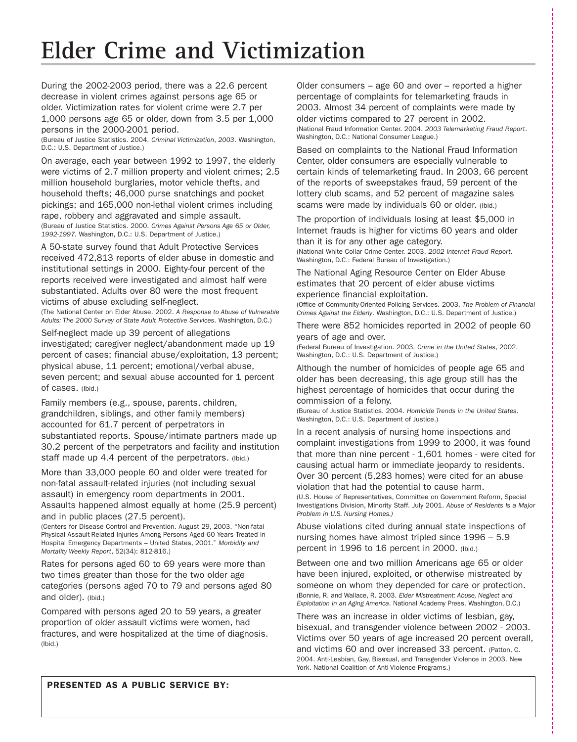# Elder Crime and Victimization

During the 2002-2003 period, there was a 22.6 percent decrease in violent crimes against persons age 65 or older. Victimization rates for violent crime were 2.7 per 1,000 persons age 65 or older, down from 3.5 per 1,000 persons in the 2000-2001 period.
(Bureau of Justice Statistics. 2004. *Criminal Victimization, 2003*. Washington, D.C.: U.S. Department of Justice.)

On average, each year between 1992 to 1997, the elderly were victims of 2.7 million property and violent crimes; 2.5 million household burglaries, motor vehicle thefts, and household thefts; 46,000 purse snatchings and pocket pickings; and 165,000 non-lethal violent crimes including rape, robbery and aggravated and simple assault.
(Bureau of Justice Statistics. 2000. *Crimes Against Persons Age 65 or Older, 1992-1997*. Washington, D.C.: U.S. Department of Justice.)

A 50-state survey found that Adult Protective Services received 472,813 reports of elder abuse in domestic and institutional settings in 2000. Eighty-four percent of the reports received were investigated and almost half were substantiated. Adults over 80 were the most frequent victims of abuse excluding self-neglect.
(The National Center on Elder Abuse. 2002. *A Response to Abuse of Vulnerable Adults: The 2000 Survey of State Adult Protective Services*. Washington, D.C.)

Self-neglect made up 39 percent of allegations investigated; caregiver neglect/abandonment made up 19 percent of cases; financial abuse/exploitation, 13 percent; physical abuse, 11 percent; emotional/verbal abuse, seven percent; and sexual abuse accounted for 1 percent of cases. (Ibid.)

Family members (e.g., spouse, parents, children, grandchildren, siblings, and other family members) accounted for 61.7 percent of perpetrators in substantiated reports. Spouse/intimate partners made up 30.2 percent of the perpetrators and facility and institution staff made up 4.4 percent of the perpetrators. (Ibid.)

More than 33,000 people 60 and older were treated for non-fatal assault-related injuries (not including sexual assault) in emergency room departments in 2001. Assaults happened almost equally at home (25.9 percent) and in public places (27.5 percent).
(Centers for Disease Control and Prevention. August 29, 2003. "Non-fatal Physical Assault-Related Injuries Among Persons Aged 60 Years Treated in Hospital Emergency Departments – United States, 2001." *Morbidity and Mortality Weekly Report*, 52(34): 812-816.)

Rates for persons aged 60 to 69 years were more than two times greater than those for the two older age categories (persons aged 70 to 79 and persons aged 80 and older). (Ibid.)

Compared with persons aged 20 to 59 years, a greater proportion of older assault victims were women, had fractures, and were hospitalized at the time of diagnosis. (Ibid.)

Older consumers – age 60 and over – reported a higher percentage of complaints for telemarketing frauds in 2003. Almost 34 percent of complaints were made by older victims compared to 27 percent in 2002.
(National Fraud Information Center. 2004. *2003 Telemarketing Fraud Report*. Washington, D.C.: National Consumer League.)

Based on complaints to the National Fraud Information Center, older consumers are especially vulnerable to certain kinds of telemarketing fraud. In 2003, 66 percent of the reports of sweepstakes fraud, 59 percent of the lottery club scams, and 52 percent of magazine sales scams were made by individuals 60 or older. (Ibid.)

The proportion of individuals losing at least $5,000 in Internet frauds is higher for victims 60 years and older than it is for any other age category.
(National White Collar Crime Center. 2003. *2002 Internet Fraud Report*. Washington, D.C.: Federal Bureau of Investigation.)

The National Aging Resource Center on Elder Abuse estimates that 20 percent of elder abuse victims experience financial exploitation.
(Office of Community-Oriented Policing Services. 2003. *The Problem of Financial Crimes Against the Elderly*. Washington, D.C.: U.S. Department of Justice.)

There were 852 homicides reported in 2002 of people 60 years of age and over.
(Federal Bureau of Investigation. 2003. *Crime in the United States*, 2002. Washington, D.C.: U.S. Department of Justice.)

Although the number of homicides of people age 65 and older has been decreasing, this age group still has the highest percentage of homicides that occur during the commission of a felony.
(Bureau of Justice Statistics. 2004. *Homicide Trends in the United States*. Washington, D.C.: U.S. Department of Justice.)

In a recent analysis of nursing home inspections and complaint investigations from 1999 to 2000, it was found that more than nine percent - 1,601 homes - were cited for causing actual harm or immediate jeopardy to residents. Over 30 percent (5,283 homes) were cited for an abuse violation that had the potential to cause harm.
(U.S. House of Representatives, Committee on Government Reform, Special Investigations Division, Minority Staff. July 2001. *Abuse of Residents Is a Major Problem in U.S. Nursing Homes.)*

Abuse violations cited during annual state inspections of nursing homes have almost tripled since 1996 – 5.9 percent in 1996 to 16 percent in 2000. (Ibid.)

Between one and two million Americans age 65 or older have been injured, exploited, or otherwise mistreated by someone on whom they depended for care or protection.
(Bonnie, R. and Wallace, R. 2003. *Elder Mistreatment: Abuse, Neglect and Exploitation in an Aging America*. National Academy Press. Washington, D.C.)

There was an increase in older victims of lesbian, gay, bisexual, and transgender violence between 2002 - 2003. Victims over 50 years of age increased 20 percent overall, and victims 60 and over increased 33 percent. (Patton, C. 2004. Anti-Lesbian, Gay, Bisexual, and Transgender Violence in 2003. New York. National Coalition of Anti-Violence Programs.)

**PRESENTED AS A PUBLIC SERVICE BY:**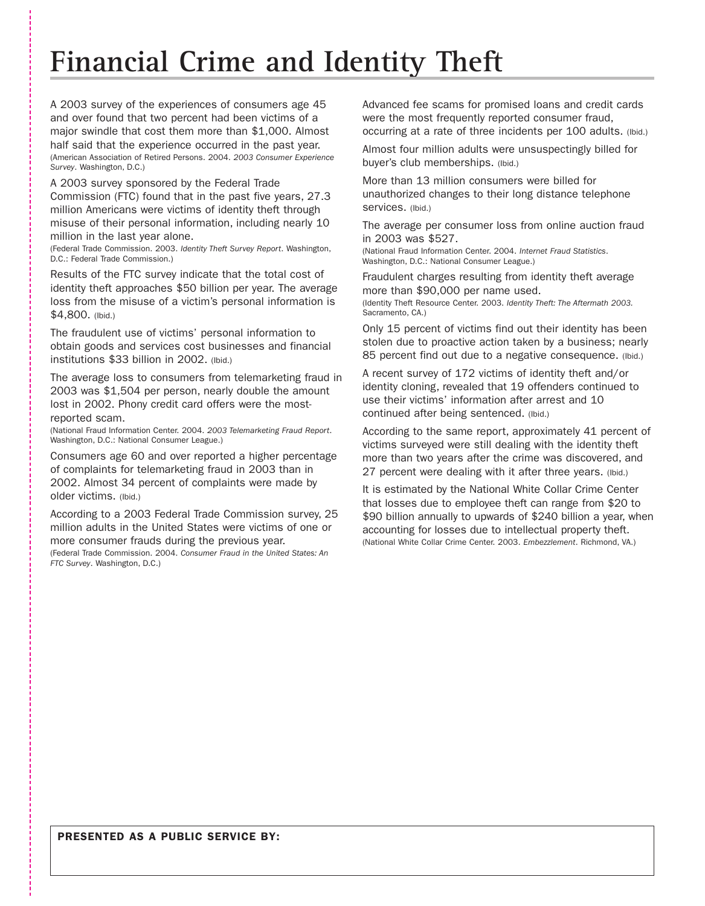# Financial Crime and Identity Theft

A 2003 survey of the experiences of consumers age 45 and over found that two percent had been victims of a major swindle that cost them more than $1,000. Almost half said that the experience occurred in the past year. (American Association of Retired Persons. 2004. *2003 Consumer Experience Survey*. Washington, D.C.)

A 2003 survey sponsored by the Federal Trade Commission (FTC) found that in the past five years, 27.3 million Americans were victims of identity theft through misuse of their personal information, including nearly 10 million in the last year alone.
(Federal Trade Commission. 2003. *Identity Theft Survey Report*. Washington, D.C.: Federal Trade Commission.)

Results of the FTC survey indicate that the total cost of identity theft approaches $50 billion per year. The average loss from the misuse of a victim's personal information is $4,800. (Ibid.)

The fraudulent use of victims' personal information to obtain goods and services cost businesses and financial institutions $33 billion in 2002. (Ibid.)

The average loss to consumers from telemarketing fraud in 2003 was $1,504 per person, nearly double the amount lost in 2002. Phony credit card offers were the most-reported scam.
(National Fraud Information Center. 2004. *2003 Telemarketing Fraud Report*. Washington, D.C.: National Consumer League.)

Consumers age 60 and over reported a higher percentage of complaints for telemarketing fraud in 2003 than in 2002. Almost 34 percent of complaints were made by older victims. (Ibid.)

According to a 2003 Federal Trade Commission survey, 25 million adults in the United States were victims of one or more consumer frauds during the previous year.
(Federal Trade Commission. 2004. *Consumer Fraud in the United States: An FTC Survey*. Washington, D.C.)

Advanced fee scams for promised loans and credit cards were the most frequently reported consumer fraud, occurring at a rate of three incidents per 100 adults. (Ibid.)

Almost four million adults were unsuspectingly billed for buyer's club memberships. (Ibid.)

More than 13 million consumers were billed for unauthorized changes to their long distance telephone services. (Ibid.)

The average per consumer loss from online auction fraud in 2003 was $527.
(National Fraud Information Center. 2004. *Internet Fraud Statistics*. Washington, D.C.: National Consumer League.)

Fraudulent charges resulting from identity theft average more than $90,000 per name used.
(Identity Theft Resource Center. 2003. *Identity Theft: The Aftermath 2003.* Sacramento, CA.)

Only 15 percent of victims find out their identity has been stolen due to proactive action taken by a business; nearly 85 percent find out due to a negative consequence. (Ibid.)

A recent survey of 172 victims of identity theft and/or identity cloning, revealed that 19 offenders continued to use their victims' information after arrest and 10 continued after being sentenced. (Ibid.)

According to the same report, approximately 41 percent of victims surveyed were still dealing with the identity theft more than two years after the crime was discovered, and 27 percent were dealing with it after three years. (Ibid.)

It is estimated by the National White Collar Crime Center that losses due to employee theft can range from $20 to $90 billion annually to upwards of $240 billion a year, when accounting for losses due to intellectual property theft.
(National White Collar Crime Center. 2003. *Embezzlement*. Richmond, VA.)

**PRESENTED AS A PUBLIC SERVICE BY:**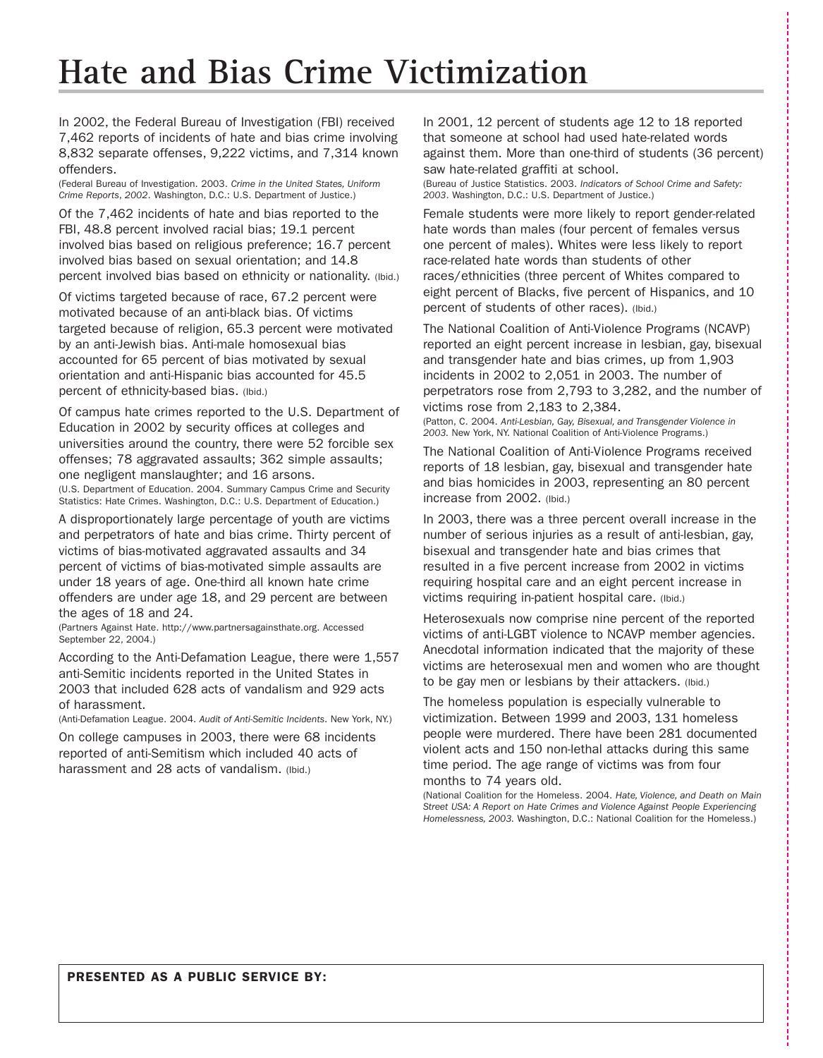# Hate and Bias Crime Victimization

In 2002, the Federal Bureau of Investigation (FBI) received 7,462 reports of incidents of hate and bias crime involving 8,832 separate offenses, 9,222 victims, and 7,314 known offenders.

(Federal Bureau of Investigation. 2003. *Crime in the United States, Uniform Crime Reports, 2002*. Washington, D.C.: U.S. Department of Justice.)

Of the 7,462 incidents of hate and bias reported to the FBI, 48.8 percent involved racial bias; 19.1 percent involved bias based on religious preference; 16.7 percent involved bias based on sexual orientation; and 14.8 percent involved bias based on ethnicity or nationality. (Ibid.)

Of victims targeted because of race, 67.2 percent were motivated because of an anti-black bias. Of victims targeted because of religion, 65.3 percent were motivated by an anti-Jewish bias. Anti-male homosexual bias accounted for 65 percent of bias motivated by sexual orientation and anti-Hispanic bias accounted for 45.5 percent of ethnicity-based bias. (Ibid.)

Of campus hate crimes reported to the U.S. Department of Education in 2002 by security offices at colleges and universities around the country, there were 52 forcible sex offenses; 78 aggravated assaults; 362 simple assaults; one negligent manslaughter; and 16 arsons.

(U.S. Department of Education. 2004. Summary Campus Crime and Security Statistics: Hate Crimes. Washington, D.C.: U.S. Department of Education.)

A disproportionately large percentage of youth are victims and perpetrators of hate and bias crime. Thirty percent of victims of bias-motivated aggravated assaults and 34 percent of victims of bias-motivated simple assaults are under 18 years of age. One-third all known hate crime offenders are under age 18, and 29 percent are between the ages of 18 and 24.

(Partners Against Hate. http://www.partnersagainsthate.org. Accessed September 22, 2004.)

According to the Anti-Defamation League, there were 1,557 anti-Semitic incidents reported in the United States in 2003 that included 628 acts of vandalism and 929 acts of harassment.

(Anti-Defamation League. 2004. *Audit of Anti-Semitic Incidents*. New York, NY.)

On college campuses in 2003, there were 68 incidents reported of anti-Semitism which included 40 acts of harassment and 28 acts of vandalism. (Ibid.)

In 2001, 12 percent of students age 12 to 18 reported that someone at school had used hate-related words against them. More than one-third of students (36 percent) saw hate-related graffiti at school.

(Bureau of Justice Statistics. 2003. *Indicators of School Crime and Safety: 2003*. Washington, D.C.: U.S. Department of Justice.)

Female students were more likely to report gender-related hate words than males (four percent of females versus one percent of males). Whites were less likely to report race-related hate words than students of other races/ethnicities (three percent of Whites compared to eight percent of Blacks, five percent of Hispanics, and 10 percent of students of other races). (Ibid.)

The National Coalition of Anti-Violence Programs (NCAVP) reported an eight percent increase in lesbian, gay, bisexual and transgender hate and bias crimes, up from 1,903 incidents in 2002 to 2,051 in 2003. The number of perpetrators rose from 2,793 to 3,282, and the number of victims rose from 2,183 to 2,384.

(Patton, C. 2004. *Anti-Lesbian, Gay, Bisexual, and Transgender Violence in 2003.* New York, NY. National Coalition of Anti-Violence Programs.)

The National Coalition of Anti-Violence Programs received reports of 18 lesbian, gay, bisexual and transgender hate and bias homicides in 2003, representing an 80 percent increase from 2002. (Ibid.)

In 2003, there was a three percent overall increase in the number of serious injuries as a result of anti-lesbian, gay, bisexual and transgender hate and bias crimes that resulted in a five percent increase from 2002 in victims requiring hospital care and an eight percent increase in victims requiring in-patient hospital care. (Ibid.)

Heterosexuals now comprise nine percent of the reported victims of anti-LGBT violence to NCAVP member agencies. Anecdotal information indicated that the majority of these victims are heterosexual men and women who are thought to be gay men or lesbians by their attackers. (Ibid.)

The homeless population is especially vulnerable to victimization. Between 1999 and 2003, 131 homeless people were murdered. There have been 281 documented violent acts and 150 non-lethal attacks during this same time period. The age range of victims was from four months to 74 years old.

(National Coalition for the Homeless. 2004. *Hate, Violence, and Death on Main Street USA: A Report on Hate Crimes and Violence Against People Experiencing Homelessness, 2003*. Washington, D.C.: National Coalition for the Homeless.)

**PRESENTED AS A PUBLIC SERVICE BY:**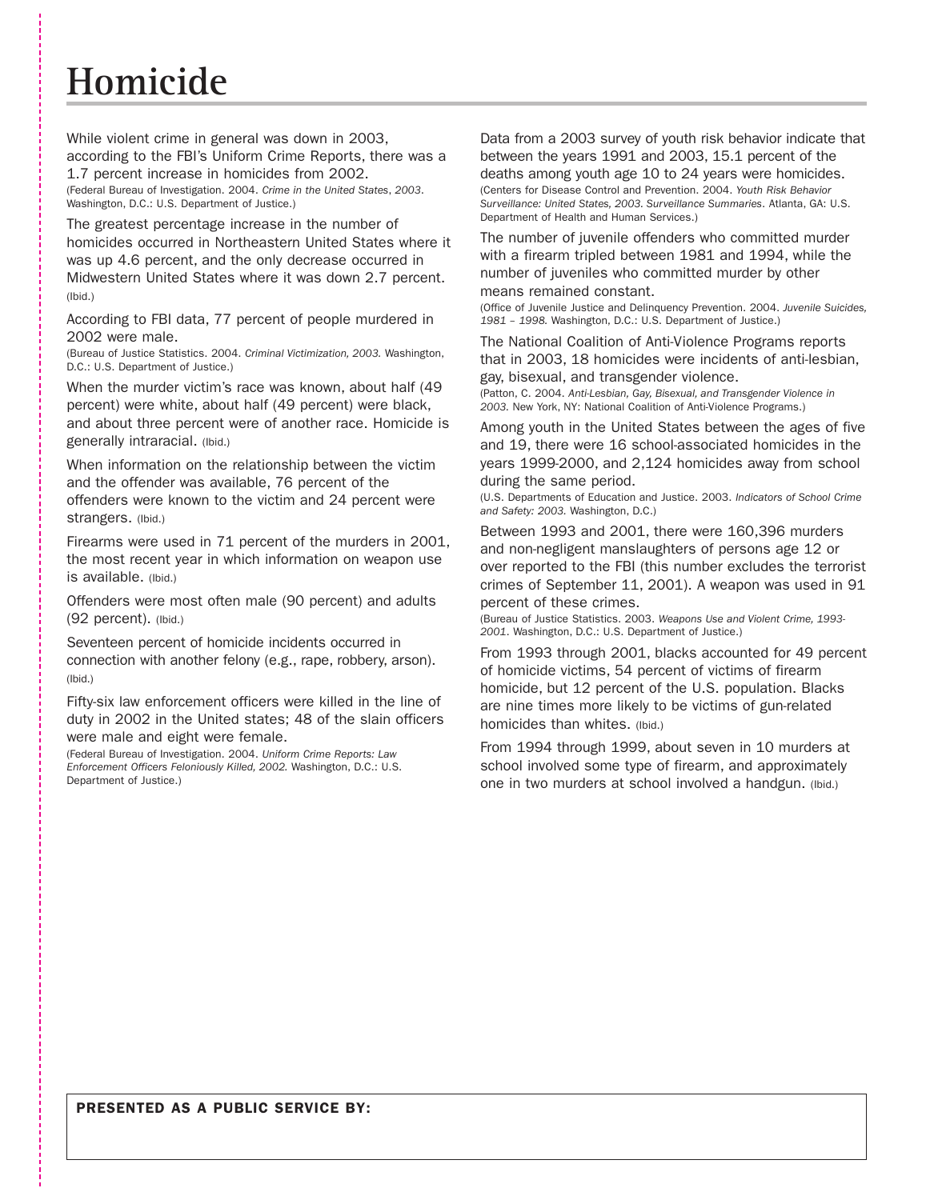# Homicide

While violent crime in general was down in 2003, according to the FBI's Uniform Crime Reports, there was a 1.7 percent increase in homicides from 2002.
(Federal Bureau of Investigation. 2004. *Crime in the United States*, *2003*. Washington, D.C.: U.S. Department of Justice.)

The greatest percentage increase in the number of homicides occurred in Northeastern United States where it was up 4.6 percent, and the only decrease occurred in Midwestern United States where it was down 2.7 percent. (Ibid.)

According to FBI data, 77 percent of people murdered in 2002 were male.
(Bureau of Justice Statistics. 2004. *Criminal Victimization, 2003.* Washington, D.C.: U.S. Department of Justice.)

When the murder victim's race was known, about half (49 percent) were white, about half (49 percent) were black, and about three percent were of another race. Homicide is generally intraracial. (Ibid.)

When information on the relationship between the victim and the offender was available, 76 percent of the offenders were known to the victim and 24 percent were strangers. (Ibid.)

Firearms were used in 71 percent of the murders in 2001, the most recent year in which information on weapon use is available. (Ibid.)

Offenders were most often male (90 percent) and adults (92 percent). (Ibid.)

Seventeen percent of homicide incidents occurred in connection with another felony (e.g., rape, robbery, arson). (Ibid.)

Fifty-six law enforcement officers were killed in the line of duty in 2002 in the United states; 48 of the slain officers were male and eight were female.
(Federal Bureau of Investigation. 2004. *Uniform Crime Reports: Law Enforcement Officers Feloniously Killed, 2002.* Washington, D.C.: U.S. Department of Justice.)

Data from a 2003 survey of youth risk behavior indicate that between the years 1991 and 2003, 15.1 percent of the deaths among youth age 10 to 24 years were homicides.
(Centers for Disease Control and Prevention. 2004. *Youth Risk Behavior Surveillance: United States, 2003. Surveillance Summaries*. Atlanta, GA: U.S. Department of Health and Human Services.)

The number of juvenile offenders who committed murder with a firearm tripled between 1981 and 1994, while the number of juveniles who committed murder by other means remained constant.
(Office of Juvenile Justice and Delinquency Prevention. 2004. *Juvenile Suicides, 1981 – 1998.* Washington, D.C.: U.S. Department of Justice.)

The National Coalition of Anti-Violence Programs reports that in 2003, 18 homicides were incidents of anti-lesbian, gay, bisexual, and transgender violence.
(Patton, C. 2004. *Anti-Lesbian, Gay, Bisexual, and Transgender Violence in 2003.* New York, NY: National Coalition of Anti-Violence Programs.)

Among youth in the United States between the ages of five and 19, there were 16 school-associated homicides in the years 1999-2000, and 2,124 homicides away from school during the same period.
(U.S. Departments of Education and Justice. 2003. *Indicators of School Crime and Safety: 2003.* Washington, D.C.)

Between 1993 and 2001, there were 160,396 murders and non-negligent manslaughters of persons age 12 or over reported to the FBI (this number excludes the terrorist crimes of September 11, 2001). A weapon was used in 91 percent of these crimes.
(Bureau of Justice Statistics. 2003. *Weapons Use and Violent Crime, 1993-2001*. Washington, D.C.: U.S. Department of Justice.)

From 1993 through 2001, blacks accounted for 49 percent of homicide victims, 54 percent of victims of firearm homicide, but 12 percent of the U.S. population. Blacks are nine times more likely to be victims of gun-related homicides than whites. (Ibid.)

From 1994 through 1999, about seven in 10 murders at school involved some type of firearm, and approximately one in two murders at school involved a handgun. (Ibid.)

**PRESENTED AS A PUBLIC SERVICE BY:**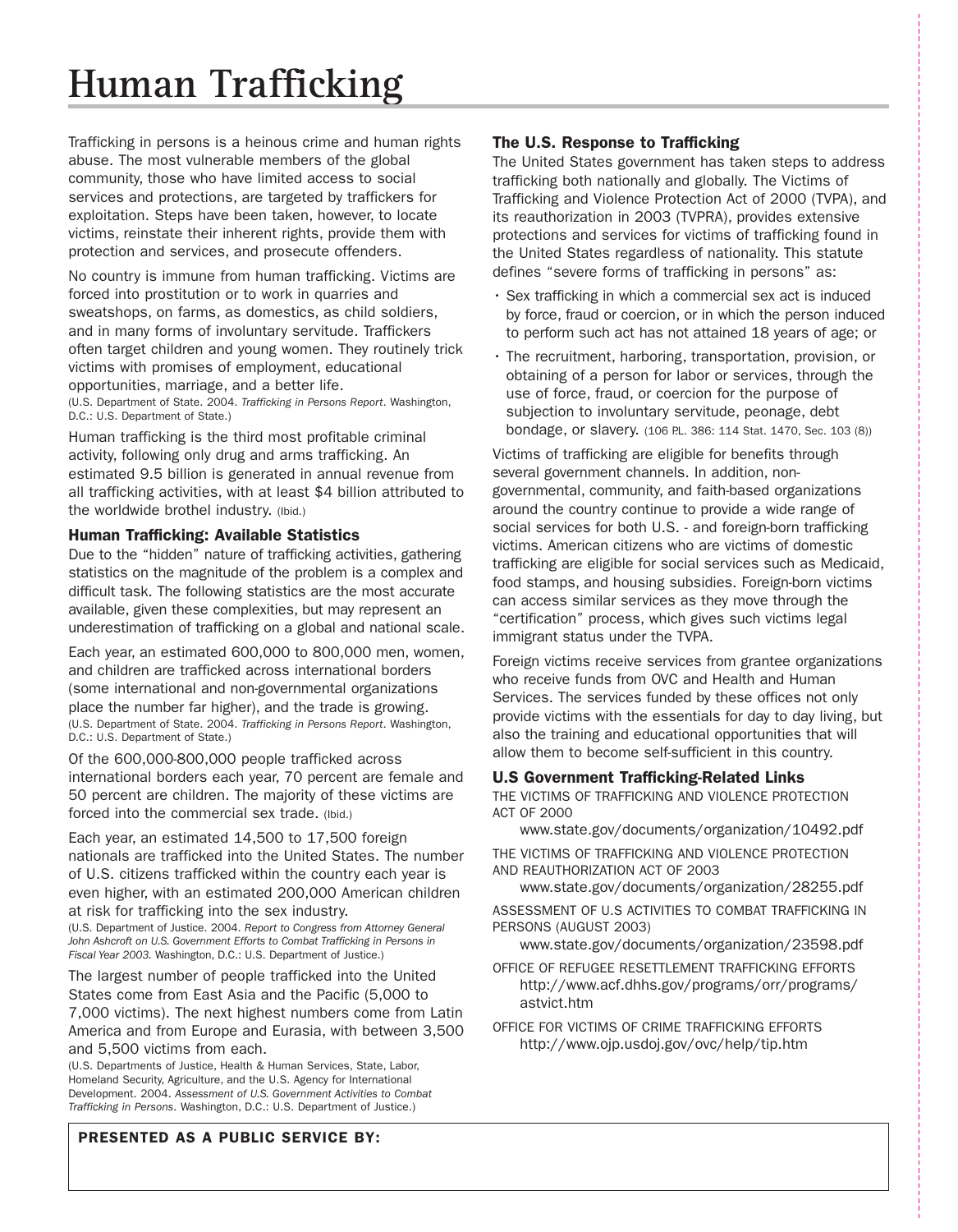# Human Trafficking

Trafficking in persons is a heinous crime and human rights abuse. The most vulnerable members of the global community, those who have limited access to social services and protections, are targeted by traffickers for exploitation. Steps have been taken, however, to locate victims, reinstate their inherent rights, provide them with protection and services, and prosecute offenders.

No country is immune from human trafficking. Victims are forced into prostitution or to work in quarries and sweatshops, on farms, as domestics, as child soldiers, and in many forms of involuntary servitude. Traffickers often target children and young women. They routinely trick victims with promises of employment, educational opportunities, marriage, and a better life.
(U.S. Department of State. 2004. *Trafficking in Persons Report*. Washington, D.C.: U.S. Department of State.)

Human trafficking is the third most profitable criminal activity, following only drug and arms trafficking. An estimated 9.5 billion is generated in annual revenue from all trafficking activities, with at least $4 billion attributed to the worldwide brothel industry. (Ibid.)

### Human Trafficking: Available Statistics

Due to the "hidden" nature of trafficking activities, gathering statistics on the magnitude of the problem is a complex and difficult task. The following statistics are the most accurate available, given these complexities, but may represent an underestimation of trafficking on a global and national scale.

Each year, an estimated 600,000 to 800,000 men, women, and children are trafficked across international borders (some international and non-governmental organizations place the number far higher), and the trade is growing.
(U.S. Department of State. 2004. *Trafficking in Persons Report*. Washington, D.C.: U.S. Department of State.)

Of the 600,000-800,000 people trafficked across international borders each year, 70 percent are female and 50 percent are children. The majority of these victims are forced into the commercial sex trade. (Ibid.)

Each year, an estimated 14,500 to 17,500 foreign nationals are trafficked into the United States. The number of U.S. citizens trafficked within the country each year is even higher, with an estimated 200,000 American children at risk for trafficking into the sex industry.
(U.S. Department of Justice. 2004. *Report to Congress from Attorney General John Ashcroft on U.S. Government Efforts to Combat Trafficking in Persons in Fiscal Year 2003.* Washington, D.C.: U.S. Department of Justice.)

The largest number of people trafficked into the United States come from East Asia and the Pacific (5,000 to 7,000 victims). The next highest numbers come from Latin America and from Europe and Eurasia, with between 3,500 and 5,500 victims from each.
(U.S. Departments of Justice, Health & Human Services, State, Labor, Homeland Security, Agriculture, and the U.S. Agency for International Development. 2004. *Assessment of U.S. Government Activities to Combat Trafficking in Persons*. Washington, D.C.: U.S. Department of Justice.)

### The U.S. Response to Trafficking

The United States government has taken steps to address trafficking both nationally and globally. The Victims of Trafficking and Violence Protection Act of 2000 (TVPA), and its reauthorization in 2003 (TVPRA), provides extensive protections and services for victims of trafficking found in the United States regardless of nationality. This statute defines "severe forms of trafficking in persons" as:

- Sex trafficking in which a commercial sex act is induced by force, fraud or coercion, or in which the person induced to perform such act has not attained 18 years of age; or
- The recruitment, harboring, transportation, provision, or obtaining of a person for labor or services, through the use of force, fraud, or coercion for the purpose of subjection to involuntary servitude, peonage, debt bondage, or slavery. (106 P.L. 386: 114 Stat. 1470, Sec. 103 (8))

Victims of trafficking are eligible for benefits through several government channels. In addition, non-governmental, community, and faith-based organizations around the country continue to provide a wide range of social services for both U.S. - and foreign-born trafficking victims. American citizens who are victims of domestic trafficking are eligible for social services such as Medicaid, food stamps, and housing subsidies. Foreign-born victims can access similar services as they move through the "certification" process, which gives such victims legal immigrant status under the TVPA.

Foreign victims receive services from grantee organizations who receive funds from OVC and Health and Human Services. The services funded by these offices not only provide victims with the essentials for day to day living, but also the training and educational opportunities that will allow them to become self-sufficient in this country.

### U.S Government Trafficking-Related Links

THE VICTIMS OF TRAFFICKING AND VIOLENCE PROTECTION ACT OF 2000
www.state.gov/documents/organization/10492.pdf

THE VICTIMS OF TRAFFICKING AND VIOLENCE PROTECTION AND REAUTHORIZATION ACT OF 2003
www.state.gov/documents/organization/28255.pdf

ASSESSMENT OF U.S ACTIVITIES TO COMBAT TRAFFICKING IN PERSONS (AUGUST 2003)
www.state.gov/documents/organization/23598.pdf

OFFICE OF REFUGEE RESETTLEMENT TRAFFICKING EFFORTS
http://www.acf.dhhs.gov/programs/orr/programs/astvict.htm

OFFICE FOR VICTIMS OF CRIME TRAFFICKING EFFORTS
http://www.ojp.usdoj.gov/ovc/help/tip.htm

**PRESENTED AS A PUBLIC SERVICE BY:**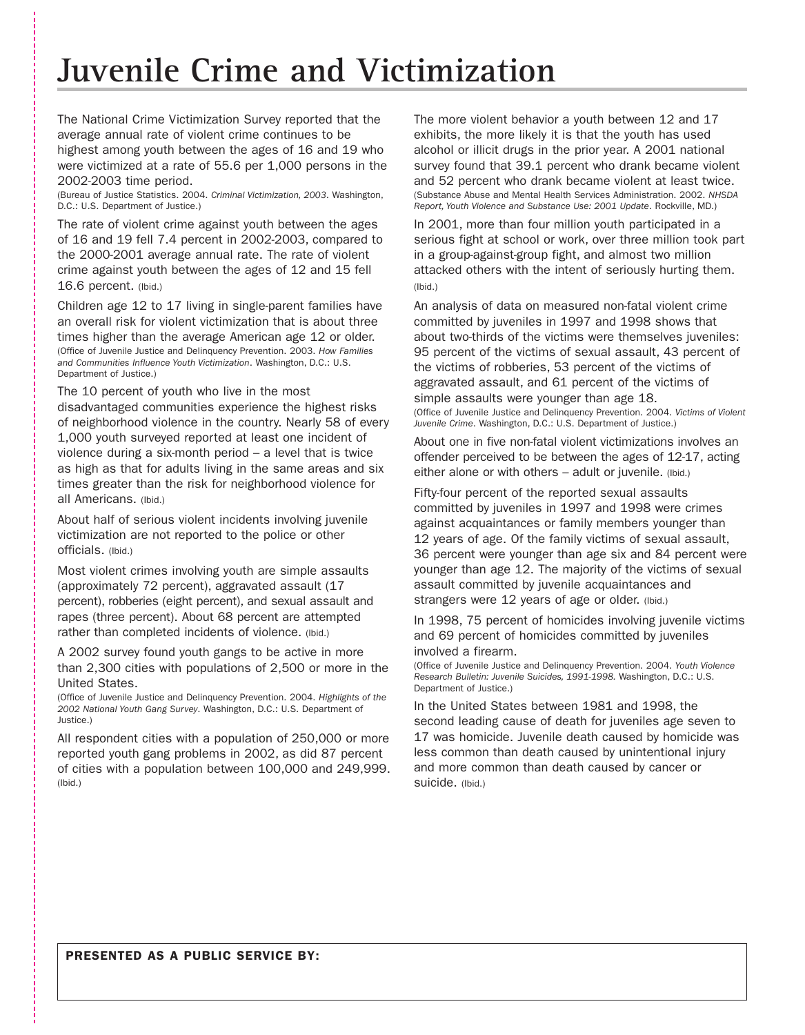# Juvenile Crime and Victimization

The National Crime Victimization Survey reported that the average annual rate of violent crime continues to be highest among youth between the ages of 16 and 19 who were victimized at a rate of 55.6 per 1,000 persons in the 2002-2003 time period.
(Bureau of Justice Statistics. 2004. *Criminal Victimization, 2003*. Washington, D.C.: U.S. Department of Justice.)

The rate of violent crime against youth between the ages of 16 and 19 fell 7.4 percent in 2002-2003, compared to the 2000-2001 average annual rate. The rate of violent crime against youth between the ages of 12 and 15 fell 16.6 percent. (Ibid.)

Children age 12 to 17 living in single-parent families have an overall risk for violent victimization that is about three times higher than the average American age 12 or older.
(Office of Juvenile Justice and Delinquency Prevention. 2003. *How Families and Communities Influence Youth Victimization*. Washington, D.C.: U.S. Department of Justice.)

The 10 percent of youth who live in the most disadvantaged communities experience the highest risks of neighborhood violence in the country. Nearly 58 of every 1,000 youth surveyed reported at least one incident of violence during a six-month period – a level that is twice as high as that for adults living in the same areas and six times greater than the risk for neighborhood violence for all Americans. (Ibid.)

About half of serious violent incidents involving juvenile victimization are not reported to the police or other officials. (Ibid.)

Most violent crimes involving youth are simple assaults (approximately 72 percent), aggravated assault (17 percent), robberies (eight percent), and sexual assault and rapes (three percent). About 68 percent are attempted rather than completed incidents of violence. (Ibid.)

A 2002 survey found youth gangs to be active in more than 2,300 cities with populations of 2,500 or more in the United States.
(Office of Juvenile Justice and Delinquency Prevention. 2004. *Highlights of the 2002 National Youth Gang Survey*. Washington, D.C.: U.S. Department of Justice.)

All respondent cities with a population of 250,000 or more reported youth gang problems in 2002, as did 87 percent of cities with a population between 100,000 and 249,999. (Ibid.)

The more violent behavior a youth between 12 and 17 exhibits, the more likely it is that the youth has used alcohol or illicit drugs in the prior year. A 2001 national survey found that 39.1 percent who drank became violent and 52 percent who drank became violent at least twice.
(Substance Abuse and Mental Health Services Administration. 2002. *NHSDA Report, Youth Violence and Substance Use: 2001 Update*. Rockville, MD.)

In 2001, more than four million youth participated in a serious fight at school or work, over three million took part in a group-against-group fight, and almost two million attacked others with the intent of seriously hurting them. (Ibid.)

An analysis of data on measured non-fatal violent crime committed by juveniles in 1997 and 1998 shows that about two-thirds of the victims were themselves juveniles: 95 percent of the victims of sexual assault, 43 percent of the victims of robberies, 53 percent of the victims of aggravated assault, and 61 percent of the victims of simple assaults were younger than age 18.
(Office of Juvenile Justice and Delinquency Prevention. 2004. *Victims of Violent Juvenile Crime*. Washington, D.C.: U.S. Department of Justice.)

About one in five non-fatal violent victimizations involves an offender perceived to be between the ages of 12-17, acting either alone or with others – adult or juvenile. (Ibid.)

Fifty-four percent of the reported sexual assaults committed by juveniles in 1997 and 1998 were crimes against acquaintances or family members younger than 12 years of age. Of the family victims of sexual assault, 36 percent were younger than age six and 84 percent were younger than age 12. The majority of the victims of sexual assault committed by juvenile acquaintances and strangers were 12 years of age or older. (Ibid.)

In 1998, 75 percent of homicides involving juvenile victims and 69 percent of homicides committed by juveniles involved a firearm.
(Office of Juvenile Justice and Delinquency Prevention. 2004. *Youth Violence Research Bulletin: Juvenile Suicides, 1991-1998.* Washington, D.C.: U.S. Department of Justice.)

In the United States between 1981 and 1998, the second leading cause of death for juveniles age seven to 17 was homicide. Juvenile death caused by homicide was less common than death caused by unintentional injury and more common than death caused by cancer or suicide. (Ibid.)

**PRESENTED AS A PUBLIC SERVICE BY:**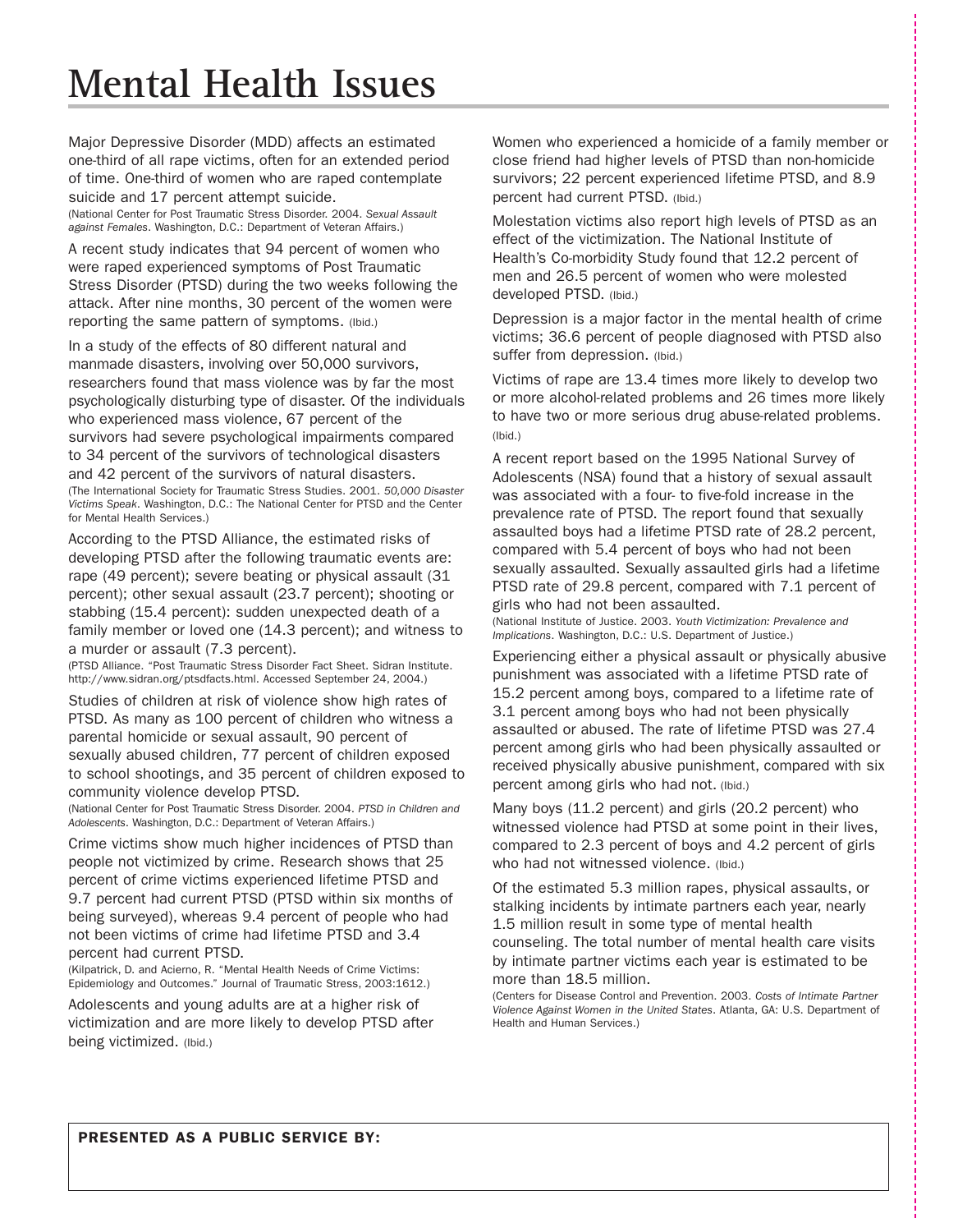# Mental Health Issues

Major Depressive Disorder (MDD) affects an estimated one-third of all rape victims, often for an extended period of time. One-third of women who are raped contemplate suicide and 17 percent attempt suicide.
(National Center for Post Traumatic Stress Disorder. 2004. *Sexual Assault against Females*. Washington, D.C.: Department of Veteran Affairs.)

A recent study indicates that 94 percent of women who were raped experienced symptoms of Post Traumatic Stress Disorder (PTSD) during the two weeks following the attack. After nine months, 30 percent of the women were reporting the same pattern of symptoms. (Ibid.)

In a study of the effects of 80 different natural and manmade disasters, involving over 50,000 survivors, researchers found that mass violence was by far the most psychologically disturbing type of disaster. Of the individuals who experienced mass violence, 67 percent of the survivors had severe psychological impairments compared to 34 percent of the survivors of technological disasters and 42 percent of the survivors of natural disasters.
(The International Society for Traumatic Stress Studies. 2001. *50,000 Disaster Victims Speak*. Washington, D.C.: The National Center for PTSD and the Center for Mental Health Services.)

According to the PTSD Alliance, the estimated risks of developing PTSD after the following traumatic events are: rape (49 percent); severe beating or physical assault (31 percent); other sexual assault (23.7 percent); shooting or stabbing (15.4 percent): sudden unexpected death of a family member or loved one (14.3 percent); and witness to a murder or assault (7.3 percent).
(PTSD Alliance. "Post Traumatic Stress Disorder Fact Sheet. Sidran Institute. http://www.sidran.org/ptsdfacts.html. Accessed September 24, 2004.)

Studies of children at risk of violence show high rates of PTSD. As many as 100 percent of children who witness a parental homicide or sexual assault, 90 percent of sexually abused children, 77 percent of children exposed to school shootings, and 35 percent of children exposed to community violence develop PTSD.
(National Center for Post Traumatic Stress Disorder. 2004. *PTSD in Children and Adolescents*. Washington, D.C.: Department of Veteran Affairs.)

Crime victims show much higher incidences of PTSD than people not victimized by crime. Research shows that 25 percent of crime victims experienced lifetime PTSD and 9.7 percent had current PTSD (PTSD within six months of being surveyed), whereas 9.4 percent of people who had not been victims of crime had lifetime PTSD and 3.4 percent had current PTSD.
(Kilpatrick, D. and Acierno, R. "Mental Health Needs of Crime Victims: Epidemiology and Outcomes." Journal of Traumatic Stress, 2003:1612.)

Adolescents and young adults are at a higher risk of victimization and are more likely to develop PTSD after being victimized. (Ibid.)

Women who experienced a homicide of a family member or close friend had higher levels of PTSD than non-homicide survivors; 22 percent experienced lifetime PTSD, and 8.9 percent had current PTSD. (Ibid.)

Molestation victims also report high levels of PTSD as an effect of the victimization. The National Institute of Health's Co-morbidity Study found that 12.2 percent of men and 26.5 percent of women who were molested developed PTSD. (Ibid.)

Depression is a major factor in the mental health of crime victims; 36.6 percent of people diagnosed with PTSD also suffer from depression. (Ibid.)

Victims of rape are 13.4 times more likely to develop two or more alcohol-related problems and 26 times more likely to have two or more serious drug abuse-related problems. (Ibid.)

A recent report based on the 1995 National Survey of Adolescents (NSA) found that a history of sexual assault was associated with a four- to five-fold increase in the prevalence rate of PTSD. The report found that sexually assaulted boys had a lifetime PTSD rate of 28.2 percent, compared with 5.4 percent of boys who had not been sexually assaulted. Sexually assaulted girls had a lifetime PTSD rate of 29.8 percent, compared with 7.1 percent of girls who had not been assaulted.
(National Institute of Justice. 2003. *Youth Victimization: Prevalence and Implications*. Washington, D.C.: U.S. Department of Justice.)

Experiencing either a physical assault or physically abusive punishment was associated with a lifetime PTSD rate of 15.2 percent among boys, compared to a lifetime rate of 3.1 percent among boys who had not been physically assaulted or abused. The rate of lifetime PTSD was 27.4 percent among girls who had been physically assaulted or received physically abusive punishment, compared with six percent among girls who had not. (Ibid.)

Many boys (11.2 percent) and girls (20.2 percent) who witnessed violence had PTSD at some point in their lives, compared to 2.3 percent of boys and 4.2 percent of girls who had not witnessed violence. (Ibid.)

Of the estimated 5.3 million rapes, physical assaults, or stalking incidents by intimate partners each year, nearly 1.5 million result in some type of mental health counseling. The total number of mental health care visits by intimate partner victims each year is estimated to be more than 18.5 million.
(Centers for Disease Control and Prevention. 2003. *Costs of Intimate Partner Violence Against Women in the United States*. Atlanta, GA: U.S. Department of Health and Human Services.)

**PRESENTED AS A PUBLIC SERVICE BY:**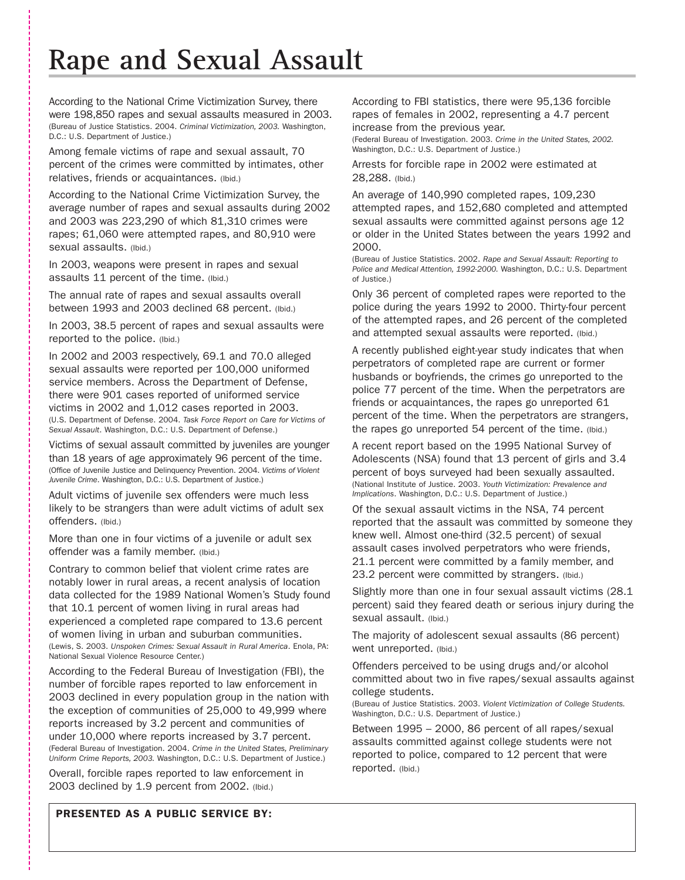# Rape and Sexual Assault

According to the National Crime Victimization Survey, there were 198,850 rapes and sexual assaults measured in 2003. (Bureau of Justice Statistics. 2004. *Criminal Victimization, 2003.* Washington, D.C.: U.S. Department of Justice.)

Among female victims of rape and sexual assault, 70 percent of the crimes were committed by intimates, other relatives, friends or acquaintances. (Ibid.)

According to the National Crime Victimization Survey, the average number of rapes and sexual assaults during 2002 and 2003 was 223,290 of which 81,310 crimes were rapes; 61,060 were attempted rapes, and 80,910 were sexual assaults. (Ibid.)

In 2003, weapons were present in rapes and sexual assaults 11 percent of the time. (Ibid.)

The annual rate of rapes and sexual assaults overall between 1993 and 2003 declined 68 percent. (Ibid.)

In 2003, 38.5 percent of rapes and sexual assaults were reported to the police. (Ibid.)

In 2002 and 2003 respectively, 69.1 and 70.0 alleged sexual assaults were reported per 100,000 uniformed service members. Across the Department of Defense, there were 901 cases reported of uniformed service victims in 2002 and 1,012 cases reported in 2003. (U.S. Department of Defense. 2004. *Task Force Report on Care for Victims of Sexual Assault*. Washington, D.C.: U.S. Department of Defense.)

Victims of sexual assault committed by juveniles are younger than 18 years of age approximately 96 percent of the time. (Office of Juvenile Justice and Delinquency Prevention. 2004. *Victims of Violent Juvenile Crime*. Washington, D.C.: U.S. Department of Justice.)

Adult victims of juvenile sex offenders were much less likely to be strangers than were adult victims of adult sex offenders. (Ibid.)

More than one in four victims of a juvenile or adult sex offender was a family member. (Ibid.)

Contrary to common belief that violent crime rates are notably lower in rural areas, a recent analysis of location data collected for the 1989 National Women's Study found that 10.1 percent of women living in rural areas had experienced a completed rape compared to 13.6 percent of women living in urban and suburban communities. (Lewis, S. 2003. *Unspoken Crimes: Sexual Assault in Rural America*. Enola, PA: National Sexual Violence Resource Center.)

According to the Federal Bureau of Investigation (FBI), the number of forcible rapes reported to law enforcement in 2003 declined in every population group in the nation with the exception of communities of 25,000 to 49,999 where reports increased by 3.2 percent and communities of under 10,000 where reports increased by 3.7 percent. (Federal Bureau of Investigation. 2004. *Crime in the United States, Preliminary Uniform Crime Reports, 2003.* Washington, D.C.: U.S. Department of Justice.)

Overall, forcible rapes reported to law enforcement in 2003 declined by 1.9 percent from 2002. (Ibid.)

According to FBI statistics, there were 95,136 forcible rapes of females in 2002, representing a 4.7 percent increase from the previous year. (Federal Bureau of Investigation. 2003. *Crime in the United States, 2002.* Washington, D.C.: U.S. Department of Justice.)

Arrests for forcible rape in 2002 were estimated at 28,288. (Ibid.)

An average of 140,990 completed rapes, 109,230 attempted rapes, and 152,680 completed and attempted sexual assaults were committed against persons age 12 or older in the United States between the years 1992 and 2000. (Bureau of Justice Statistics. 2002. *Rape and Sexual Assault: Reporting to Police and Medical Attention, 1992-2000.* Washington, D.C.: U.S. Department of Justice.)

Only 36 percent of completed rapes were reported to the police during the years 1992 to 2000. Thirty-four percent of the attempted rapes, and 26 percent of the completed and attempted sexual assaults were reported. (Ibid.)

A recently published eight-year study indicates that when perpetrators of completed rape are current or former husbands or boyfriends, the crimes go unreported to the police 77 percent of the time. When the perpetrators are friends or acquaintances, the rapes go unreported 61 percent of the time. When the perpetrators are strangers, the rapes go unreported 54 percent of the time. (Ibid.)

A recent report based on the 1995 National Survey of Adolescents (NSA) found that 13 percent of girls and 3.4 percent of boys surveyed had been sexually assaulted. (National Institute of Justice. 2003. *Youth Victimization: Prevalence and Implications*. Washington, D.C.: U.S. Department of Justice.)

Of the sexual assault victims in the NSA, 74 percent reported that the assault was committed by someone they knew well. Almost one-third (32.5 percent) of sexual assault cases involved perpetrators who were friends, 21.1 percent were committed by a family member, and 23.2 percent were committed by strangers. (Ibid.)

Slightly more than one in four sexual assault victims (28.1 percent) said they feared death or serious injury during the sexual assault. (Ibid.)

The majority of adolescent sexual assaults (86 percent) went unreported. (Ibid.)

Offenders perceived to be using drugs and/or alcohol committed about two in five rapes/sexual assaults against college students. (Bureau of Justice Statistics. 2003. *Violent Victimization of College Students.* Washington, D.C.: U.S. Department of Justice.)

Between 1995 – 2000, 86 percent of all rapes/sexual assaults committed against college students were not reported to police, compared to 12 percent that were reported. (Ibid.)

**PRESENTED AS A PUBLIC SERVICE BY:**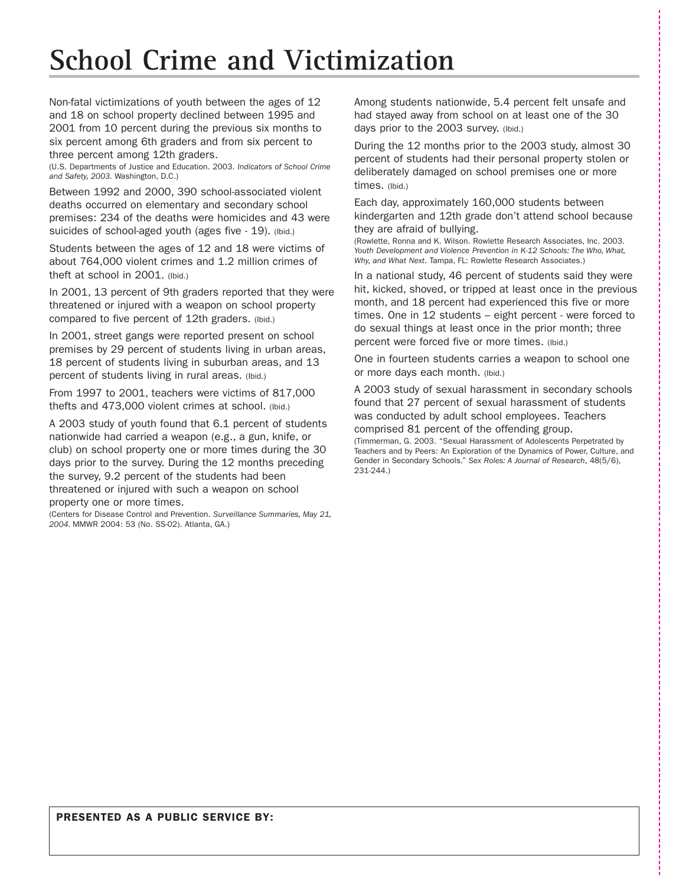# School Crime and Victimization

Non-fatal victimizations of youth between the ages of 12 and 18 on school property declined between 1995 and 2001 from 10 percent during the previous six months to six percent among 6th graders and from six percent to three percent among 12th graders.
(U.S. Departments of Justice and Education. 2003. *Indicators of School Crime and Safety, 2003.* Washington, D.C.)

Between 1992 and 2000, 390 school-associated violent deaths occurred on elementary and secondary school premises: 234 of the deaths were homicides and 43 were suicides of school-aged youth (ages five - 19). (Ibid.)

Students between the ages of 12 and 18 were victims of about 764,000 violent crimes and 1.2 million crimes of theft at school in 2001. (Ibid.)

In 2001, 13 percent of 9th graders reported that they were threatened or injured with a weapon on school property compared to five percent of 12th graders. (Ibid.)

In 2001, street gangs were reported present on school premises by 29 percent of students living in urban areas, 18 percent of students living in suburban areas, and 13 percent of students living in rural areas. (Ibid.)

From 1997 to 2001, teachers were victims of 817,000 thefts and 473,000 violent crimes at school. (Ibid.)

A 2003 study of youth found that 6.1 percent of students nationwide had carried a weapon (e.g., a gun, knife, or club) on school property one or more times during the 30 days prior to the survey. During the 12 months preceding the survey, 9.2 percent of the students had been threatened or injured with such a weapon on school property one or more times.
(Centers for Disease Control and Prevention. *Surveillance Summaries, May 21, 2004*. MMWR 2004: 53 (No. SS-02). Atlanta, GA.)

Among students nationwide, 5.4 percent felt unsafe and had stayed away from school on at least one of the 30 days prior to the 2003 survey. (Ibid.)

During the 12 months prior to the 2003 study, almost 30 percent of students had their personal property stolen or deliberately damaged on school premises one or more times. (Ibid.)

Each day, approximately 160,000 students between kindergarten and 12th grade don't attend school because they are afraid of bullying.
(Rowlette, Ronna and K. Wilson. Rowlette Research Associates, Inc. 2003. *Youth Development and Violence Prevention in K-12 Schools: The Who, What, Why, and What Next*. Tampa, FL: Rowlette Research Associates.)

In a national study, 46 percent of students said they were hit, kicked, shoved, or tripped at least once in the previous month, and 18 percent had experienced this five or more times. One in 12 students – eight percent - were forced to do sexual things at least once in the prior month; three percent were forced five or more times. (Ibid.)

One in fourteen students carries a weapon to school one or more days each month. (Ibid.)

A 2003 study of sexual harassment in secondary schools found that 27 percent of sexual harassment of students was conducted by adult school employees. Teachers comprised 81 percent of the offending group.
(Timmerman, G. 2003. "Sexual Harassment of Adolescents Perpetrated by Teachers and by Peers: An Exploration of the Dynamics of Power, Culture, and Gender in Secondary Schools." *Sex Roles: A Journal of Research*, 48(5/6), 231-244.)

**PRESENTED AS A PUBLIC SERVICE BY:**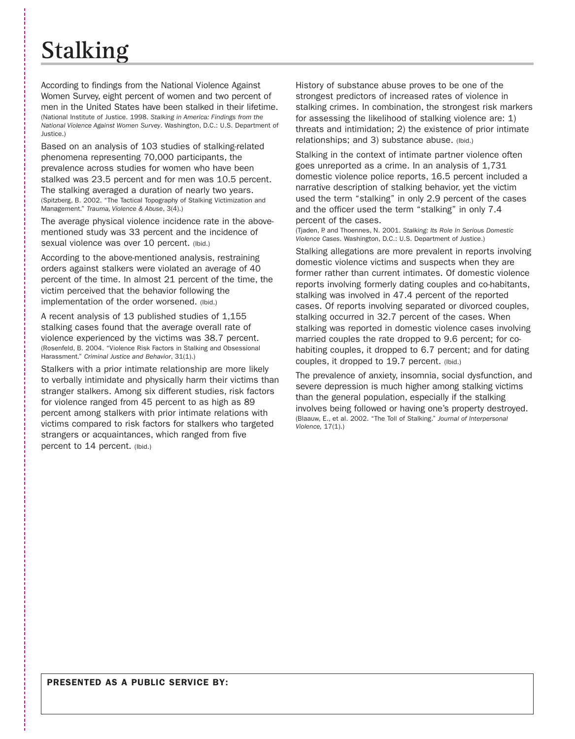# Stalking

According to findings from the National Violence Against Women Survey, eight percent of women and two percent of men in the United States have been stalked in their lifetime. (National Institute of Justice. 1998. *Stalking in America: Findings from the National Violence Against Women Survey*. Washington, D.C.: U.S. Department of Justice.)

Based on an analysis of 103 studies of stalking-related phenomena representing 70,000 participants, the prevalence across studies for women who have been stalked was 23.5 percent and for men was 10.5 percent. The stalking averaged a duration of nearly two years. (Spitzberg, B. 2002. "The Tactical Topography of Stalking Victimization and Management." *Trauma, Violence & Abuse*, 3(4).)

The average physical violence incidence rate in the above-mentioned study was 33 percent and the incidence of sexual violence was over 10 percent. (Ibid.)

According to the above-mentioned analysis, restraining orders against stalkers were violated an average of 40 percent of the time. In almost 21 percent of the time, the victim perceived that the behavior following the implementation of the order worsened. (Ibid.)

A recent analysis of 13 published studies of 1,155 stalking cases found that the average overall rate of violence experienced by the victims was 38.7 percent. (Rosenfeld, B. 2004. "Violence Risk Factors in Stalking and Obsessional Harassment." *Criminal Justice and Behavior*, 31(1).)

Stalkers with a prior intimate relationship are more likely to verbally intimidate and physically harm their victims than stranger stalkers. Among six different studies, risk factors for violence ranged from 45 percent to as high as 89 percent among stalkers with prior intimate relations with victims compared to risk factors for stalkers who targeted strangers or acquaintances, which ranged from five percent to 14 percent. (Ibid.)

History of substance abuse proves to be one of the strongest predictors of increased rates of violence in stalking crimes. In combination, the strongest risk markers for assessing the likelihood of stalking violence are: 1) threats and intimidation; 2) the existence of prior intimate relationships; and 3) substance abuse. (Ibid.)

Stalking in the context of intimate partner violence often goes unreported as a crime. In an analysis of 1,731 domestic violence police reports, 16.5 percent included a narrative description of stalking behavior, yet the victim used the term "stalking" in only 2.9 percent of the cases and the officer used the term "stalking" in only 7.4 percent of the cases.
(Tjaden, P. and Thoennes, N. 2001. *Stalking: Its Role In Serious Domestic Violence Cases*. Washington, D.C.: U.S. Department of Justice.)

Stalking allegations are more prevalent in reports involving domestic violence victims and suspects when they are former rather than current intimates. Of domestic violence reports involving formerly dating couples and co-habitants, stalking was involved in 47.4 percent of the reported cases. Of reports involving separated or divorced couples, stalking occurred in 32.7 percent of the cases. When stalking was reported in domestic violence cases involving married couples the rate dropped to 9.6 percent; for co-habiting couples, it dropped to 6.7 percent; and for dating couples, it dropped to 19.7 percent. (Ibid.)

The prevalence of anxiety, insomnia, social dysfunction, and severe depression is much higher among stalking victims than the general population, especially if the stalking involves being followed or having one's property destroyed. (Blaauw, E., et al. 2002. "The Toll of Stalking." *Journal of Interpersonal Violence,* 17(1).)

**PRESENTED AS A PUBLIC SERVICE BY:**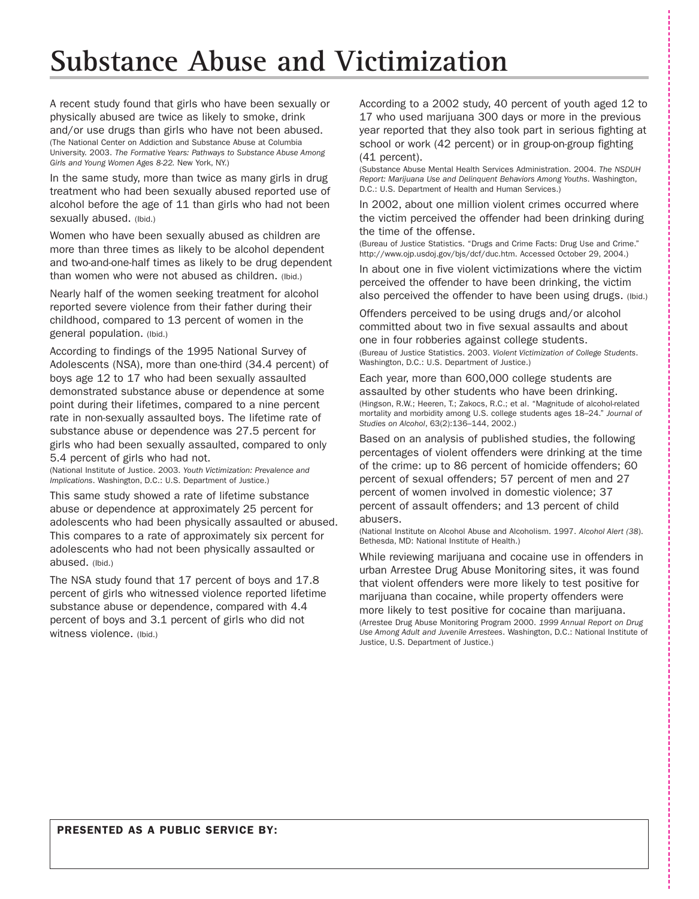# Substance Abuse and Victimization

A recent study found that girls who have been sexually or physically abused are twice as likely to smoke, drink and/or use drugs than girls who have not been abused. (The National Center on Addiction and Substance Abuse at Columbia University. 2003. *The Formative Years: Pathways to Substance Abuse Among Girls and Young Women Ages 8-22.* New York, NY.)

In the same study, more than twice as many girls in drug treatment who had been sexually abused reported use of alcohol before the age of 11 than girls who had not been sexually abused. (Ibid.)

Women who have been sexually abused as children are more than three times as likely to be alcohol dependent and two-and-one-half times as likely to be drug dependent than women who were not abused as children. (Ibid.)

Nearly half of the women seeking treatment for alcohol reported severe violence from their father during their childhood, compared to 13 percent of women in the general population. (Ibid.)

According to findings of the 1995 National Survey of Adolescents (NSA), more than one-third (34.4 percent) of boys age 12 to 17 who had been sexually assaulted demonstrated substance abuse or dependence at some point during their lifetimes, compared to a nine percent rate in non-sexually assaulted boys. The lifetime rate of substance abuse or dependence was 27.5 percent for girls who had been sexually assaulted, compared to only 5.4 percent of girls who had not.
(National Institute of Justice. 2003. *Youth Victimization: Prevalence and Implications*. Washington, D.C.: U.S. Department of Justice.)

This same study showed a rate of lifetime substance abuse or dependence at approximately 25 percent for adolescents who had been physically assaulted or abused. This compares to a rate of approximately six percent for adolescents who had not been physically assaulted or abused. (Ibid.)

The NSA study found that 17 percent of boys and 17.8 percent of girls who witnessed violence reported lifetime substance abuse or dependence, compared with 4.4 percent of boys and 3.1 percent of girls who did not witness violence. (Ibid.)

According to a 2002 study, 40 percent of youth aged 12 to 17 who used marijuana 300 days or more in the previous year reported that they also took part in serious fighting at school or work (42 percent) or in group-on-group fighting (41 percent).
(Substance Abuse Mental Health Services Administration. 2004. *The NSDUH Report: Marijuana Use and Delinquent Behaviors Among Youths*. Washington, D.C.: U.S. Department of Health and Human Services.)

In 2002, about one million violent crimes occurred where the victim perceived the offender had been drinking during the time of the offense.
(Bureau of Justice Statistics. "Drugs and Crime Facts: Drug Use and Crime." http://www.ojp.usdoj.gov/bjs/dcf/duc.htm. Accessed October 29, 2004.)

In about one in five violent victimizations where the victim perceived the offender to have been drinking, the victim also perceived the offender to have been using drugs. (Ibid.)

Offenders perceived to be using drugs and/or alcohol committed about two in five sexual assaults and about one in four robberies against college students.
(Bureau of Justice Statistics. 2003. *Violent Victimization of College Students*. Washington, D.C.: U.S. Department of Justice.)

Each year, more than 600,000 college students are assaulted by other students who have been drinking.
(Hingson, R.W.; Heeren, T.; Zakocs, R.C.; et al. "Magnitude of alcohol-related mortality and morbidity among U.S. college students ages 18–24." *Journal of Studies on Alcohol*, 63(2):136–144, 2002.)

Based on an analysis of published studies, the following percentages of violent offenders were drinking at the time of the crime: up to 86 percent of homicide offenders; 60 percent of sexual offenders; 57 percent of men and 27 percent of women involved in domestic violence; 37 percent of assault offenders; and 13 percent of child abusers.
(National Institute on Alcohol Abuse and Alcoholism. 1997. *Alcohol Alert (38)*. Bethesda, MD: National Institute of Health.)

While reviewing marijuana and cocaine use in offenders in urban Arrestee Drug Abuse Monitoring sites, it was found that violent offenders were more likely to test positive for marijuana than cocaine, while property offenders were more likely to test positive for cocaine than marijuana.
(Arrestee Drug Abuse Monitoring Program 2000. *1999 Annual Report on Drug Use Among Adult and Juvenile Arrestees*. Washington, D.C.: National Institute of Justice, U.S. Department of Justice.)

**PRESENTED AS A PUBLIC SERVICE BY:**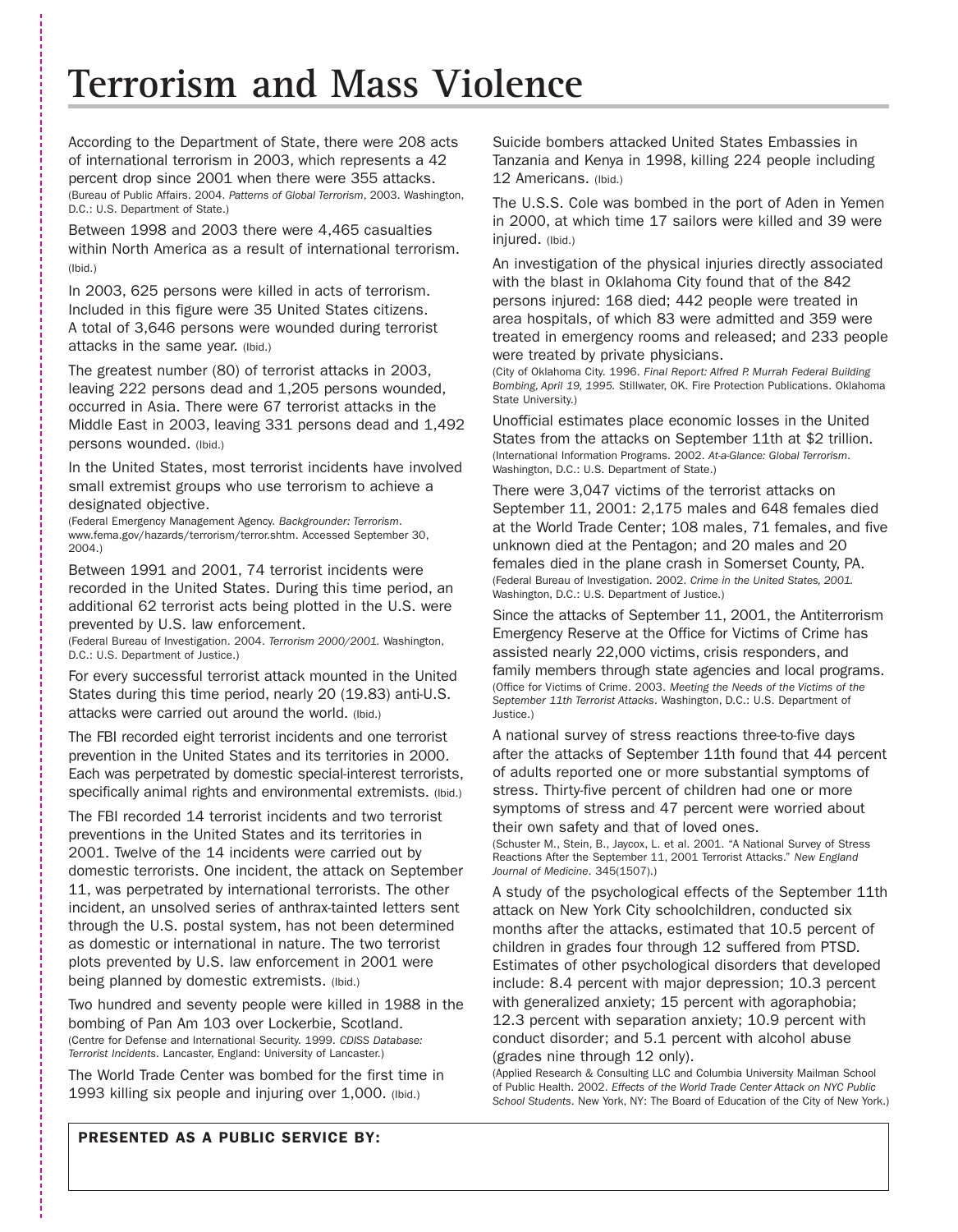# Terrorism and Mass Violence

According to the Department of State, there were 208 acts of international terrorism in 2003, which represents a 42 percent drop since 2001 when there were 355 attacks.
(Bureau of Public Affairs. 2004. *Patterns of Global Terrorism*, 2003. Washington, D.C.: U.S. Department of State.)

Between 1998 and 2003 there were 4,465 casualties within North America as a result of international terrorism.
(Ibid.)

In 2003, 625 persons were killed in acts of terrorism. Included in this figure were 35 United States citizens. A total of 3,646 persons were wounded during terrorist attacks in the same year. (Ibid.)

The greatest number (80) of terrorist attacks in 2003, leaving 222 persons dead and 1,205 persons wounded, occurred in Asia. There were 67 terrorist attacks in the Middle East in 2003, leaving 331 persons dead and 1,492 persons wounded. (Ibid.)

In the United States, most terrorist incidents have involved small extremist groups who use terrorism to achieve a designated objective.
(Federal Emergency Management Agency. *Backgrounder: Terrorism*. www.fema.gov/hazards/terrorism/terror.shtm. Accessed September 30, 2004.)

Between 1991 and 2001, 74 terrorist incidents were recorded in the United States. During this time period, an additional 62 terrorist acts being plotted in the U.S. were prevented by U.S. law enforcement.
(Federal Bureau of Investigation. 2004. *Terrorism 2000/2001.* Washington, D.C.: U.S. Department of Justice.)

For every successful terrorist attack mounted in the United States during this time period, nearly 20 (19.83) anti-U.S. attacks were carried out around the world. (Ibid.)

The FBI recorded eight terrorist incidents and one terrorist prevention in the United States and its territories in 2000. Each was perpetrated by domestic special-interest terrorists, specifically animal rights and environmental extremists. (Ibid.)

The FBI recorded 14 terrorist incidents and two terrorist preventions in the United States and its territories in 2001. Twelve of the 14 incidents were carried out by domestic terrorists. One incident, the attack on September 11, was perpetrated by international terrorists. The other incident, an unsolved series of anthrax-tainted letters sent through the U.S. postal system, has not been determined as domestic or international in nature. The two terrorist plots prevented by U.S. law enforcement in 2001 were being planned by domestic extremists. (Ibid.)

Two hundred and seventy people were killed in 1988 in the bombing of Pan Am 103 over Lockerbie, Scotland.
(Centre for Defense and International Security. 1999. *CDISS Database: Terrorist Incidents*. Lancaster, England: University of Lancaster.)

The World Trade Center was bombed for the first time in 1993 killing six people and injuring over 1,000. (Ibid.)

Suicide bombers attacked United States Embassies in Tanzania and Kenya in 1998, killing 224 people including 12 Americans. (Ibid.)

The U.S.S. Cole was bombed in the port of Aden in Yemen in 2000, at which time 17 sailors were killed and 39 were injured. (Ibid.)

An investigation of the physical injuries directly associated with the blast in Oklahoma City found that of the 842 persons injured: 168 died; 442 people were treated in area hospitals, of which 83 were admitted and 359 were treated in emergency rooms and released; and 233 people were treated by private physicians.
(City of Oklahoma City. 1996. *Final Report: Alfred P. Murrah Federal Building Bombing, April 19, 1995.* Stillwater, OK. Fire Protection Publications. Oklahoma State University.)

Unofficial estimates place economic losses in the United States from the attacks on September 11th at $2 trillion.
(International Information Programs. 2002. *At-a-Glance: Global Terrorism*. Washington, D.C.: U.S. Department of State.)

There were 3,047 victims of the terrorist attacks on September 11, 2001: 2,175 males and 648 females died at the World Trade Center; 108 males, 71 females, and five unknown died at the Pentagon; and 20 males and 20 females died in the plane crash in Somerset County, PA.
(Federal Bureau of Investigation. 2002. *Crime in the United States, 2001.* Washington, D.C.: U.S. Department of Justice.)

Since the attacks of September 11, 2001, the Antiterrorism Emergency Reserve at the Office for Victims of Crime has assisted nearly 22,000 victims, crisis responders, and family members through state agencies and local programs.
(Office for Victims of Crime. 2003. *Meeting the Needs of the Victims of the September 11th Terrorist Attacks*. Washington, D.C.: U.S. Department of Justice.)

A national survey of stress reactions three-to-five days after the attacks of September 11th found that 44 percent of adults reported one or more substantial symptoms of stress. Thirty-five percent of children had one or more symptoms of stress and 47 percent were worried about their own safety and that of loved ones.
(Schuster M., Stein, B., Jaycox, L. et al. 2001. "A National Survey of Stress Reactions After the September 11, 2001 Terrorist Attacks." *New England Journal of Medicine*. 345(1507).)

A study of the psychological effects of the September 11th attack on New York City schoolchildren, conducted six months after the attacks, estimated that 10.5 percent of children in grades four through 12 suffered from PTSD. Estimates of other psychological disorders that developed include: 8.4 percent with major depression; 10.3 percent with generalized anxiety; 15 percent with agoraphobia; 12.3 percent with separation anxiety; 10.9 percent with conduct disorder; and 5.1 percent with alcohol abuse (grades nine through 12 only).
(Applied Research & Consulting LLC and Columbia University Mailman School of Public Health. 2002. *Effects of the World Trade Center Attack on NYC Public School Students*. New York, NY: The Board of Education of the City of New York.)

**PRESENTED AS A PUBLIC SERVICE BY:**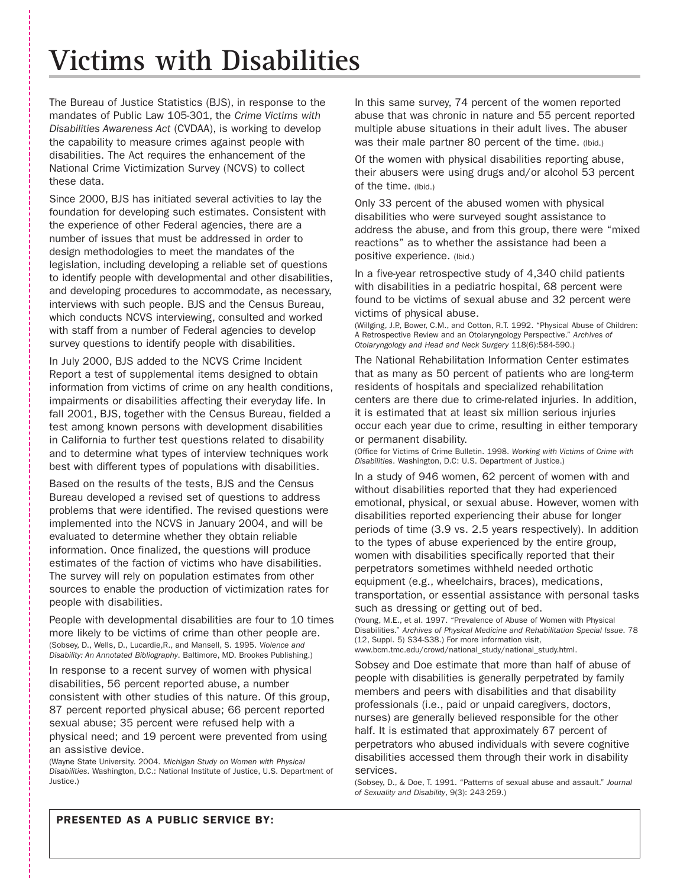# Victims with Disabilities

The Bureau of Justice Statistics (BJS), in response to the mandates of Public Law 105-301, the *Crime Victims with Disabilities Awareness Act* (CVDAA), is working to develop the capability to measure crimes against people with disabilities. The Act requires the enhancement of the National Crime Victimization Survey (NCVS) to collect these data.

Since 2000, BJS has initiated several activities to lay the foundation for developing such estimates. Consistent with the experience of other Federal agencies, there are a number of issues that must be addressed in order to design methodologies to meet the mandates of the legislation, including developing a reliable set of questions to identify people with developmental and other disabilities, and developing procedures to accommodate, as necessary, interviews with such people. BJS and the Census Bureau, which conducts NCVS interviewing, consulted and worked with staff from a number of Federal agencies to develop survey questions to identify people with disabilities.

In July 2000, BJS added to the NCVS Crime Incident Report a test of supplemental items designed to obtain information from victims of crime on any health conditions, impairments or disabilities affecting their everyday life. In fall 2001, BJS, together with the Census Bureau, fielded a test among known persons with development disabilities in California to further test questions related to disability and to determine what types of interview techniques work best with different types of populations with disabilities.

Based on the results of the tests, BJS and the Census Bureau developed a revised set of questions to address problems that were identified. The revised questions were implemented into the NCVS in January 2004, and will be evaluated to determine whether they obtain reliable information. Once finalized, the questions will produce estimates of the faction of victims who have disabilities. The survey will rely on population estimates from other sources to enable the production of victimization rates for people with disabilities.

People with developmental disabilities are four to 10 times more likely to be victims of crime than other people are.
(Sobsey, D., Wells, D., Lucardie,R., and Mansell, S. 1995. *Violence and Disability: An Annotated Bibliography*. Baltimore, MD. Brookes Publishing.)

In response to a recent survey of women with physical disabilities, 56 percent reported abuse, a number consistent with other studies of this nature. Of this group, 87 percent reported physical abuse; 66 percent reported sexual abuse; 35 percent were refused help with a physical need; and 19 percent were prevented from using an assistive device.
(Wayne State University. 2004. *Michigan Study on Women with Physical Disabilities*. Washington, D.C.: National Institute of Justice, U.S. Department of Justice.)

In this same survey, 74 percent of the women reported abuse that was chronic in nature and 55 percent reported multiple abuse situations in their adult lives. The abuser was their male partner 80 percent of the time. (Ibid.)

Of the women with physical disabilities reporting abuse, their abusers were using drugs and/or alcohol 53 percent of the time. (Ibid.)

Only 33 percent of the abused women with physical disabilities who were surveyed sought assistance to address the abuse, and from this group, there were "mixed reactions" as to whether the assistance had been a positive experience. (Ibid.)

In a five-year retrospective study of 4,340 child patients with disabilities in a pediatric hospital, 68 percent were found to be victims of sexual abuse and 32 percent were victims of physical abuse.
(Willging, J.P., Bower, C.M., and Cotton, R.T. 1992. "Physical Abuse of Children: A Retrospective Review and an Otolaryngology Perspective." *Archives of Otolaryngology and Head and Neck Surgery* 118(6):584-590.)

The National Rehabilitation Information Center estimates that as many as 50 percent of patients who are long-term residents of hospitals and specialized rehabilitation centers are there due to crime-related injuries. In addition, it is estimated that at least six million serious injuries occur each year due to crime, resulting in either temporary or permanent disability.
(Office for Victims of Crime Bulletin. 1998. *Working with Victims of Crime with Disabilities*. Washington, D.C: U.S. Department of Justice.)

In a study of 946 women, 62 percent of women with and without disabilities reported that they had experienced emotional, physical, or sexual abuse. However, women with disabilities reported experiencing their abuse for longer periods of time (3.9 vs. 2.5 years respectively). In addition to the types of abuse experienced by the entire group, women with disabilities specifically reported that their perpetrators sometimes withheld needed orthotic equipment (e.g., wheelchairs, braces), medications, transportation, or essential assistance with personal tasks such as dressing or getting out of bed.
(Young, M.E., et al. 1997. "Prevalence of Abuse of Women with Physical Disabilities." *Archives of Physical Medicine and Rehabilitation Special Issue*. 78 (12, Suppl. 5) S34-S38.) For more information visit, www.bcm.tmc.edu/crowd/national_study/national_study.html.

Sobsey and Doe estimate that more than half of abuse of people with disabilities is generally perpetrated by family members and peers with disabilities and that disability professionals (i.e., paid or unpaid caregivers, doctors, nurses) are generally believed responsible for the other half. It is estimated that approximately 67 percent of perpetrators who abused individuals with severe cognitive disabilities accessed them through their work in disability services.
(Sobsey, D., & Doe, T. 1991. "Patterns of sexual abuse and assault." *Journal of Sexuality and Disability*, 9(3): 243-259.)

**PRESENTED AS A PUBLIC SERVICE BY:**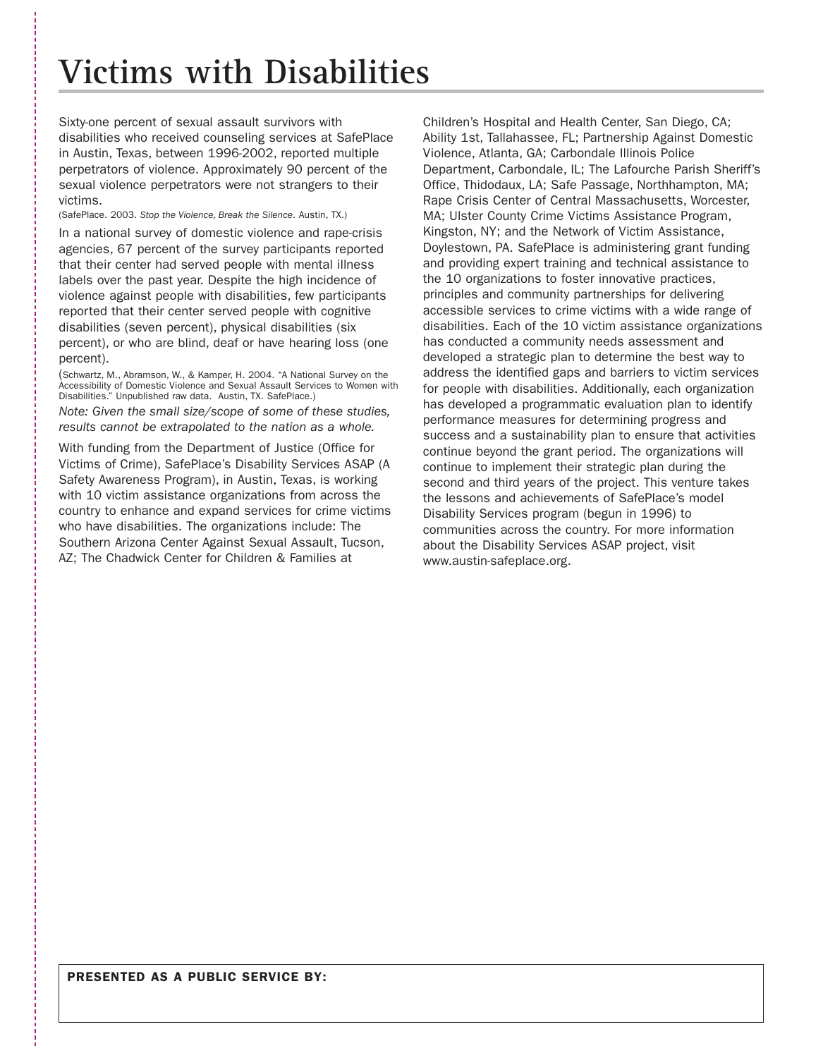# Victims with Disabilities

Sixty-one percent of sexual assault survivors with disabilities who received counseling services at SafePlace in Austin, Texas, between 1996-2002, reported multiple perpetrators of violence. Approximately 90 percent of the sexual violence perpetrators were not strangers to their victims.

(SafePlace. 2003. *Stop the Violence, Break the Silence*. Austin, TX.)

In a national survey of domestic violence and rape-crisis agencies, 67 percent of the survey participants reported that their center had served people with mental illness labels over the past year. Despite the high incidence of violence against people with disabilities, few participants reported that their center served people with cognitive disabilities (seven percent), physical disabilities (six percent), or who are blind, deaf or have hearing loss (one percent).

(Schwartz, M., Abramson, W., & Kamper, H. 2004. "A National Survey on the Accessibility of Domestic Violence and Sexual Assault Services to Women with Disabilities." Unpublished raw data. Austin, TX. SafePlace.)

*Note: Given the small size/scope of some of these studies, results cannot be extrapolated to the nation as a whole.*

With funding from the Department of Justice (Office for Victims of Crime), SafePlace's Disability Services ASAP (A Safety Awareness Program), in Austin, Texas, is working with 10 victim assistance organizations from across the country to enhance and expand services for crime victims who have disabilities. The organizations include: The Southern Arizona Center Against Sexual Assault, Tucson, AZ; The Chadwick Center for Children & Families at Children's Hospital and Health Center, San Diego, CA; Ability 1st, Tallahassee, FL; Partnership Against Domestic Violence, Atlanta, GA; Carbondale Illinois Police Department, Carbondale, IL; The Lafourche Parish Sheriff's Office, Thidodaux, LA; Safe Passage, Northhampton, MA; Rape Crisis Center of Central Massachusetts, Worcester, MA; Ulster County Crime Victims Assistance Program, Kingston, NY; and the Network of Victim Assistance, Doylestown, PA. SafePlace is administering grant funding and providing expert training and technical assistance to the 10 organizations to foster innovative practices, principles and community partnerships for delivering accessible services to crime victims with a wide range of disabilities. Each of the 10 victim assistance organizations has conducted a community needs assessment and developed a strategic plan to determine the best way to address the identified gaps and barriers to victim services for people with disabilities. Additionally, each organization has developed a programmatic evaluation plan to identify performance measures for determining progress and success and a sustainability plan to ensure that activities continue beyond the grant period. The organizations will continue to implement their strategic plan during the second and third years of the project. This venture takes the lessons and achievements of SafePlace's model Disability Services program (begun in 1996) to communities across the country. For more information about the Disability Services ASAP project, visit www.austin-safeplace.org.

**PRESENTED AS A PUBLIC SERVICE BY:**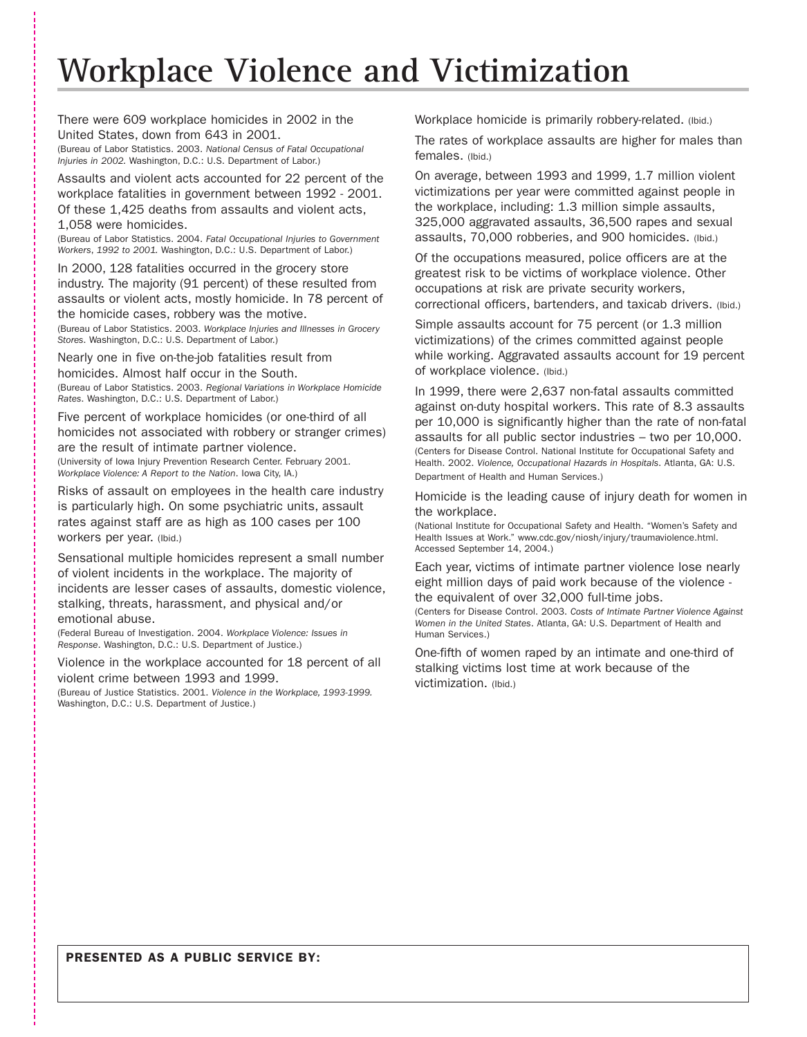# Workplace Violence and Victimization

There were 609 workplace homicides in 2002 in the United States, down from 643 in 2001.
(Bureau of Labor Statistics. 2003. *National Census of Fatal Occupational Injuries in 2002.* Washington, D.C.: U.S. Department of Labor.)

Assaults and violent acts accounted for 22 percent of the workplace fatalities in government between 1992 - 2001. Of these 1,425 deaths from assaults and violent acts, 1,058 were homicides.
(Bureau of Labor Statistics. 2004. *Fatal Occupational Injuries to Government Workers, 1992 to 2001.* Washington, D.C.: U.S. Department of Labor.)

In 2000, 128 fatalities occurred in the grocery store industry. The majority (91 percent) of these resulted from assaults or violent acts, mostly homicide. In 78 percent of the homicide cases, robbery was the motive.
(Bureau of Labor Statistics. 2003. *Workplace Injuries and Illnesses in Grocery Stores.* Washington, D.C.: U.S. Department of Labor.)

Nearly one in five on-the-job fatalities result from homicides. Almost half occur in the South.
(Bureau of Labor Statistics. 2003. *Regional Variations in Workplace Homicide Rates.* Washington, D.C.: U.S. Department of Labor.)

Five percent of workplace homicides (or one-third of all homicides not associated with robbery or stranger crimes) are the result of intimate partner violence.
(University of Iowa Injury Prevention Research Center. February 2001. *Workplace Violence: A Report to the Nation.* Iowa City, IA.)

Risks of assault on employees in the health care industry is particularly high. On some psychiatric units, assault rates against staff are as high as 100 cases per 100 workers per year. (Ibid.)

Sensational multiple homicides represent a small number of violent incidents in the workplace. The majority of incidents are lesser cases of assaults, domestic violence, stalking, threats, harassment, and physical and/or emotional abuse.
(Federal Bureau of Investigation. 2004. *Workplace Violence: Issues in Response.* Washington, D.C.: U.S. Department of Justice.)

Violence in the workplace accounted for 18 percent of all violent crime between 1993 and 1999.
(Bureau of Justice Statistics. 2001. *Violence in the Workplace, 1993-1999.* Washington, D.C.: U.S. Department of Justice.)

Workplace homicide is primarily robbery-related. (Ibid.)

The rates of workplace assaults are higher for males than females. (Ibid.)

On average, between 1993 and 1999, 1.7 million violent victimizations per year were committed against people in the workplace, including: 1.3 million simple assaults, 325,000 aggravated assaults, 36,500 rapes and sexual assaults, 70,000 robberies, and 900 homicides. (Ibid.)

Of the occupations measured, police officers are at the greatest risk to be victims of workplace violence. Other occupations at risk are private security workers, correctional officers, bartenders, and taxicab drivers. (Ibid.)

Simple assaults account for 75 percent (or 1.3 million victimizations) of the crimes committed against people while working. Aggravated assaults account for 19 percent of workplace violence. (Ibid.)

In 1999, there were 2,637 non-fatal assaults committed against on-duty hospital workers. This rate of 8.3 assaults per 10,000 is significantly higher than the rate of non-fatal assaults for all public sector industries – two per 10,000.
(Centers for Disease Control. National Institute for Occupational Safety and Health. 2002. *Violence, Occupational Hazards in Hospitals.* Atlanta, GA: U.S. Department of Health and Human Services.)

Homicide is the leading cause of injury death for women in the workplace.
(National Institute for Occupational Safety and Health. "Women's Safety and Health Issues at Work." www.cdc.gov/niosh/injury/traumaviolence.html. Accessed September 14, 2004.)

Each year, victims of intimate partner violence lose nearly eight million days of paid work because of the violence - the equivalent of over 32,000 full-time jobs.
(Centers for Disease Control. 2003. *Costs of Intimate Partner Violence Against Women in the United States.* Atlanta, GA: U.S. Department of Health and Human Services.)

One-fifth of women raped by an intimate and one-third of stalking victims lost time at work because of the victimization. (Ibid.)

**PRESENTED AS A PUBLIC SERVICE BY:**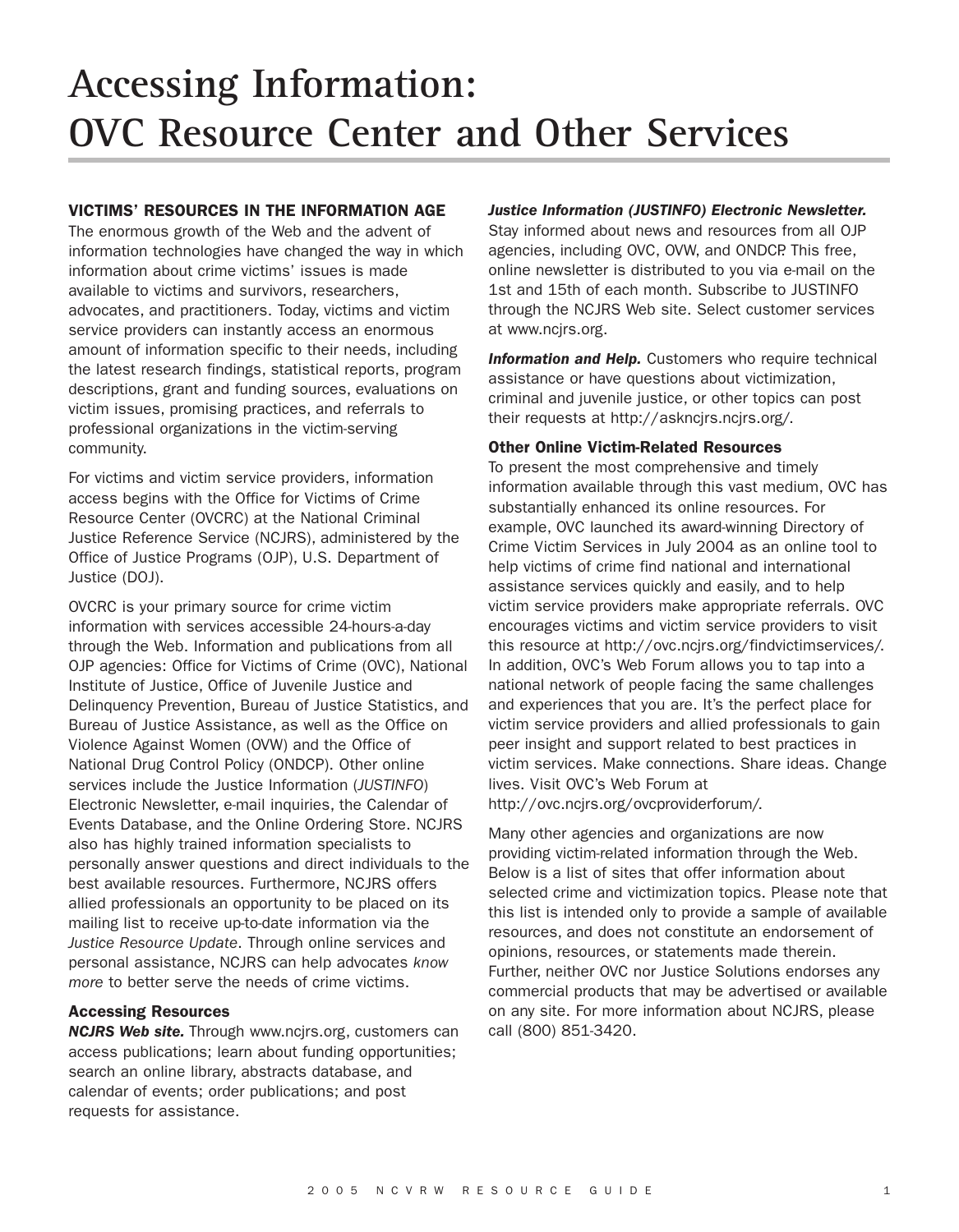# Accessing Information: OVC Resource Center and Other Services

## VICTIMS' RESOURCES IN THE INFORMATION AGE

The enormous growth of the Web and the advent of information technologies have changed the way in which information about crime victims' issues is made available to victims and survivors, researchers, advocates, and practitioners. Today, victims and victim service providers can instantly access an enormous amount of information specific to their needs, including the latest research findings, statistical reports, program descriptions, grant and funding sources, evaluations on victim issues, promising practices, and referrals to professional organizations in the victim-serving community.

For victims and victim service providers, information access begins with the Office for Victims of Crime Resource Center (OVCRC) at the National Criminal Justice Reference Service (NCJRS), administered by the Office of Justice Programs (OJP), U.S. Department of Justice (DOJ).

OVCRC is your primary source for crime victim information with services accessible 24-hours-a-day through the Web. Information and publications from all OJP agencies: Office for Victims of Crime (OVC), National Institute of Justice, Office of Juvenile Justice and Delinquency Prevention, Bureau of Justice Statistics, and Bureau of Justice Assistance, as well as the Office on Violence Against Women (OVW) and the Office of National Drug Control Policy (ONDCP). Other online services include the Justice Information (*JUSTINFO*) Electronic Newsletter, e-mail inquiries, the Calendar of Events Database, and the Online Ordering Store. NCJRS also has highly trained information specialists to personally answer questions and direct individuals to the best available resources. Furthermore, NCJRS offers allied professionals an opportunity to be placed on its mailing list to receive up-to-date information via the *Justice Resource Update*. Through online services and personal assistance, NCJRS can help advocates *know more* to better serve the needs of crime victims.

### Accessing Resources

***NCJRS Web site.*** Through www.ncjrs.org, customers can access publications; learn about funding opportunities; search an online library, abstracts database, and calendar of events; order publications; and post requests for assistance.

***Justice Information (JUSTINFO) Electronic Newsletter.*** Stay informed about news and resources from all OJP agencies, including OVC, OVW, and ONDCP. This free, online newsletter is distributed to you via e-mail on the 1st and 15th of each month. Subscribe to JUSTINFO through the NCJRS Web site. Select customer services at www.ncjrs.org.

***Information and Help.*** Customers who require technical assistance or have questions about victimization, criminal and juvenile justice, or other topics can post their requests at http://askncjrs.ncjrs.org/.

### Other Online Victim-Related Resources

To present the most comprehensive and timely information available through this vast medium, OVC has substantially enhanced its online resources. For example, OVC launched its award-winning Directory of Crime Victim Services in July 2004 as an online tool to help victims of crime find national and international assistance services quickly and easily, and to help victim service providers make appropriate referrals. OVC encourages victims and victim service providers to visit this resource at http://ovc.ncjrs.org/findvictimservices/. In addition, OVC's Web Forum allows you to tap into a national network of people facing the same challenges and experiences that you are. It's the perfect place for victim service providers and allied professionals to gain peer insight and support related to best practices in victim services. Make connections. Share ideas. Change lives. Visit OVC's Web Forum at http://ovc.ncjrs.org/ovcproviderforum/.

Many other agencies and organizations are now providing victim-related information through the Web. Below is a list of sites that offer information about selected crime and victimization topics. Please note that this list is intended only to provide a sample of available resources, and does not constitute an endorsement of opinions, resources, or statements made therein. Further, neither OVC nor Justice Solutions endorses any commercial products that may be advertised or available on any site. For more information about NCJRS, please call (800) 851-3420.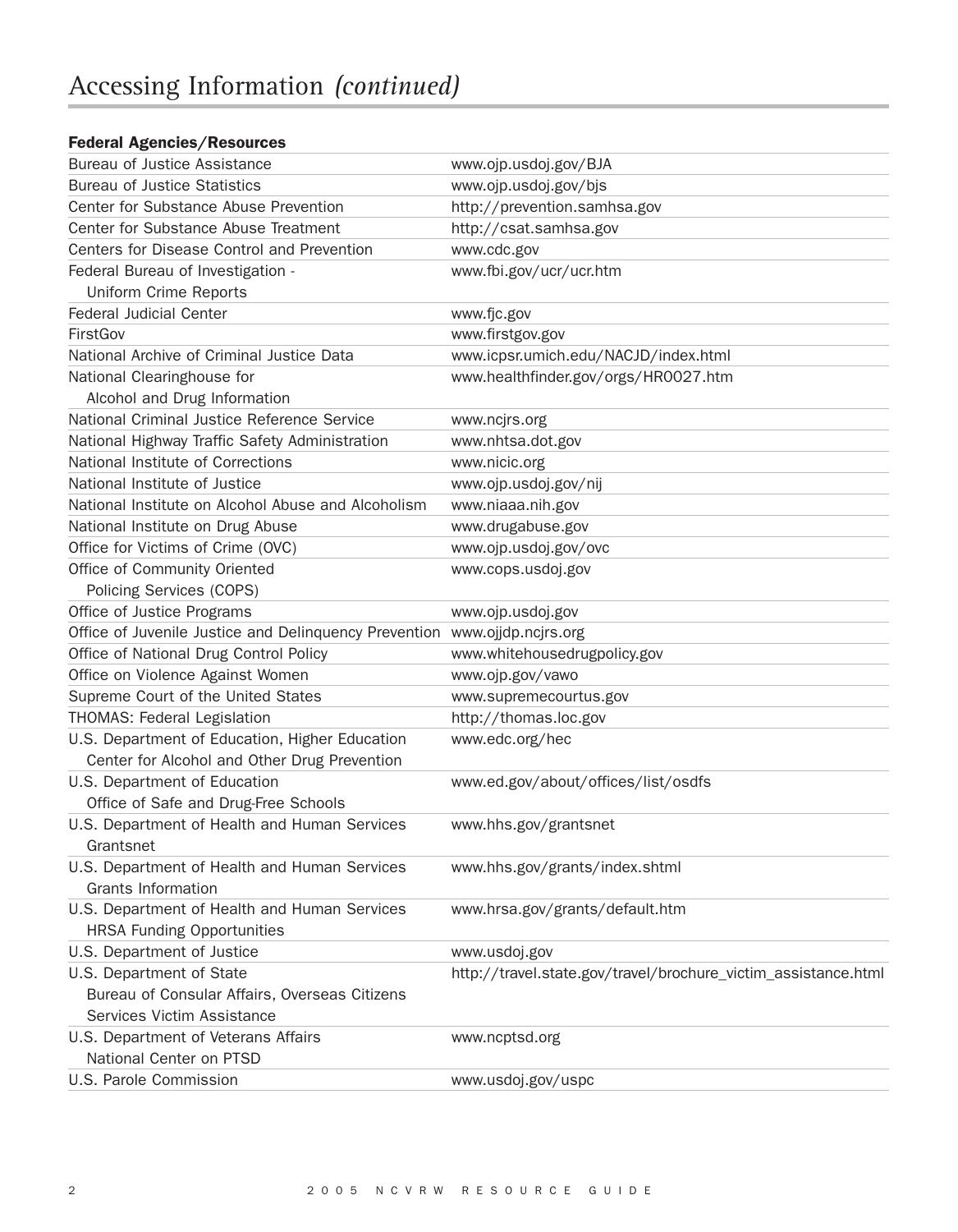# Accessing Information *(continued)*

**Federal Agencies/Resources**

| | |
|---|---|
| Bureau of Justice Assistance | www.ojp.usdoj.gov/BJA |
| Bureau of Justice Statistics | www.ojp.usdoj.gov/bjs |
| Center for Substance Abuse Prevention | http://prevention.samhsa.gov |
| Center for Substance Abuse Treatment | http://csat.samhsa.gov |
| Centers for Disease Control and Prevention | www.cdc.gov |
| Federal Bureau of Investigation - Uniform Crime Reports | www.fbi.gov/ucr/ucr.htm |
| Federal Judicial Center | www.fjc.gov |
| FirstGov | www.firstgov.gov |
| National Archive of Criminal Justice Data | www.icpsr.umich.edu/NACJD/index.html |
| National Clearinghouse for Alcohol and Drug Information | www.healthfinder.gov/orgs/HR0027.htm |
| National Criminal Justice Reference Service | www.ncjrs.org |
| National Highway Traffic Safety Administration | www.nhtsa.dot.gov |
| National Institute of Corrections | www.nicic.org |
| National Institute of Justice | www.ojp.usdoj.gov/nij |
| National Institute on Alcohol Abuse and Alcoholism | www.niaaa.nih.gov |
| National Institute on Drug Abuse | www.drugabuse.gov |
| Office for Victims of Crime (OVC) | www.ojp.usdoj.gov/ovc |
| Office of Community Oriented Policing Services (COPS) | www.cops.usdoj.gov |
| Office of Justice Programs | www.ojp.usdoj.gov |
| Office of Juvenile Justice and Delinquency Prevention | www.ojjdp.ncjrs.org |
| Office of National Drug Control Policy | www.whitehousedrugpolicy.gov |
| Office on Violence Against Women | www.ojp.gov/vawo |
| Supreme Court of the United States | www.supremecourtus.gov |
| THOMAS: Federal Legislation | http://thomas.loc.gov |
| U.S. Department of Education, Higher Education Center for Alcohol and Other Drug Prevention | www.edc.org/hec |
| U.S. Department of Education Office of Safe and Drug-Free Schools | www.ed.gov/about/offices/list/osdfs |
| U.S. Department of Health and Human Services Grantsnet | www.hhs.gov/grantsnet |
| U.S. Department of Health and Human Services Grants Information | www.hhs.gov/grants/index.shtml |
| U.S. Department of Health and Human Services HRSA Funding Opportunities | www.hrsa.gov/grants/default.htm |
| U.S. Department of Justice | www.usdoj.gov |
| U.S. Department of State Bureau of Consular Affairs, Overseas Citizens Services Victim Assistance | http://travel.state.gov/travel/brochure_victim_assistance.html |
| U.S. Department of Veterans Affairs National Center on PTSD | www.ncptsd.org |
| U.S. Parole Commission | www.usdoj.gov/uspc |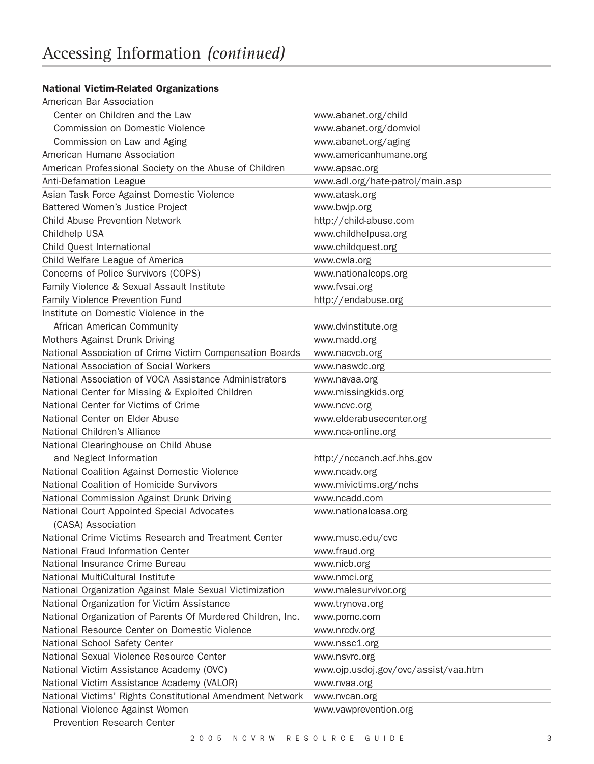# Accessing Information *(continued)*

**National Victim-Related Organizations**

| Organization | Website |
|---|---|
| American Bar Association | |
| Center on Children and the Law | www.abanet.org/child |
| Commission on Domestic Violence | www.abanet.org/domviol |
| Commission on Law and Aging | www.abanet.org/aging |
| American Humane Association | www.americanhumane.org |
| American Professional Society on the Abuse of Children | www.apsac.org |
| Anti-Defamation League | www.adl.org/hate-patrol/main.asp |
| Asian Task Force Against Domestic Violence | www.atask.org |
| Battered Women's Justice Project | www.bwjp.org |
| Child Abuse Prevention Network | http://child-abuse.com |
| Childhelp USA | www.childhelpusa.org |
| Child Quest International | www.childquest.org |
| Child Welfare League of America | www.cwla.org |
| Concerns of Police Survivors (COPS) | www.nationalcops.org |
| Family Violence & Sexual Assault Institute | www.fvsai.org |
| Family Violence Prevention Fund | http://endabuse.org |
| Institute on Domestic Violence in the African American Community | www.dvinstitute.org |
| Mothers Against Drunk Driving | www.madd.org |
| National Association of Crime Victim Compensation Boards | www.nacvcb.org |
| National Association of Social Workers | www.naswdc.org |
| National Association of VOCA Assistance Administrators | www.navaa.org |
| National Center for Missing & Exploited Children | www.missingkids.org |
| National Center for Victims of Crime | www.ncvc.org |
| National Center on Elder Abuse | www.elderabusecenter.org |
| National Children's Alliance | www.nca-online.org |
| National Clearinghouse on Child Abuse and Neglect Information | http://nccanch.acf.hhs.gov |
| National Coalition Against Domestic Violence | www.ncadv.org |
| National Coalition of Homicide Survivors | www.mivictims.org/nchs |
| National Commission Against Drunk Driving | www.ncadd.com |
| National Court Appointed Special Advocates (CASA) Association | www.nationalcasa.org |
| National Crime Victims Research and Treatment Center | www.musc.edu/cvc |
| National Fraud Information Center | www.fraud.org |
| National Insurance Crime Bureau | www.nicb.org |
| National MultiCultural Institute | www.nmci.org |
| National Organization Against Male Sexual Victimization | www.malesurvivor.org |
| National Organization for Victim Assistance | www.trynova.org |
| National Organization of Parents Of Murdered Children, Inc. | www.pomc.com |
| National Resource Center on Domestic Violence | www.nrcdv.org |
| National School Safety Center | www.nssc1.org |
| National Sexual Violence Resource Center | www.nsvrc.org |
| National Victim Assistance Academy (OVC) | www.ojp.usdoj.gov/ovc/assist/vaa.htm |
| National Victim Assistance Academy (VALOR) | www.nvaa.org |
| National Victims' Rights Constitutional Amendment Network | www.nvcan.org |
| National Violence Against Women Prevention Research Center | www.vawprevention.org |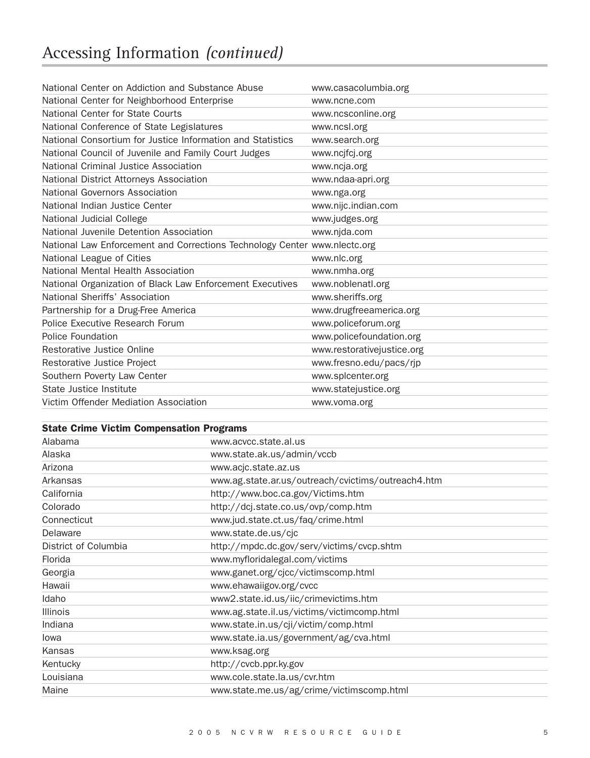# Accessing Information *(continued)*

| | |
|---|---|
| National Center on Addiction and Substance Abuse | www.casacolumbia.org |
| National Center for Neighborhood Enterprise | www.ncne.com |
| National Center for State Courts | www.ncsconline.org |
| National Conference of State Legislatures | www.ncsl.org |
| National Consortium for Justice Information and Statistics | www.search.org |
| National Council of Juvenile and Family Court Judges | www.ncjfcj.org |
| National Criminal Justice Association | www.ncja.org |
| National District Attorneys Association | www.ndaa-apri.org |
| National Governors Association | www.nga.org |
| National Indian Justice Center | www.nijc.indian.com |
| National Judicial College | www.judges.org |
| National Juvenile Detention Association | www.njda.com |
| National Law Enforcement and Corrections Technology Center | www.nlectc.org |
| National League of Cities | www.nlc.org |
| National Mental Health Association | www.nmha.org |
| National Organization of Black Law Enforcement Executives | www.noblenatl.org |
| National Sheriffs' Association | www.sheriffs.org |
| Partnership for a Drug-Free America | www.drugfreeamerica.org |
| Police Executive Research Forum | www.policeforum.org |
| Police Foundation | www.policefoundation.org |
| Restorative Justice Online | www.restorativejustice.org |
| Restorative Justice Project | www.fresno.edu/pacs/rjp |
| Southern Poverty Law Center | www.splcenter.org |
| State Justice Institute | www.statejustice.org |
| Victim Offender Mediation Association | www.voma.org |

| **State Crime Victim Compensation Programs** | |
|---|---|
| Alabama | www.acvcc.state.al.us |
| Alaska | www.state.ak.us/admin/vccb |
| Arizona | www.acjc.state.az.us |
| Arkansas | www.ag.state.ar.us/outreach/cvictims/outreach4.htm |
| California | http://www.boc.ca.gov/Victims.htm |
| Colorado | http://dcj.state.co.us/ovp/comp.htm |
| Connecticut | www.jud.state.ct.us/faq/crime.html |
| Delaware | www.state.de.us/cjc |
| District of Columbia | http://mpdc.dc.gov/serv/victims/cvcp.shtm |
| Florida | www.myfloridalegal.com/victims |
| Georgia | www.ganet.org/cjcc/victimscomp.html |
| Hawaii | www.ehawaiigov.org/cvcc |
| Idaho | www2.state.id.us/iic/crimevictims.htm |
| Illinois | www.ag.state.il.us/victims/victimcomp.html |
| Indiana | www.state.in.us/cji/victim/comp.html |
| Iowa | www.state.ia.us/government/ag/cva.html |
| Kansas | www.ksag.org |
| Kentucky | http://cvcb.ppr.ky.gov |
| Louisiana | www.cole.state.la.us/cvr.htm |
| Maine | www.state.me.us/ag/crime/victimscomp.html |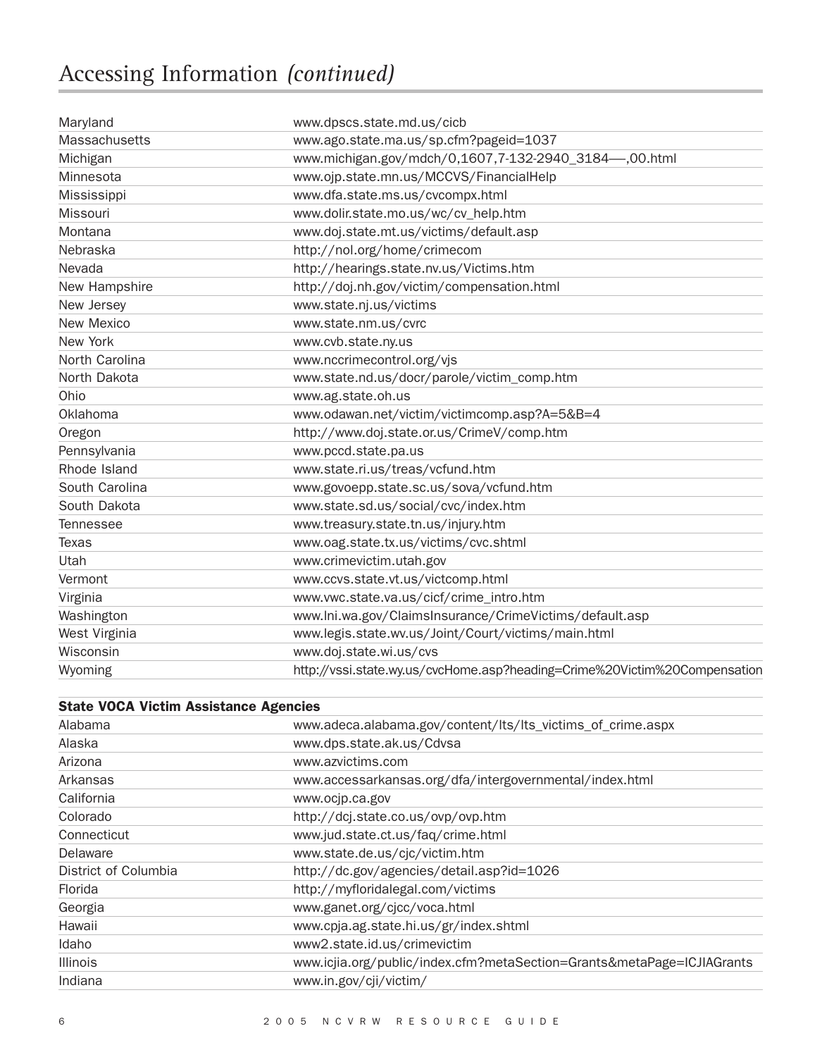# Accessing Information *(continued)*

| | |
|---|---|
| Maryland | www.dpscs.state.md.us/cicb |
| Massachusetts | www.ago.state.ma.us/sp.cfm?pageid=1037 |
| Michigan | www.michigan.gov/mdch/0,1607,7-132-2940_3184—,00.html |
| Minnesota | www.ojp.state.mn.us/MCCVS/FinancialHelp |
| Mississippi | www.dfa.state.ms.us/cvcompx.html |
| Missouri | www.dolir.state.mo.us/wc/cv_help.htm |
| Montana | www.doj.state.mt.us/victims/default.asp |
| Nebraska | http://nol.org/home/crimecom |
| Nevada | http://hearings.state.nv.us/Victims.htm |
| New Hampshire | http://doj.nh.gov/victim/compensation.html |
| New Jersey | www.state.nj.us/victims |
| New Mexico | www.state.nm.us/cvrc |
| New York | www.cvb.state.ny.us |
| North Carolina | www.nccrimecontrol.org/vjs |
| North Dakota | www.state.nd.us/docr/parole/victim_comp.htm |
| Ohio | www.ag.state.oh.us |
| Oklahoma | www.odawan.net/victim/victimcomp.asp?A=5&B=4 |
| Oregon | http://www.doj.state.or.us/CrimeV/comp.htm |
| Pennsylvania | www.pccd.state.pa.us |
| Rhode Island | www.state.ri.us/treas/vcfund.htm |
| South Carolina | www.govoepp.state.sc.us/sova/vcfund.htm |
| South Dakota | www.state.sd.us/social/cvc/index.htm |
| Tennessee | www.treasury.state.tn.us/injury.htm |
| Texas | www.oag.state.tx.us/victims/cvc.shtml |
| Utah | www.crimevictim.utah.gov |
| Vermont | www.ccvs.state.vt.us/victcomp.html |
| Virginia | www.vwc.state.va.us/cicf/crime_intro.htm |
| Washington | www.lni.wa.gov/ClaimsInsurance/CrimeVictims/default.asp |
| West Virginia | www.legis.state.wv.us/Joint/Court/victims/main.html |
| Wisconsin | www.doj.state.wi.us/cvs |
| Wyoming | http://vssi.state.wy.us/cvcHome.asp?heading=Crime%20Victim%20Compensation |

**State VOCA Victim Assistance Agencies**

| | |
|---|---|
| Alabama | www.adeca.alabama.gov/content/lts/lts_victims_of_crime.aspx |
| Alaska | www.dps.state.ak.us/Cdvsa |
| Arizona | www.azvictims.com |
| Arkansas | www.accessarkansas.org/dfa/intergovernmental/index.html |
| California | www.ocjp.ca.gov |
| Colorado | http://dcj.state.co.us/ovp/ovp.htm |
| Connecticut | www.jud.state.ct.us/faq/crime.html |
| Delaware | www.state.de.us/cjc/victim.htm |
| District of Columbia | http://dc.gov/agencies/detail.asp?id=1026 |
| Florida | http://myfloridalegal.com/victims |
| Georgia | www.ganet.org/cjcc/voca.html |
| Hawaii | www.cpja.ag.state.hi.us/gr/index.shtml |
| Idaho | www2.state.id.us/crimevictim |
| Illinois | www.icjia.org/public/index.cfm?metaSection=Grants&metaPage=ICJIAGrants |
| Indiana | www.in.gov/cji/victim/ |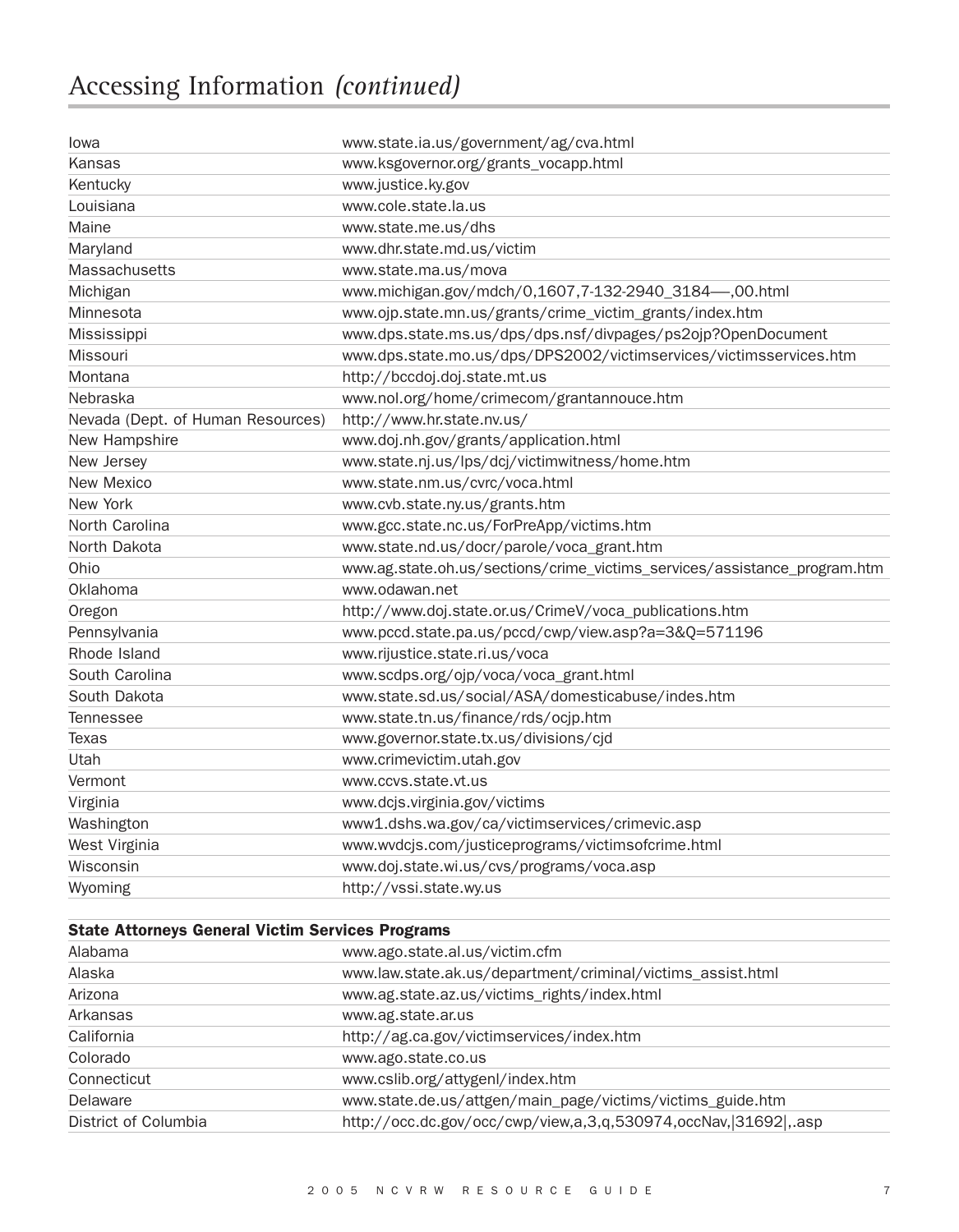# Accessing Information *(continued)*

| | |
|---|---|
| Iowa | www.state.ia.us/government/ag/cva.html |
| Kansas | www.ksgovernor.org/grants_vocapp.html |
| Kentucky | www.justice.ky.gov |
| Louisiana | www.cole.state.la.us |
| Maine | www.state.me.us/dhs |
| Maryland | www.dhr.state.md.us/victim |
| Massachusetts | www.state.ma.us/mova |
| Michigan | www.michigan.gov/mdch/0,1607,7-132-2940_3184—,00.html |
| Minnesota | www.ojp.state.mn.us/grants/crime_victim_grants/index.htm |
| Mississippi | www.dps.state.ms.us/dps/dps.nsf/divpages/ps2ojp?OpenDocument |
| Missouri | www.dps.state.mo.us/dps/DPS2002/victimservices/victimsservices.htm |
| Montana | http://bccdoj.doj.state.mt.us |
| Nebraska | www.nol.org/home/crimecom/grantannouce.htm |
| Nevada (Dept. of Human Resources) | http://www.hr.state.nv.us/ |
| New Hampshire | www.doj.nh.gov/grants/application.html |
| New Jersey | www.state.nj.us/lps/dcj/victimwitness/home.htm |
| New Mexico | www.state.nm.us/cvrc/voca.html |
| New York | www.cvb.state.ny.us/grants.htm |
| North Carolina | www.gcc.state.nc.us/ForPreApp/victims.htm |
| North Dakota | www.state.nd.us/docr/parole/voca_grant.htm |
| Ohio | www.ag.state.oh.us/sections/crime_victims_services/assistance_program.htm |
| Oklahoma | www.odawan.net |
| Oregon | http://www.doj.state.or.us/CrimeV/voca_publications.htm |
| Pennsylvania | www.pccd.state.pa.us/pccd/cwp/view.asp?a=3&Q=571196 |
| Rhode Island | www.rijustice.state.ri.us/voca |
| South Carolina | www.scdps.org/ojp/voca/voca_grant.html |
| South Dakota | www.state.sd.us/social/ASA/domesticabuse/indes.htm |
| Tennessee | www.state.tn.us/finance/rds/ocjp.htm |
| Texas | www.governor.state.tx.us/divisions/cjd |
| Utah | www.crimevictim.utah.gov |
| Vermont | www.ccvs.state.vt.us |
| Virginia | www.dcjs.virginia.gov/victims |
| Washington | www1.dshs.wa.gov/ca/victimservices/crimevic.asp |
| West Virginia | www.wvdcjs.com/justiceprograms/victimsofcrime.html |
| Wisconsin | www.doj.state.wi.us/cvs/programs/voca.asp |
| Wyoming | http://vssi.state.wy.us |

**State Attorneys General Victim Services Programs**

| | |
|---|---|
| Alabama | www.ago.state.al.us/victim.cfm |
| Alaska | www.law.state.ak.us/department/criminal/victims_assist.html |
| Arizona | www.ag.state.az.us/victims_rights/index.html |
| Arkansas | www.ag.state.ar.us |
| California | http://ag.ca.gov/victimservices/index.htm |
| Colorado | www.ago.state.co.us |
| Connecticut | www.cslib.org/attygenl/index.htm |
| Delaware | www.state.de.us/attgen/main_page/victims/victims_guide.htm |
| District of Columbia | http://occ.dc.gov/occ/cwp/view,a,3,q,530974,occNav,\|31692\|,.asp |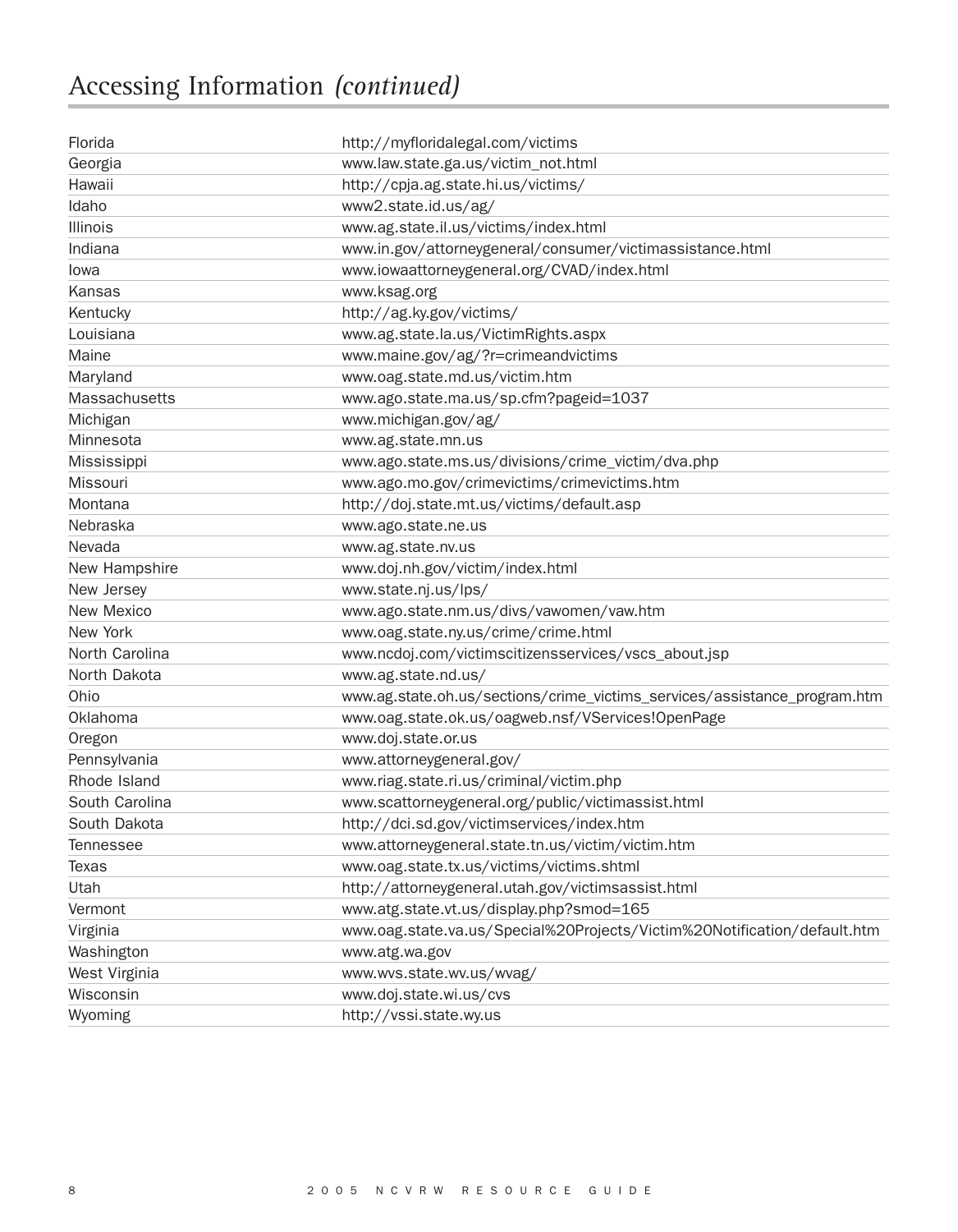# Accessing Information *(continued)*

| | |
|---|---|
| Florida | http://myfloridalegal.com/victims |
| Georgia | www.law.state.ga.us/victim_not.html |
| Hawaii | http://cpja.ag.state.hi.us/victims/ |
| Idaho | www2.state.id.us/ag/ |
| Illinois | www.ag.state.il.us/victims/index.html |
| Indiana | www.in.gov/attorneygeneral/consumer/victimassistance.html |
| Iowa | www.iowaattorneygeneral.org/CVAD/index.html |
| Kansas | www.ksag.org |
| Kentucky | http://ag.ky.gov/victims/ |
| Louisiana | www.ag.state.la.us/VictimRights.aspx |
| Maine | www.maine.gov/ag/?r=crimeandvictims |
| Maryland | www.oag.state.md.us/victim.htm |
| Massachusetts | www.ago.state.ma.us/sp.cfm?pageid=1037 |
| Michigan | www.michigan.gov/ag/ |
| Minnesota | www.ag.state.mn.us |
| Mississippi | www.ago.state.ms.us/divisions/crime_victim/dva.php |
| Missouri | www.ago.mo.gov/crimevictims/crimevictims.htm |
| Montana | http://doj.state.mt.us/victims/default.asp |
| Nebraska | www.ago.state.ne.us |
| Nevada | www.ag.state.nv.us |
| New Hampshire | www.doj.nh.gov/victim/index.html |
| New Jersey | www.state.nj.us/lps/ |
| New Mexico | www.ago.state.nm.us/divs/vawomen/vaw.htm |
| New York | www.oag.state.ny.us/crime/crime.html |
| North Carolina | www.ncdoj.com/victimscitizensservices/vscs_about.jsp |
| North Dakota | www.ag.state.nd.us/ |
| Ohio | www.ag.state.oh.us/sections/crime_victims_services/assistance_program.htm |
| Oklahoma | www.oag.state.ok.us/oagweb.nsf/VServices!OpenPage |
| Oregon | www.doj.state.or.us |
| Pennsylvania | www.attorneygeneral.gov/ |
| Rhode Island | www.riag.state.ri.us/criminal/victim.php |
| South Carolina | www.scattorneygeneral.org/public/victimassist.html |
| South Dakota | http://dci.sd.gov/victimservices/index.htm |
| Tennessee | www.attorneygeneral.state.tn.us/victim/victim.htm |
| Texas | www.oag.state.tx.us/victims/victims.shtml |
| Utah | http://attorneygeneral.utah.gov/victimsassist.html |
| Vermont | www.atg.state.vt.us/display.php?smod=165 |
| Virginia | www.oag.state.va.us/Special%20Projects/Victim%20Notification/default.htm |
| Washington | www.atg.wa.gov |
| West Virginia | www.wvs.state.wv.us/wvag/ |
| Wisconsin | www.doj.state.wi.us/cvs |
| Wyoming | http://vssi.state.wy.us |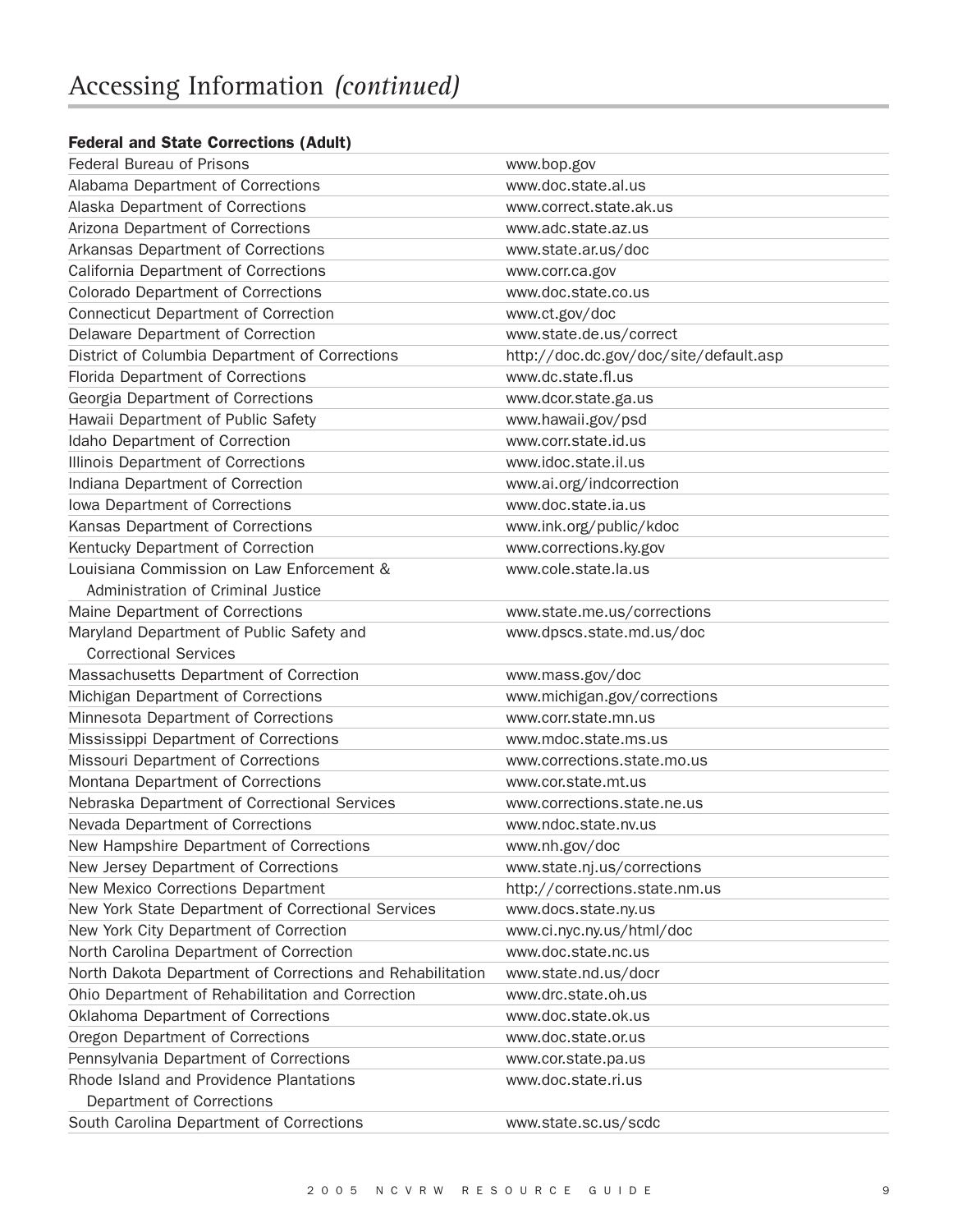# Accessing Information *(continued)*

**Federal and State Corrections (Adult)**

| | |
|---|---|
| Federal Bureau of Prisons | www.bop.gov |
| Alabama Department of Corrections | www.doc.state.al.us |
| Alaska Department of Corrections | www.correct.state.ak.us |
| Arizona Department of Corrections | www.adc.state.az.us |
| Arkansas Department of Corrections | www.state.ar.us/doc |
| California Department of Corrections | www.corr.ca.gov |
| Colorado Department of Corrections | www.doc.state.co.us |
| Connecticut Department of Correction | www.ct.gov/doc |
| Delaware Department of Correction | www.state.de.us/correct |
| District of Columbia Department of Corrections | http://doc.dc.gov/doc/site/default.asp |
| Florida Department of Corrections | www.dc.state.fl.us |
| Georgia Department of Corrections | www.dcor.state.ga.us |
| Hawaii Department of Public Safety | www.hawaii.gov/psd |
| Idaho Department of Correction | www.corr.state.id.us |
| Illinois Department of Corrections | www.idoc.state.il.us |
| Indiana Department of Correction | www.ai.org/indcorrection |
| Iowa Department of Corrections | www.doc.state.ia.us |
| Kansas Department of Corrections | www.ink.org/public/kdoc |
| Kentucky Department of Correction | www.corrections.ky.gov |
| Louisiana Commission on Law Enforcement & Administration of Criminal Justice | www.cole.state.la.us |
| Maine Department of Corrections | www.state.me.us/corrections |
| Maryland Department of Public Safety and Correctional Services | www.dpscs.state.md.us/doc |
| Massachusetts Department of Correction | www.mass.gov/doc |
| Michigan Department of Corrections | www.michigan.gov/corrections |
| Minnesota Department of Corrections | www.corr.state.mn.us |
| Mississippi Department of Corrections | www.mdoc.state.ms.us |
| Missouri Department of Corrections | www.corrections.state.mo.us |
| Montana Department of Corrections | www.cor.state.mt.us |
| Nebraska Department of Correctional Services | www.corrections.state.ne.us |
| Nevada Department of Corrections | www.ndoc.state.nv.us |
| New Hampshire Department of Corrections | www.nh.gov/doc |
| New Jersey Department of Corrections | www.state.nj.us/corrections |
| New Mexico Corrections Department | http://corrections.state.nm.us |
| New York State Department of Correctional Services | www.docs.state.ny.us |
| New York City Department of Correction | www.ci.nyc.ny.us/html/doc |
| North Carolina Department of Correction | www.doc.state.nc.us |
| North Dakota Department of Corrections and Rehabilitation | www.state.nd.us/docr |
| Ohio Department of Rehabilitation and Correction | www.drc.state.oh.us |
| Oklahoma Department of Corrections | www.doc.state.ok.us |
| Oregon Department of Corrections | www.doc.state.or.us |
| Pennsylvania Department of Corrections | www.cor.state.pa.us |
| Rhode Island and Providence Plantations Department of Corrections | www.doc.state.ri.us |
| South Carolina Department of Corrections | www.state.sc.us/scdc |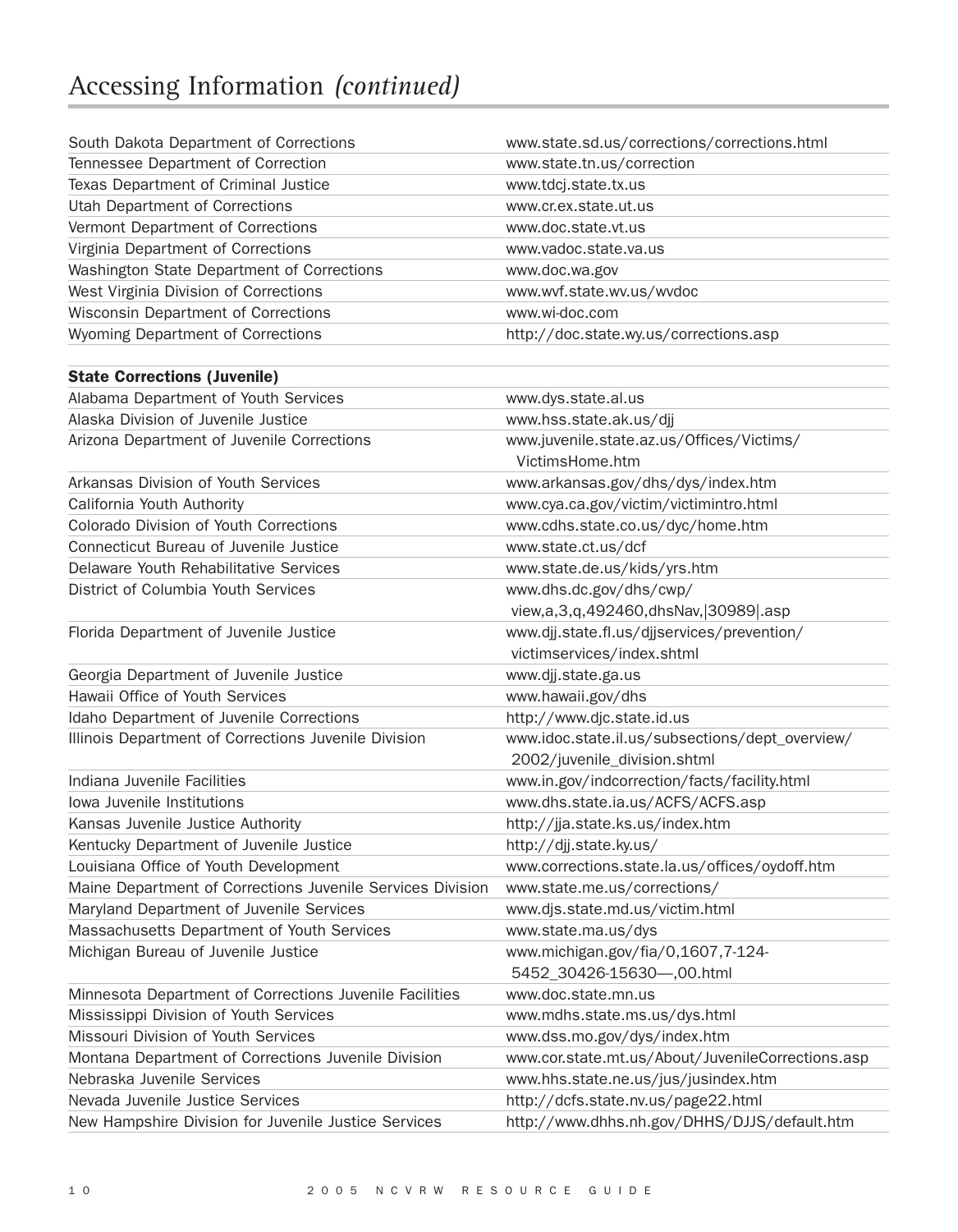# Accessing Information *(continued)*

| | |
|---|---|
| South Dakota Department of Corrections | www.state.sd.us/corrections/corrections.html |
| Tennessee Department of Correction | www.state.tn.us/correction |
| Texas Department of Criminal Justice | www.tdcj.state.tx.us |
| Utah Department of Corrections | www.cr.ex.state.ut.us |
| Vermont Department of Corrections | www.doc.state.vt.us |
| Virginia Department of Corrections | www.vadoc.state.va.us |
| Washington State Department of Corrections | www.doc.wa.gov |
| West Virginia Division of Corrections | www.wvf.state.wv.us/wvdoc |
| Wisconsin Department of Corrections | www.wi-doc.com |
| Wyoming Department of Corrections | http://doc.state.wy.us/corrections.asp |
| | |
| **State Corrections (Juvenile)** | |
| Alabama Department of Youth Services | www.dys.state.al.us |
| Alaska Division of Juvenile Justice | www.hss.state.ak.us/djj |
| Arizona Department of Juvenile Corrections | www.juvenile.state.az.us/Offices/Victims/VictimsHome.htm |
| Arkansas Division of Youth Services | www.arkansas.gov/dhs/dys/index.htm |
| California Youth Authority | www.cya.ca.gov/victim/victimintro.html |
| Colorado Division of Youth Corrections | www.cdhs.state.co.us/dyc/home.htm |
| Connecticut Bureau of Juvenile Justice | www.state.ct.us/dcf |
| Delaware Youth Rehabilitative Services | www.state.de.us/kids/yrs.htm |
| District of Columbia Youth Services | www.dhs.dc.gov/dhs/cwp/view,a,3,q,492460,dhsNav,\|30989\|.asp |
| Florida Department of Juvenile Justice | www.djj.state.fl.us/djjservices/prevention/victimservices/index.shtml |
| Georgia Department of Juvenile Justice | www.djj.state.ga.us |
| Hawaii Office of Youth Services | www.hawaii.gov/dhs |
| Idaho Department of Juvenile Corrections | http://www.djc.state.id.us |
| Illinois Department of Corrections Juvenile Division | www.idoc.state.il.us/subsections/dept_overview/2002/juvenile_division.shtml |
| Indiana Juvenile Facilities | www.in.gov/indcorrection/facts/facility.html |
| Iowa Juvenile Institutions | www.dhs.state.ia.us/ACFS/ACFS.asp |
| Kansas Juvenile Justice Authority | http://jja.state.ks.us/index.htm |
| Kentucky Department of Juvenile Justice | http://djj.state.ky.us/ |
| Louisiana Office of Youth Development | www.corrections.state.la.us/offices/oydoff.htm |
| Maine Department of Corrections Juvenile Services Division | www.state.me.us/corrections/ |
| Maryland Department of Juvenile Services | www.djs.state.md.us/victim.html |
| Massachusetts Department of Youth Services | www.state.ma.us/dys |
| Michigan Bureau of Juvenile Justice | www.michigan.gov/fia/0,1607,7-124-5452_30426-15630—,00.html |
| Minnesota Department of Corrections Juvenile Facilities | www.doc.state.mn.us |
| Mississippi Division of Youth Services | www.mdhs.state.ms.us/dys.html |
| Missouri Division of Youth Services | www.dss.mo.gov/dys/index.htm |
| Montana Department of Corrections Juvenile Division | www.cor.state.mt.us/About/JuvenileCorrections.asp |
| Nebraska Juvenile Services | www.hhs.state.ne.us/jus/jusindex.htm |
| Nevada Juvenile Justice Services | http://dcfs.state.nv.us/page22.html |
| New Hampshire Division for Juvenile Justice Services | http://www.dhhs.nh.gov/DHHS/DJJS/default.htm |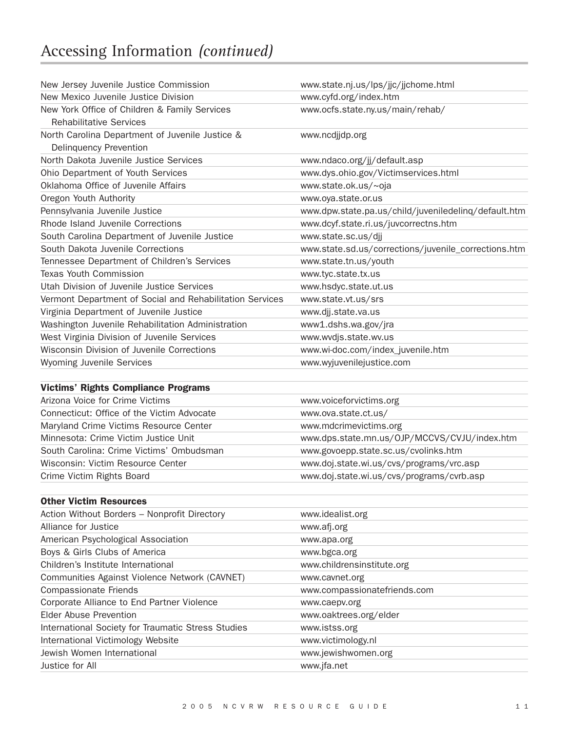# Accessing Information *(continued)*

| | |
|---|---|
| New Jersey Juvenile Justice Commission | www.state.nj.us/lps/jjc/jjchome.html |
| New Mexico Juvenile Justice Division | www.cyfd.org/index.htm |
| New York Office of Children & Family Services Rehabilitative Services | www.ocfs.state.ny.us/main/rehab/ |
| North Carolina Department of Juvenile Justice & Delinquency Prevention | www.ncdjjdp.org |
| North Dakota Juvenile Justice Services | www.ndaco.org/jj/default.asp |
| Ohio Department of Youth Services | www.dys.ohio.gov/Victimservices.html |
| Oklahoma Office of Juvenile Affairs | www.state.ok.us/~oja |
| Oregon Youth Authority | www.oya.state.or.us |
| Pennsylvania Juvenile Justice | www.dpw.state.pa.us/child/juveniledelinq/default.htm |
| Rhode Island Juvenile Corrections | www.dcyf.state.ri.us/juvcorrectns.htm |
| South Carolina Department of Juvenile Justice | www.state.sc.us/djj |
| South Dakota Juvenile Corrections | www.state.sd.us/corrections/juvenile_corrections.htm |
| Tennessee Department of Children's Services | www.state.tn.us/youth |
| Texas Youth Commission | www.tyc.state.tx.us |
| Utah Division of Juvenile Justice Services | www.hsdyc.state.ut.us |
| Vermont Department of Social and Rehabilitation Services | www.state.vt.us/srs |
| Virginia Department of Juvenile Justice | www.djj.state.va.us |
| Washington Juvenile Rehabilitation Administration | www1.dshs.wa.gov/jra |
| West Virginia Division of Juvenile Services | www.wvdjs.state.wv.us |
| Wisconsin Division of Juvenile Corrections | www.wi-doc.com/index_juvenile.htm |
| Wyoming Juvenile Services | www.wyjuvenilejustice.com |

| **Victims' Rights Compliance Programs** | |
|---|---|
| Arizona Voice for Crime Victims | www.voiceforvictims.org |
| Connecticut: Office of the Victim Advocate | www.ova.state.ct.us/ |
| Maryland Crime Victims Resource Center | www.mdcrimevictims.org |
| Minnesota: Crime Victim Justice Unit | www.dps.state.mn.us/OJP/MCCVS/CVJU/index.htm |
| South Carolina: Crime Victims' Ombudsman | www.govoepp.state.sc.us/cvolinks.htm |
| Wisconsin: Victim Resource Center | www.doj.state.wi.us/cvs/programs/vrc.asp |
| Crime Victim Rights Board | www.doj.state.wi.us/cvs/programs/cvrb.asp |

| **Other Victim Resources** | |
|---|---|
| Action Without Borders – Nonprofit Directory | www.idealist.org |
| Alliance for Justice | www.afj.org |
| American Psychological Association | www.apa.org |
| Boys & Girls Clubs of America | www.bgca.org |
| Children's Institute International | www.childrensinstitute.org |
| Communities Against Violence Network (CAVNET) | www.cavnet.org |
| Compassionate Friends | www.compassionatefriends.com |
| Corporate Alliance to End Partner Violence | www.caepv.org |
| Elder Abuse Prevention | www.oaktrees.org/elder |
| International Society for Traumatic Stress Studies | www.istss.org |
| International Victimology Website | www.victimology.nl |
| Jewish Women International | www.jewishwomen.org |
| Justice for All | www.jfa.net |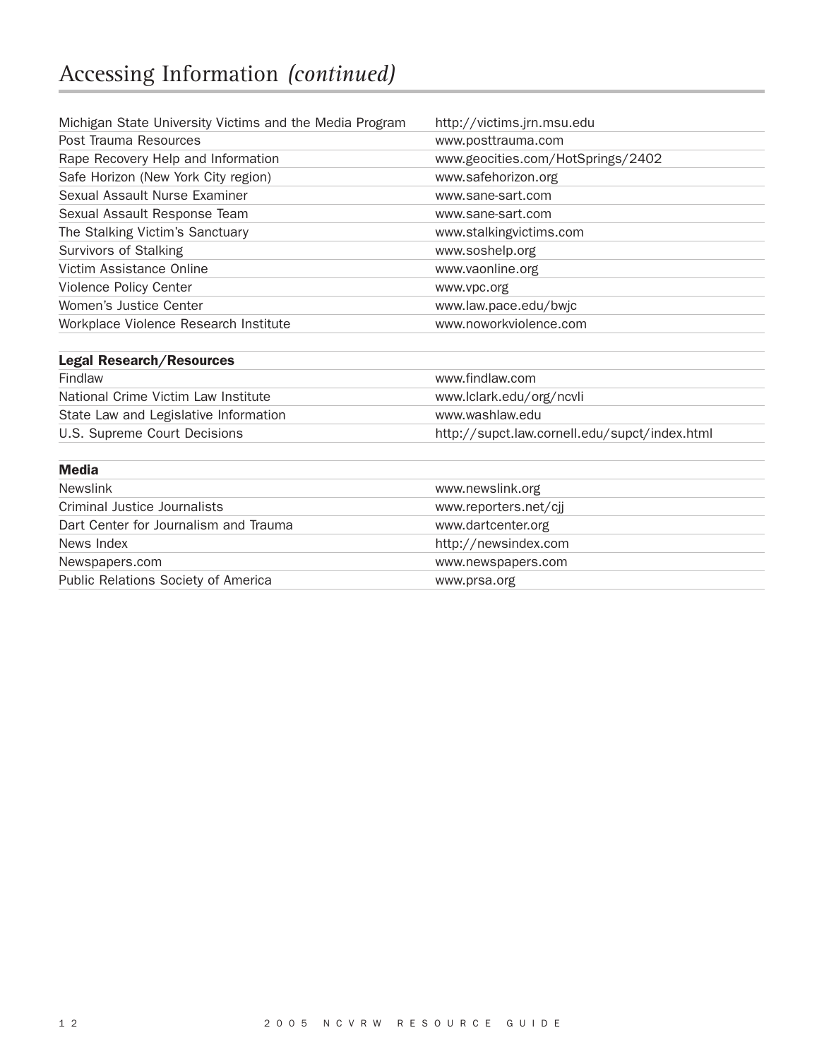# Accessing Information *(continued)*

| | |
|---|---|
| Michigan State University Victims and the Media Program | http://victims.jrn.msu.edu |
| Post Trauma Resources | www.posttrauma.com |
| Rape Recovery Help and Information | www.geocities.com/HotSprings/2402 |
| Safe Horizon (New York City region) | www.safehorizon.org |
| Sexual Assault Nurse Examiner | www.sane-sart.com |
| Sexual Assault Response Team | www.sane-sart.com |
| The Stalking Victim's Sanctuary | www.stalkingvictims.com |
| Survivors of Stalking | www.soshelp.org |
| Victim Assistance Online | www.vaonline.org |
| Violence Policy Center | www.vpc.org |
| Women's Justice Center | www.law.pace.edu/bwjc |
| Workplace Violence Research Institute | www.noworkviolence.com |

| **Legal Research/Resources** | |
|---|---|
| Findlaw | www.findlaw.com |
| National Crime Victim Law Institute | www.lclark.edu/org/ncvli |
| State Law and Legislative Information | www.washlaw.edu |
| U.S. Supreme Court Decisions | http://supct.law.cornell.edu/supct/index.html |

| **Media** | |
|---|---|
| Newslink | www.newslink.org |
| Criminal Justice Journalists | www.reporters.net/cjj |
| Dart Center for Journalism and Trauma | www.dartcenter.org |
| News Index | http://newsindex.com |
| Newspapers.com | www.newspapers.com |
| Public Relations Society of America | www.prsa.org |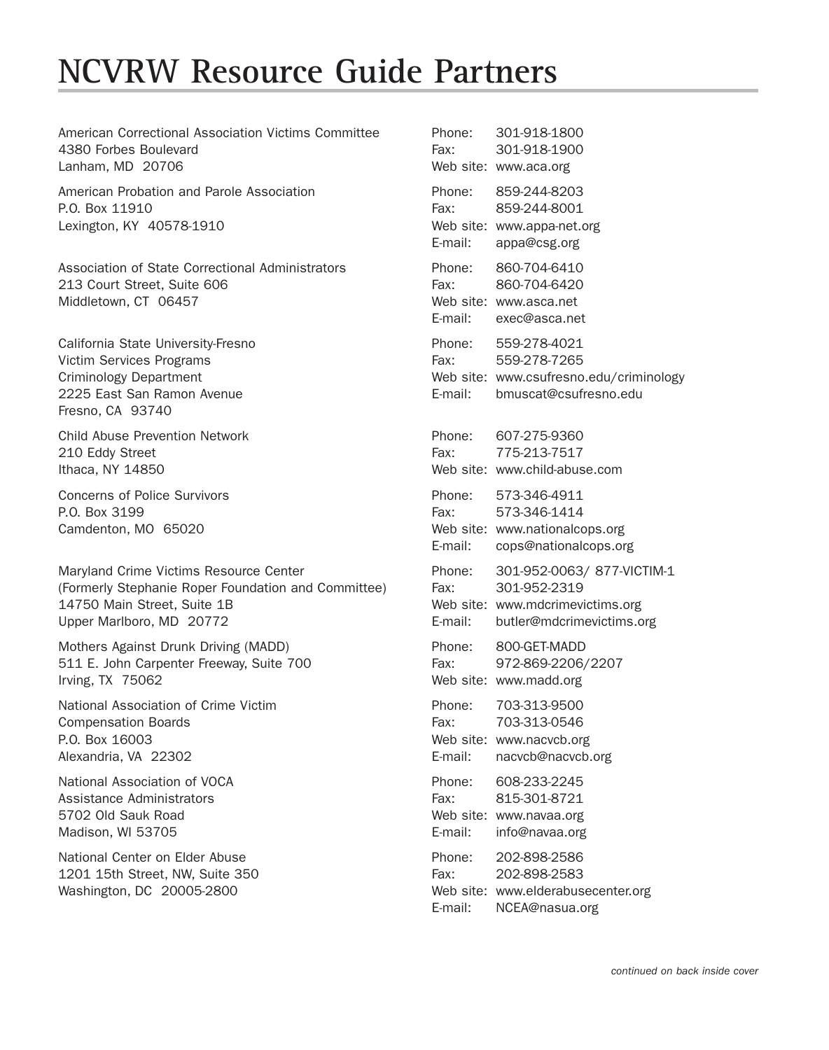# NCVRW Resource Guide Partners

American Correctional Association Victims Committee
4380 Forbes Boulevard
Lanham, MD 20706

Phone: 301-918-1800
Fax: 301-918-1900
Web site: www.aca.org

American Probation and Parole Association
P.O. Box 11910
Lexington, KY 40578-1910

Phone: 859-244-8203
Fax: 859-244-8001
Web site: www.appa-net.org
E-mail: appa@csg.org

Association of State Correctional Administrators
213 Court Street, Suite 606
Middletown, CT 06457

Phone: 860-704-6410
Fax: 860-704-6420
Web site: www.asca.net
E-mail: exec@asca.net

California State University-Fresno
Victim Services Programs
Criminology Department
2225 East San Ramon Avenue
Fresno, CA 93740

Phone: 559-278-4021
Fax: 559-278-7265
Web site: www.csufresno.edu/criminology
E-mail: bmuscat@csufresno.edu

Child Abuse Prevention Network
210 Eddy Street
Ithaca, NY 14850

Phone: 607-275-9360
Fax: 775-213-7517
Web site: www.child-abuse.com

Concerns of Police Survivors
P.O. Box 3199
Camdenton, MO 65020

Phone: 573-346-4911
Fax: 573-346-1414
Web site: www.nationalcops.org
E-mail: cops@nationalcops.org

Maryland Crime Victims Resource Center
(Formerly Stephanie Roper Foundation and Committee)
14750 Main Street, Suite 1B
Upper Marlboro, MD 20772

Phone: 301-952-0063/ 877-VICTIM-1
Fax: 301-952-2319
Web site: www.mdcrimevictims.org
E-mail: butler@mdcrimevictims.org

Mothers Against Drunk Driving (MADD)
511 E. John Carpenter Freeway, Suite 700
Irving, TX 75062

Phone: 800-GET-MADD
Fax: 972-869-2206/2207
Web site: www.madd.org

National Association of Crime Victim Compensation Boards
P.O. Box 16003
Alexandria, VA 22302

Phone: 703-313-9500
Fax: 703-313-0546
Web site: www.nacvcb.org
E-mail: nacvcb@nacvcb.org

National Association of VOCA Assistance Administrators
5702 Old Sauk Road
Madison, WI 53705

Phone: 608-233-2245
Fax: 815-301-8721
Web site: www.navaa.org
E-mail: info@navaa.org

National Center on Elder Abuse
1201 15th Street, NW, Suite 350
Washington, DC 20005-2800

Phone: 202-898-2586
Fax: 202-898-2583
Web site: www.elderabusecenter.org
E-mail: NCEA@nasua.org

*continued on back inside cover*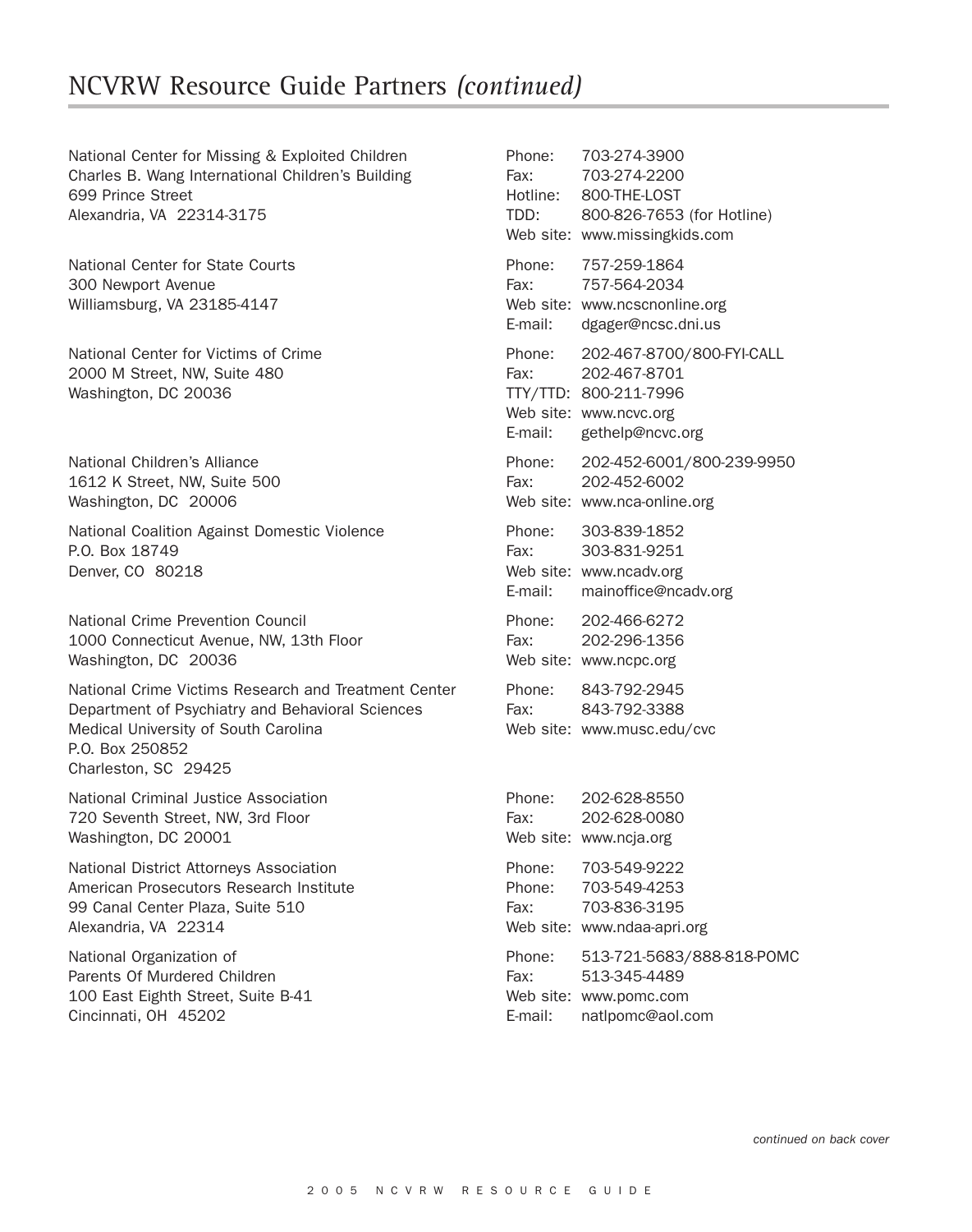# NCVRW Resource Guide Partners *(continued)*

National Center for Missing & Exploited Children
Charles B. Wang International Children's Building
699 Prince Street
Alexandria, VA 22314-3175

Phone: 703-274-3900
Fax: 703-274-2200
Hotline: 800-THE-LOST
TDD: 800-826-7653 (for Hotline)
Web site: www.missingkids.com

National Center for State Courts
300 Newport Avenue
Williamsburg, VA 23185-4147

Phone: 757-259-1864
Fax: 757-564-2034
Web site: www.ncscnonline.org
E-mail: dgager@ncsc.dni.us

National Center for Victims of Crime
2000 M Street, NW, Suite 480
Washington, DC 20036

Phone: 202-467-8700/800-FYI-CALL
Fax: 202-467-8701
TTY/TTD: 800-211-7996
Web site: www.ncvc.org
E-mail: gethelp@ncvc.org

National Children's Alliance
1612 K Street, NW, Suite 500
Washington, DC 20006

Phone: 202-452-6001/800-239-9950
Fax: 202-452-6002
Web site: www.nca-online.org

National Coalition Against Domestic Violence
P.O. Box 18749
Denver, CO 80218

Phone: 303-839-1852
Fax: 303-831-9251
Web site: www.ncadv.org
E-mail: mainoffice@ncadv.org

National Crime Prevention Council
1000 Connecticut Avenue, NW, 13th Floor
Washington, DC 20036

Phone: 202-466-6272
Fax: 202-296-1356
Web site: www.ncpc.org

National Crime Victims Research and Treatment Center
Department of Psychiatry and Behavioral Sciences
Medical University of South Carolina
P.O. Box 250852
Charleston, SC 29425

Phone: 843-792-2945
Fax: 843-792-3388
Web site: www.musc.edu/cvc

National Criminal Justice Association
720 Seventh Street, NW, 3rd Floor
Washington, DC 20001

Phone: 202-628-8550
Fax: 202-628-0080
Web site: www.ncja.org

National District Attorneys Association
American Prosecutors Research Institute
99 Canal Center Plaza, Suite 510
Alexandria, VA 22314

Phone: 703-549-9222
Phone: 703-549-4253
Fax: 703-836-3195
Web site: www.ndaa-apri.org

National Organization of
Parents Of Murdered Children
100 East Eighth Street, Suite B-41
Cincinnati, OH 45202

Phone: 513-721-5683/888-818-POMC
Fax: 513-345-4489
Web site: www.pomc.com
E-mail: natlpomc@aol.com

*continued on back cover*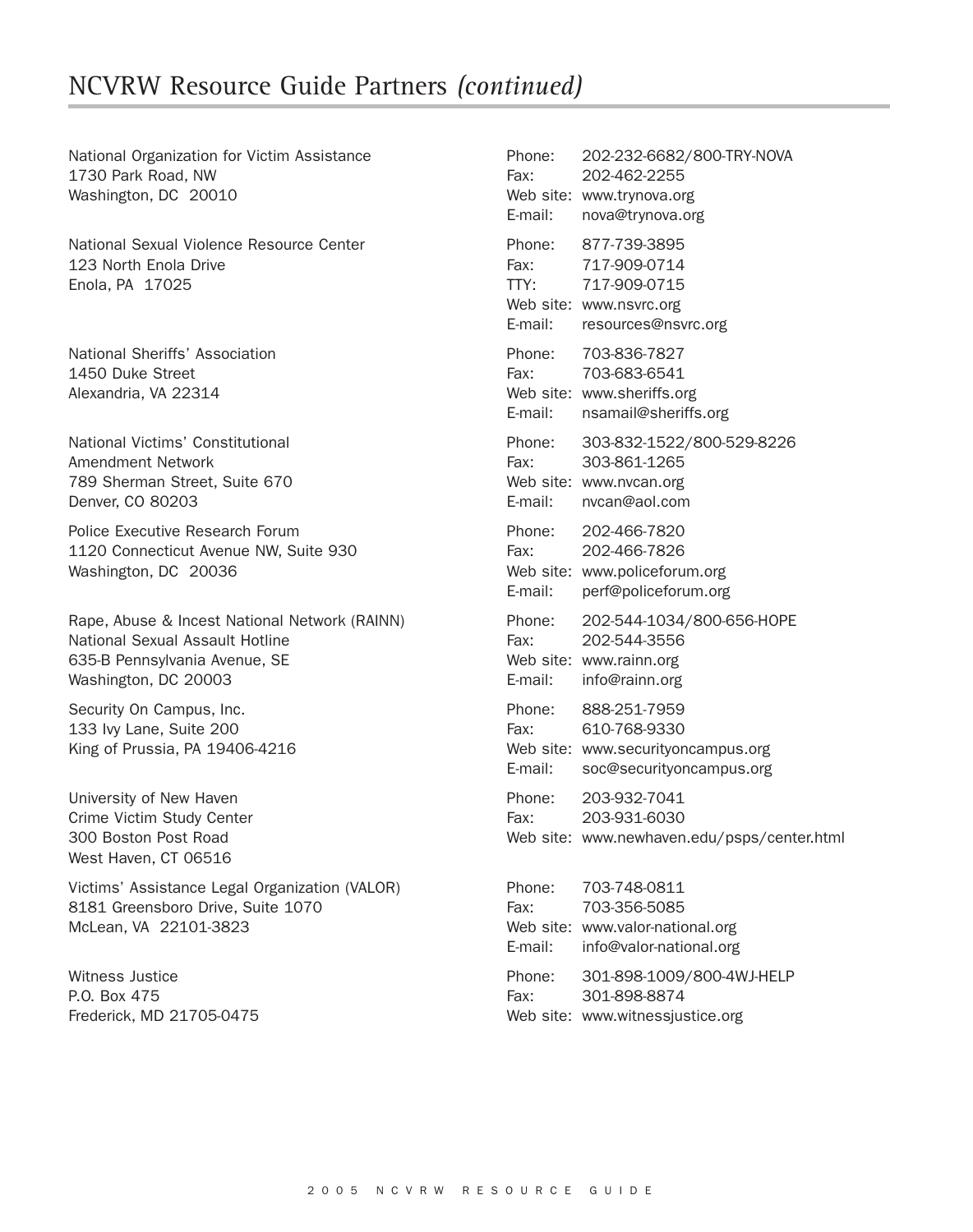# NCVRW Resource Guide Partners *(continued)*

National Organization for Victim Assistance
1730 Park Road, NW
Washington, DC 20010

Phone: 202-232-6682/800-TRY-NOVA
Fax: 202-462-2255
Web site: www.trynova.org
E-mail: nova@trynova.org

National Sexual Violence Resource Center
123 North Enola Drive
Enola, PA 17025

Phone: 877-739-3895
Fax: 717-909-0714
TTY: 717-909-0715
Web site: www.nsvrc.org
E-mail: resources@nsvrc.org

National Sheriffs' Association
1450 Duke Street
Alexandria, VA 22314

Phone: 703-836-7827
Fax: 703-683-6541
Web site: www.sheriffs.org
E-mail: nsamail@sheriffs.org

National Victims' Constitutional Amendment Network
789 Sherman Street, Suite 670
Denver, CO 80203

Phone: 303-832-1522/800-529-8226
Fax: 303-861-1265
Web site: www.nvcan.org
E-mail: nvcan@aol.com

Police Executive Research Forum
1120 Connecticut Avenue NW, Suite 930
Washington, DC 20036

Phone: 202-466-7820
Fax: 202-466-7826
Web site: www.policeforum.org
E-mail: perf@policeforum.org

Rape, Abuse & Incest National Network (RAINN)
National Sexual Assault Hotline
635-B Pennsylvania Avenue, SE
Washington, DC 20003

Phone: 202-544-1034/800-656-HOPE
Fax: 202-544-3556
Web site: www.rainn.org
E-mail: info@rainn.org

Security On Campus, Inc.
133 Ivy Lane, Suite 200
King of Prussia, PA 19406-4216

Phone: 888-251-7959
Fax: 610-768-9330
Web site: www.securityoncampus.org
E-mail: soc@securityoncampus.org

University of New Haven
Crime Victim Study Center
300 Boston Post Road
West Haven, CT 06516

Phone: 203-932-7041
Fax: 203-931-6030
Web site: www.newhaven.edu/psps/center.html

Victims' Assistance Legal Organization (VALOR)
8181 Greensboro Drive, Suite 1070
McLean, VA 22101-3823

Phone: 703-748-0811
Fax: 703-356-5085
Web site: www.valor-national.org
E-mail: info@valor-national.org

Witness Justice
P.O. Box 475
Frederick, MD 21705-0475

Phone: 301-898-1009/800-4WJ-HELP
Fax: 301-898-8874
Web site: www.witnessjustice.org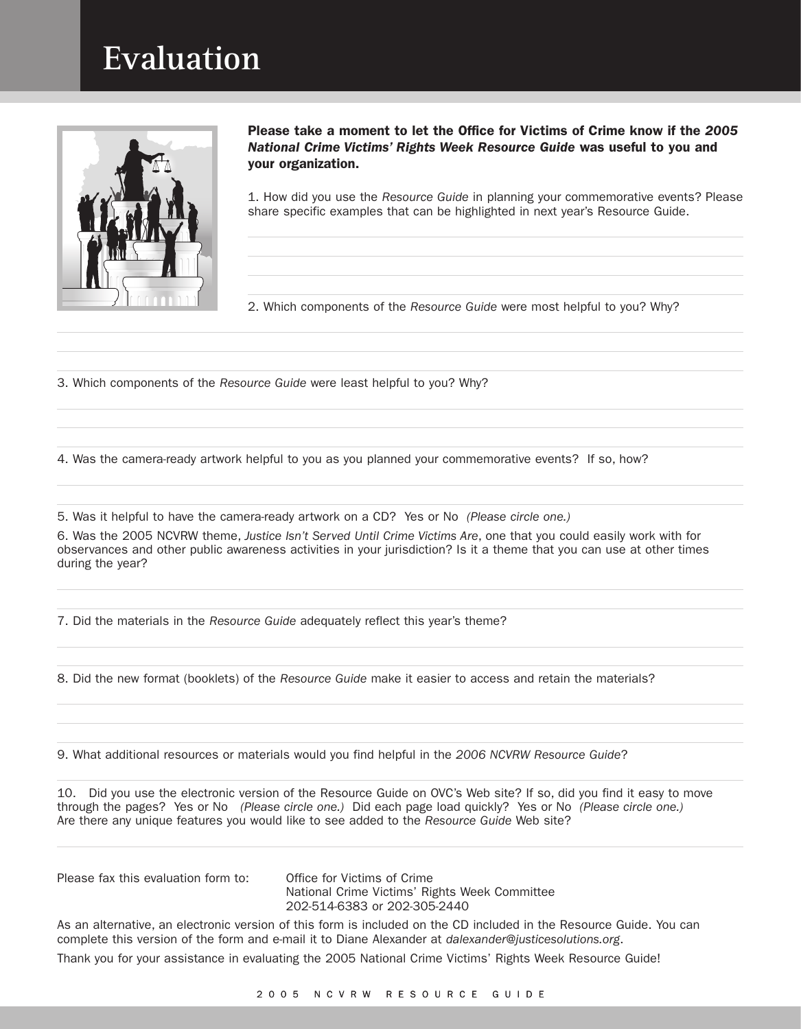# Evaluation

**Please take a moment to let the Office for Victims of Crime know if the *2005 National Crime Victims' Rights Week Resource Guide* was useful to you and your organization.**

1. How did you use the *Resource Guide* in planning your commemorative events? Please share specific examples that can be highlighted in next year's Resource Guide.

2. Which components of the *Resource Guide* were most helpful to you? Why?

3. Which components of the *Resource Guide* were least helpful to you? Why?

4. Was the camera-ready artwork helpful to you as you planned your commemorative events? If so, how?

5. Was it helpful to have the camera-ready artwork on a CD? Yes or No *(Please circle one.)*

6. Was the 2005 NCVRW theme, *Justice Isn't Served Until Crime Victims Are*, one that you could easily work with for observances and other public awareness activities in your jurisdiction? Is it a theme that you can use at other times during the year?

7. Did the materials in the *Resource Guide* adequately reflect this year's theme?

8. Did the new format (booklets) of the *Resource Guide* make it easier to access and retain the materials?

9. What additional resources or materials would you find helpful in the *2006 NCVRW Resource Guide*?

10. Did you use the electronic version of the Resource Guide on OVC's Web site? If so, did you find it easy to move through the pages? Yes or No *(Please circle one.)* Did each page load quickly? Yes or No *(Please circle one.)* Are there any unique features you would like to see added to the *Resource Guide* Web site?

Please fax this evaluation form to:

Office for Victims of Crime
National Crime Victims' Rights Week Committee
202-514-6383 or 202-305-2440

As an alternative, an electronic version of this form is included on the CD included in the Resource Guide. You can complete this version of the form and e-mail it to Diane Alexander at *dalexander@justicesolutions.org*.

Thank you for your assistance in evaluating the 2005 National Crime Victims' Rights Week Resource Guide!